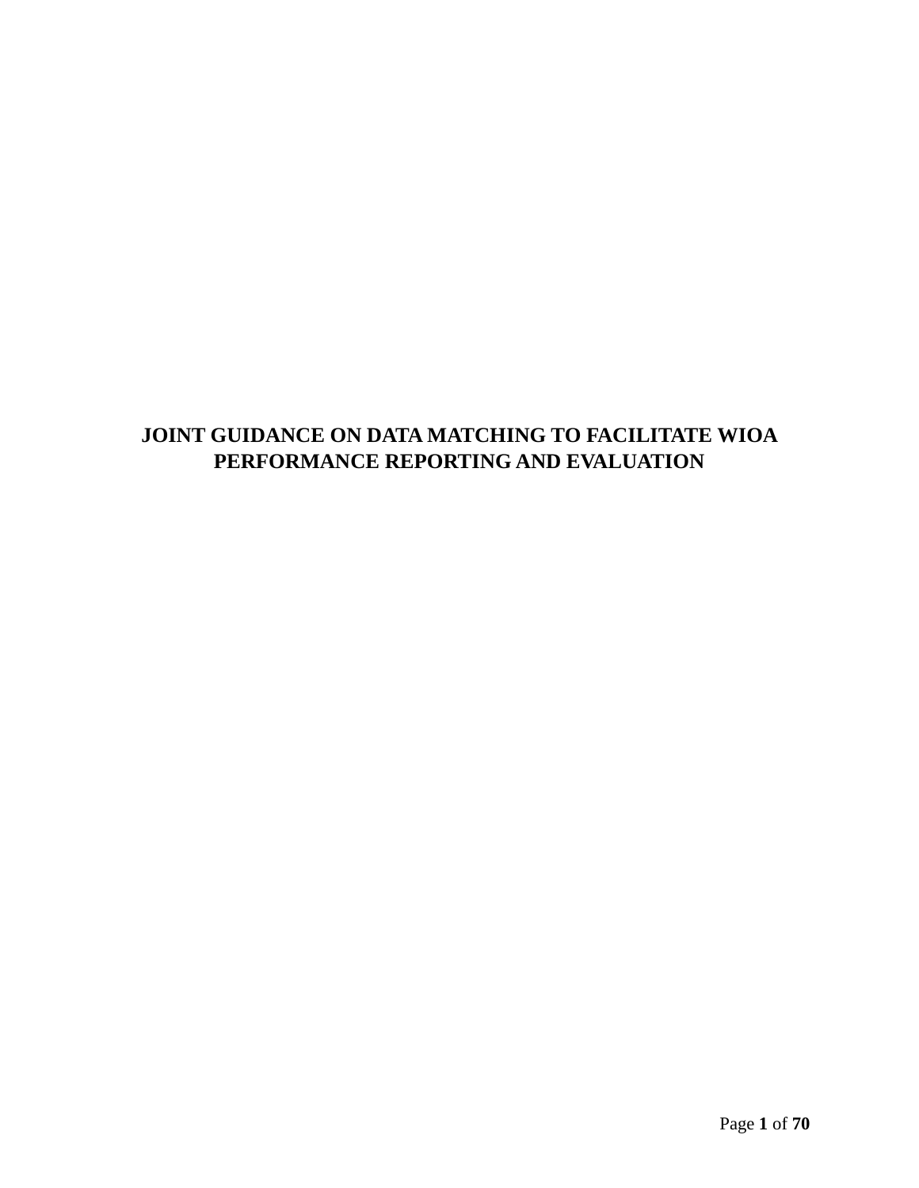# JOINT GUIDANCE ON DATA MATCHING TO FACILITATE WIOA PERFORMANCE REPORTING AND EVALUATION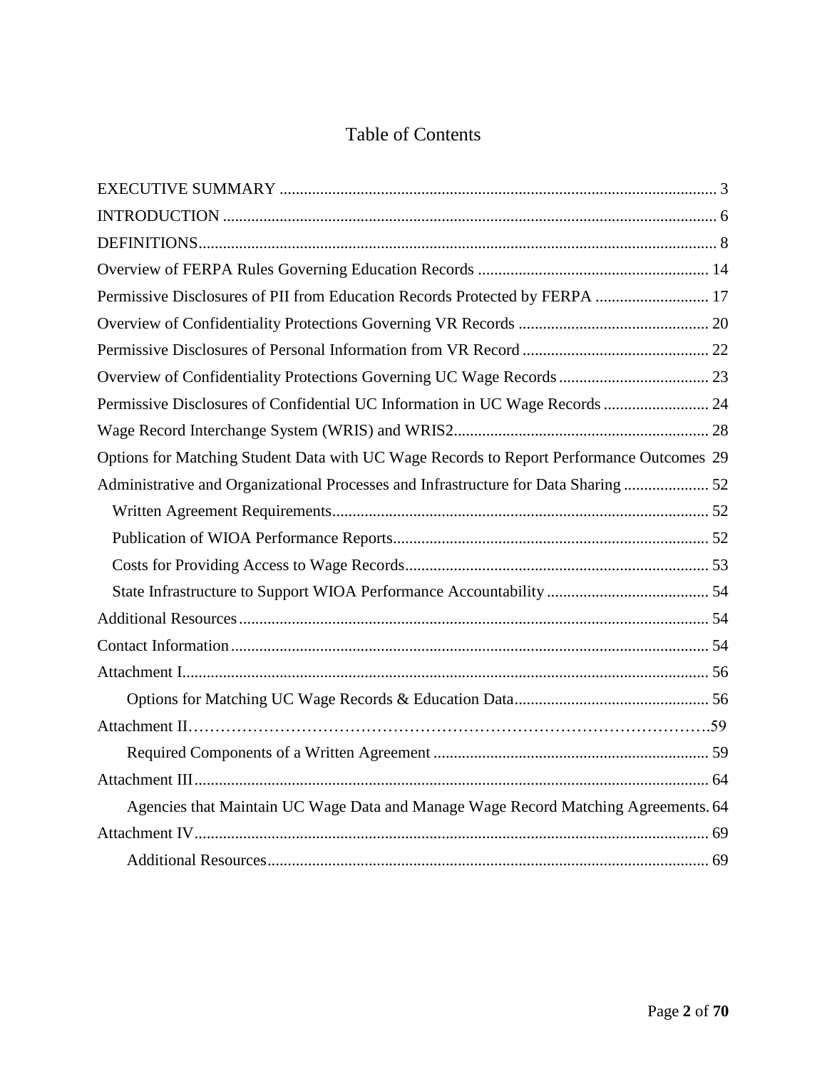# Table of Contents

EXECUTIVE SUMMARY ........................................................................................................... 3

INTRODUCTION ......................................................................................................................... 6

DEFINITIONS............................................................................................................................... 8

Overview of FERPA Rules Governing Education Records ......................................................... 14

Permissive Disclosures of PII from Education Records Protected by FERPA ............................ 17

Overview of Confidentiality Protections Governing VR Records ............................................... 20

Permissive Disclosures of Personal Information from VR Record .............................................. 22

Overview of Confidentiality Protections Governing UC Wage Records ..................................... 23

Permissive Disclosures of Confidential UC Information in UC Wage Records .......................... 24

Wage Record Interchange System (WRIS) and WRIS2............................................................... 28

Options for Matching Student Data with UC Wage Records to Report Performance Outcomes 29

Administrative and Organizational Processes and Infrastructure for Data Sharing ..................... 52

- Written Agreement Requirements............................................................................................ 52
- Publication of WIOA Performance Reports............................................................................. 52
- Costs for Providing Access to Wage Records........................................................................... 53
- State Infrastructure to Support WIOA Performance Accountability ........................................ 54

Additional Resources.................................................................................................................... 54

Contact Information...................................................................................................................... 54

Attachment I.................................................................................................................................. 56

- Options for Matching UC Wage Records & Education Data................................................ 56

Attachment II……………………………………………………………………………………..59

- Required Components of a Written Agreement .................................................................... 59

Attachment III............................................................................................................................... 64

- Agencies that Maintain UC Wage Data and Manage Wage Record Matching Agreements. 64

Attachment IV............................................................................................................................... 69

- Additional Resources............................................................................................................. 69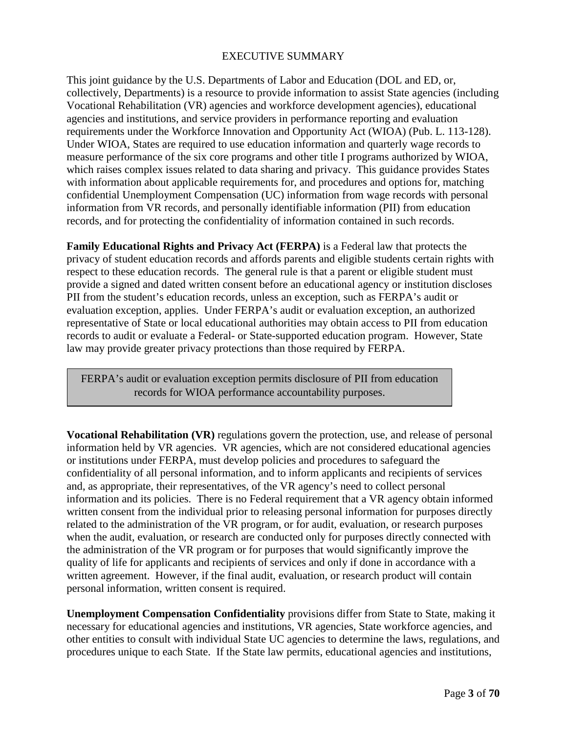## EXECUTIVE SUMMARY

This joint guidance by the U.S. Departments of Labor and Education (DOL and ED, or, collectively, Departments) is a resource to provide information to assist State agencies (including Vocational Rehabilitation (VR) agencies and workforce development agencies), educational agencies and institutions, and service providers in performance reporting and evaluation requirements under the Workforce Innovation and Opportunity Act (WIOA) (Pub. L. 113-128). Under WIOA, States are required to use education information and quarterly wage records to measure performance of the six core programs and other title I programs authorized by WIOA, which raises complex issues related to data sharing and privacy. This guidance provides States with information about applicable requirements for, and procedures and options for, matching confidential Unemployment Compensation (UC) information from wage records with personal information from VR records, and personally identifiable information (PII) from education records, and for protecting the confidentiality of information contained in such records.

**Family Educational Rights and Privacy Act (FERPA)** is a Federal law that protects the privacy of student education records and affords parents and eligible students certain rights with respect to these education records. The general rule is that a parent or eligible student must provide a signed and dated written consent before an educational agency or institution discloses PII from the student's education records, unless an exception, such as FERPA's audit or evaluation exception, applies. Under FERPA's audit or evaluation exception, an authorized representative of State or local educational authorities may obtain access to PII from education records to audit or evaluate a Federal- or State-supported education program. However, State law may provide greater privacy protections than those required by FERPA.

> FERPA's audit or evaluation exception permits disclosure of PII from education records for WIOA performance accountability purposes.

**Vocational Rehabilitation (VR)** regulations govern the protection, use, and release of personal information held by VR agencies. VR agencies, which are not considered educational agencies or institutions under FERPA, must develop policies and procedures to safeguard the confidentiality of all personal information, and to inform applicants and recipients of services and, as appropriate, their representatives, of the VR agency's need to collect personal information and its policies. There is no Federal requirement that a VR agency obtain informed written consent from the individual prior to releasing personal information for purposes directly related to the administration of the VR program, or for audit, evaluation, or research purposes when the audit, evaluation, or research are conducted only for purposes directly connected with the administration of the VR program or for purposes that would significantly improve the quality of life for applicants and recipients of services and only if done in accordance with a written agreement. However, if the final audit, evaluation, or research product will contain personal information, written consent is required.

**Unemployment Compensation Confidentiality** provisions differ from State to State, making it necessary for educational agencies and institutions, VR agencies, State workforce agencies, and other entities to consult with individual State UC agencies to determine the laws, regulations, and procedures unique to each State. If the State law permits, educational agencies and institutions,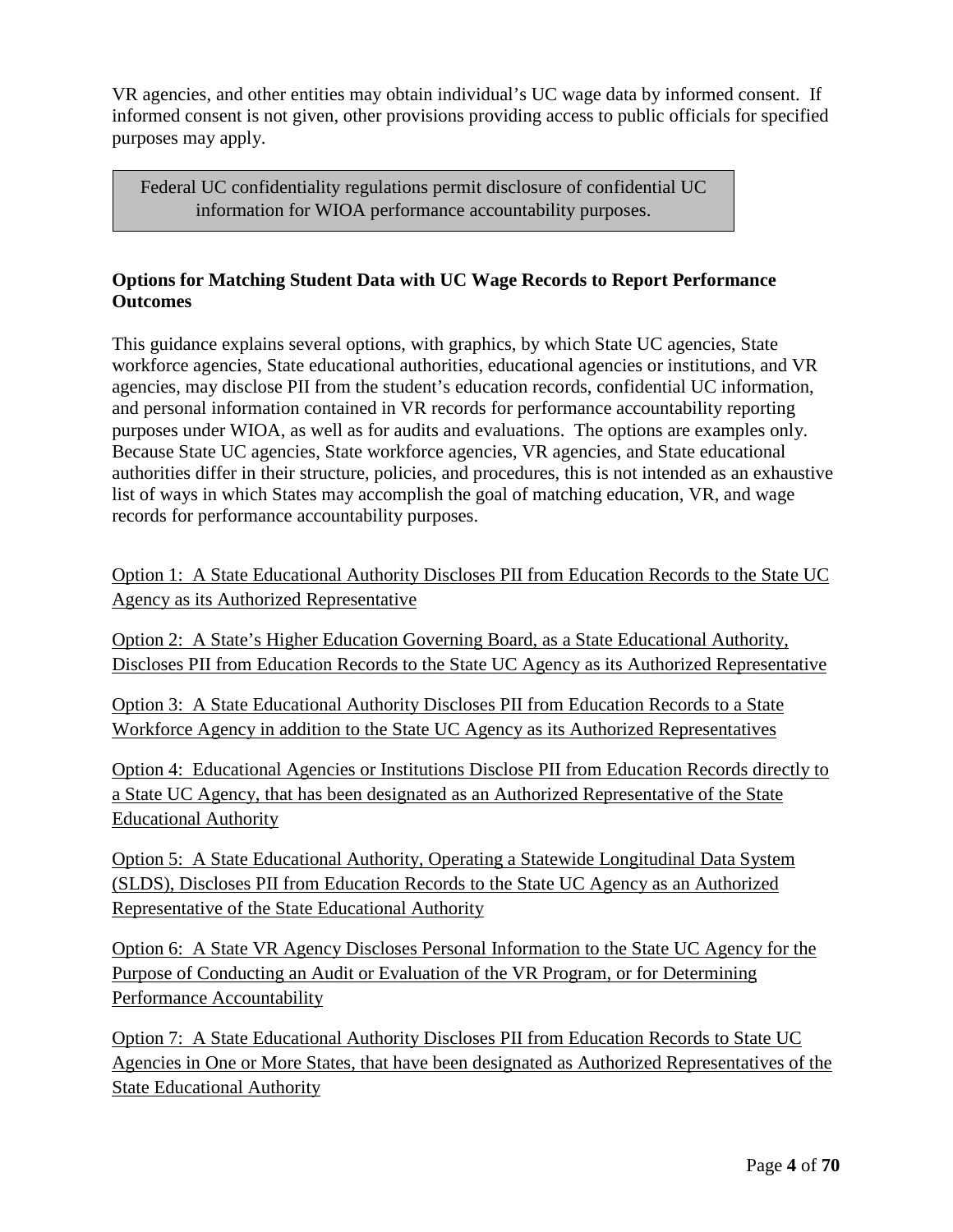VR agencies, and other entities may obtain individual's UC wage data by informed consent. If informed consent is not given, other provisions providing access to public officials for specified purposes may apply.

> Federal UC confidentiality regulations permit disclosure of confidential UC information for WIOA performance accountability purposes.

**Options for Matching Student Data with UC Wage Records to Report Performance Outcomes**

This guidance explains several options, with graphics, by which State UC agencies, State workforce agencies, State educational authorities, educational agencies or institutions, and VR agencies, may disclose PII from the student's education records, confidential UC information, and personal information contained in VR records for performance accountability reporting purposes under WIOA, as well as for audits and evaluations. The options are examples only. Because State UC agencies, State workforce agencies, VR agencies, and State educational authorities differ in their structure, policies, and procedures, this is not intended as an exhaustive list of ways in which States may accomplish the goal of matching education, VR, and wage records for performance accountability purposes.

<u>Option 1: A State Educational Authority Discloses PII from Education Records to the State UC Agency as its Authorized Representative</u>

<u>Option 2: A State's Higher Education Governing Board, as a State Educational Authority, Discloses PII from Education Records to the State UC Agency as its Authorized Representative</u>

<u>Option 3: A State Educational Authority Discloses PII from Education Records to a State Workforce Agency in addition to the State UC Agency as its Authorized Representatives</u>

<u>Option 4: Educational Agencies or Institutions Disclose PII from Education Records directly to a State UC Agency, that has been designated as an Authorized Representative of the State Educational Authority</u>

<u>Option 5: A State Educational Authority, Operating a Statewide Longitudinal Data System (SLDS), Discloses PII from Education Records to the State UC Agency as an Authorized Representative of the State Educational Authority</u>

<u>Option 6: A State VR Agency Discloses Personal Information to the State UC Agency for the Purpose of Conducting an Audit or Evaluation of the VR Program, or for Determining Performance Accountability</u>

<u>Option 7: A State Educational Authority Discloses PII from Education Records to State UC Agencies in One or More States, that have been designated as Authorized Representatives of the State Educational Authority</u>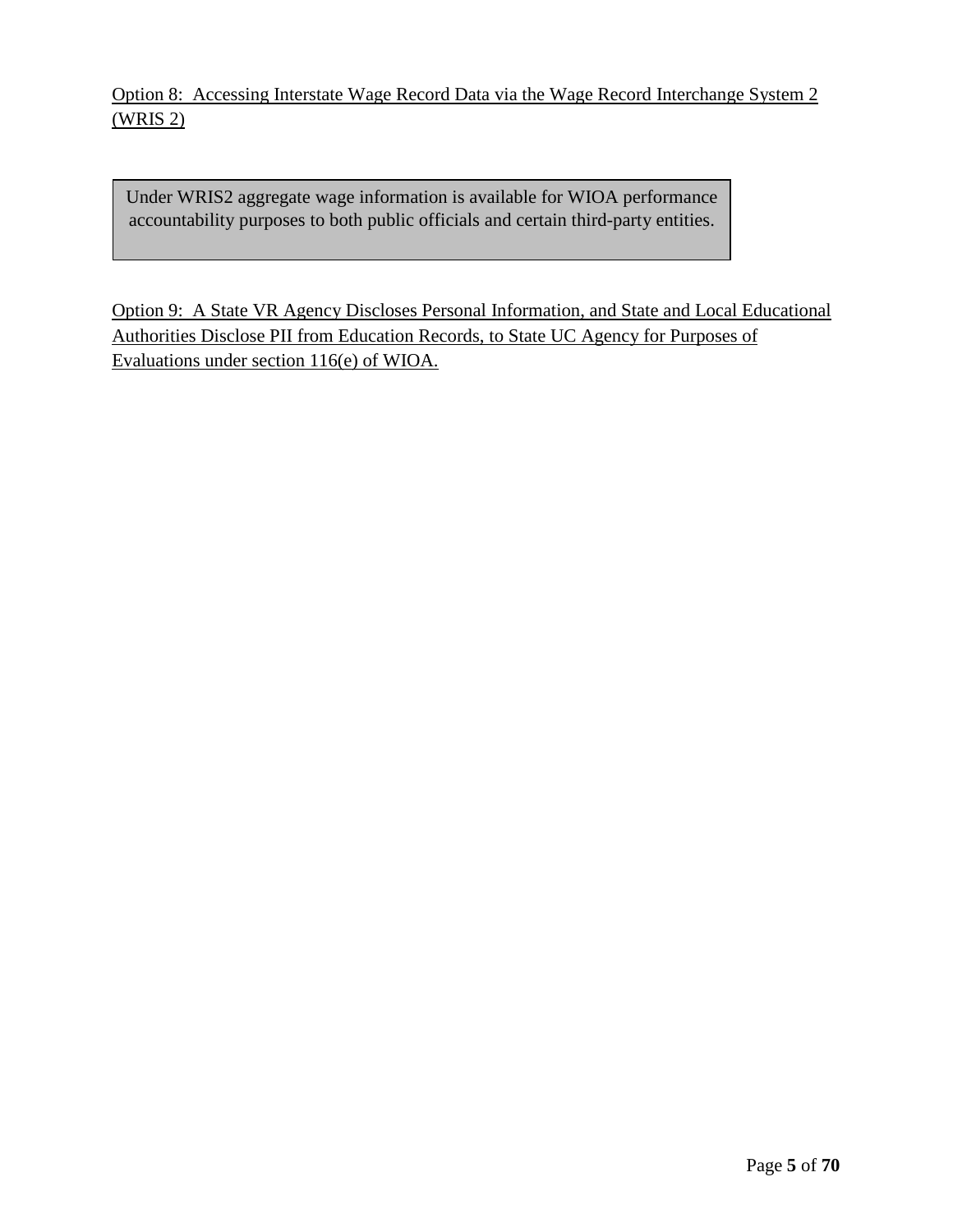<u>Option 8: Accessing Interstate Wage Record Data via the Wage Record Interchange System 2 (WRIS 2)</u>

> Under WRIS2 aggregate wage information is available for WIOA performance accountability purposes to both public officials and certain third-party entities.

<u>Option 9: A State VR Agency Discloses Personal Information, and State and Local Educational Authorities Disclose PII from Education Records, to State UC Agency for Purposes of Evaluations under section 116(e) of WIOA.</u>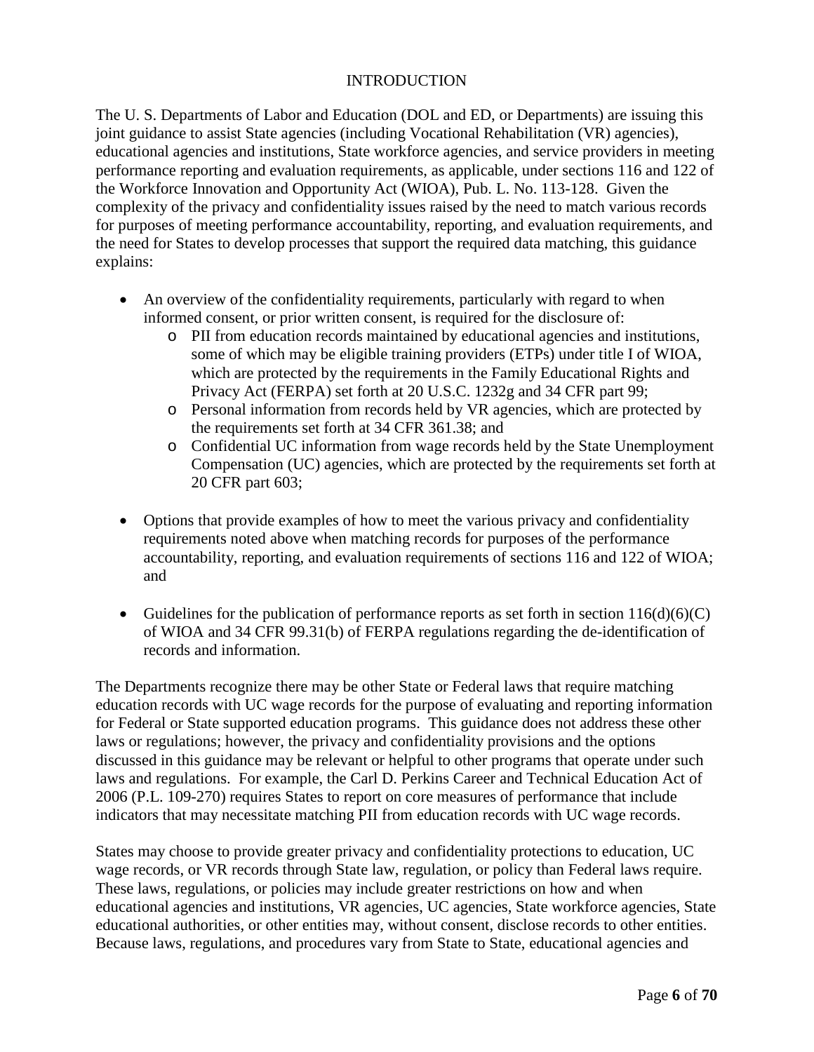# INTRODUCTION

The U. S. Departments of Labor and Education (DOL and ED, or Departments) are issuing this joint guidance to assist State agencies (including Vocational Rehabilitation (VR) agencies), educational agencies and institutions, State workforce agencies, and service providers in meeting performance reporting and evaluation requirements, as applicable, under sections 116 and 122 of the Workforce Innovation and Opportunity Act (WIOA), Pub. L. No. 113-128. Given the complexity of the privacy and confidentiality issues raised by the need to match various records for purposes of meeting performance accountability, reporting, and evaluation requirements, and the need for States to develop processes that support the required data matching, this guidance explains:

- An overview of the confidentiality requirements, particularly with regard to when informed consent, or prior written consent, is required for the disclosure of:
  - PII from education records maintained by educational agencies and institutions, some of which may be eligible training providers (ETPs) under title I of WIOA, which are protected by the requirements in the Family Educational Rights and Privacy Act (FERPA) set forth at 20 U.S.C. 1232g and 34 CFR part 99;
  - Personal information from records held by VR agencies, which are protected by the requirements set forth at 34 CFR 361.38; and
  - Confidential UC information from wage records held by the State Unemployment Compensation (UC) agencies, which are protected by the requirements set forth at 20 CFR part 603;

- Options that provide examples of how to meet the various privacy and confidentiality requirements noted above when matching records for purposes of the performance accountability, reporting, and evaluation requirements of sections 116 and 122 of WIOA; and

- Guidelines for the publication of performance reports as set forth in section 116(d)(6)(C) of WIOA and 34 CFR 99.31(b) of FERPA regulations regarding the de-identification of records and information.

The Departments recognize there may be other State or Federal laws that require matching education records with UC wage records for the purpose of evaluating and reporting information for Federal or State supported education programs. This guidance does not address these other laws or regulations; however, the privacy and confidentiality provisions and the options discussed in this guidance may be relevant or helpful to other programs that operate under such laws and regulations. For example, the Carl D. Perkins Career and Technical Education Act of 2006 (P.L. 109-270) requires States to report on core measures of performance that include indicators that may necessitate matching PII from education records with UC wage records.

States may choose to provide greater privacy and confidentiality protections to education, UC wage records, or VR records through State law, regulation, or policy than Federal laws require. These laws, regulations, or policies may include greater restrictions on how and when educational agencies and institutions, VR agencies, UC agencies, State workforce agencies, State educational authorities, or other entities may, without consent, disclose records to other entities. Because laws, regulations, and procedures vary from State to State, educational agencies and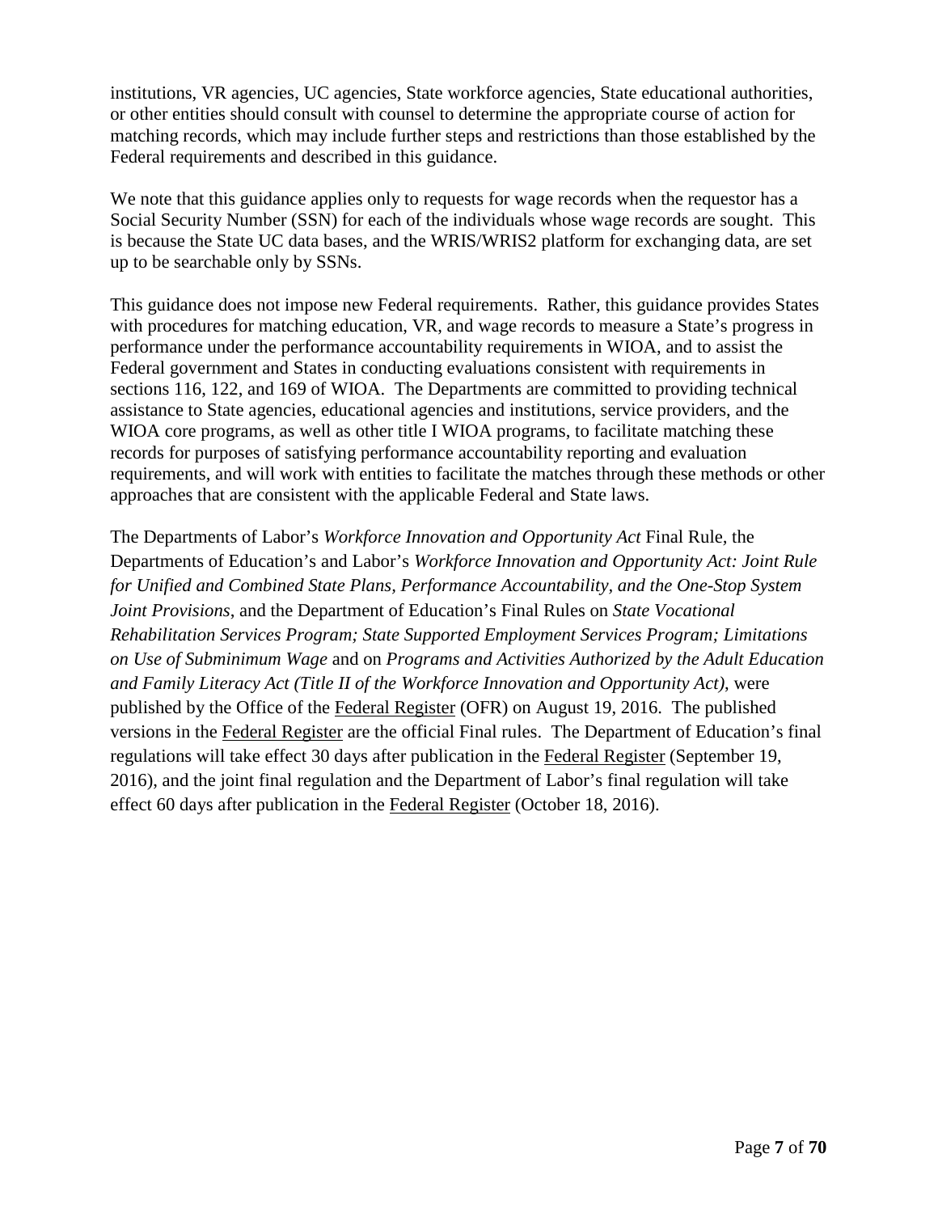institutions, VR agencies, UC agencies, State workforce agencies, State educational authorities, or other entities should consult with counsel to determine the appropriate course of action for matching records, which may include further steps and restrictions than those established by the Federal requirements and described in this guidance.

We note that this guidance applies only to requests for wage records when the requestor has a Social Security Number (SSN) for each of the individuals whose wage records are sought. This is because the State UC data bases, and the WRIS/WRIS2 platform for exchanging data, are set up to be searchable only by SSNs.

This guidance does not impose new Federal requirements. Rather, this guidance provides States with procedures for matching education, VR, and wage records to measure a State's progress in performance under the performance accountability requirements in WIOA, and to assist the Federal government and States in conducting evaluations consistent with requirements in sections 116, 122, and 169 of WIOA. The Departments are committed to providing technical assistance to State agencies, educational agencies and institutions, service providers, and the WIOA core programs, as well as other title I WIOA programs, to facilitate matching these records for purposes of satisfying performance accountability reporting and evaluation requirements, and will work with entities to facilitate the matches through these methods or other approaches that are consistent with the applicable Federal and State laws.

The Departments of Labor's *Workforce Innovation and Opportunity Act* Final Rule, the Departments of Education's and Labor's *Workforce Innovation and Opportunity Act: Joint Rule for Unified and Combined State Plans, Performance Accountability, and the One-Stop System Joint Provisions*, and the Department of Education's Final Rules on *State Vocational Rehabilitation Services Program; State Supported Employment Services Program; Limitations on Use of Subminimum Wage* and on *Programs and Activities Authorized by the Adult Education and Family Literacy Act (Title II of the Workforce Innovation and Opportunity Act)*, were published by the Office of the Federal Register (OFR) on August 19, 2016. The published versions in the Federal Register are the official Final rules. The Department of Education's final regulations will take effect 30 days after publication in the Federal Register (September 19, 2016), and the joint final regulation and the Department of Labor's final regulation will take effect 60 days after publication in the Federal Register (October 18, 2016).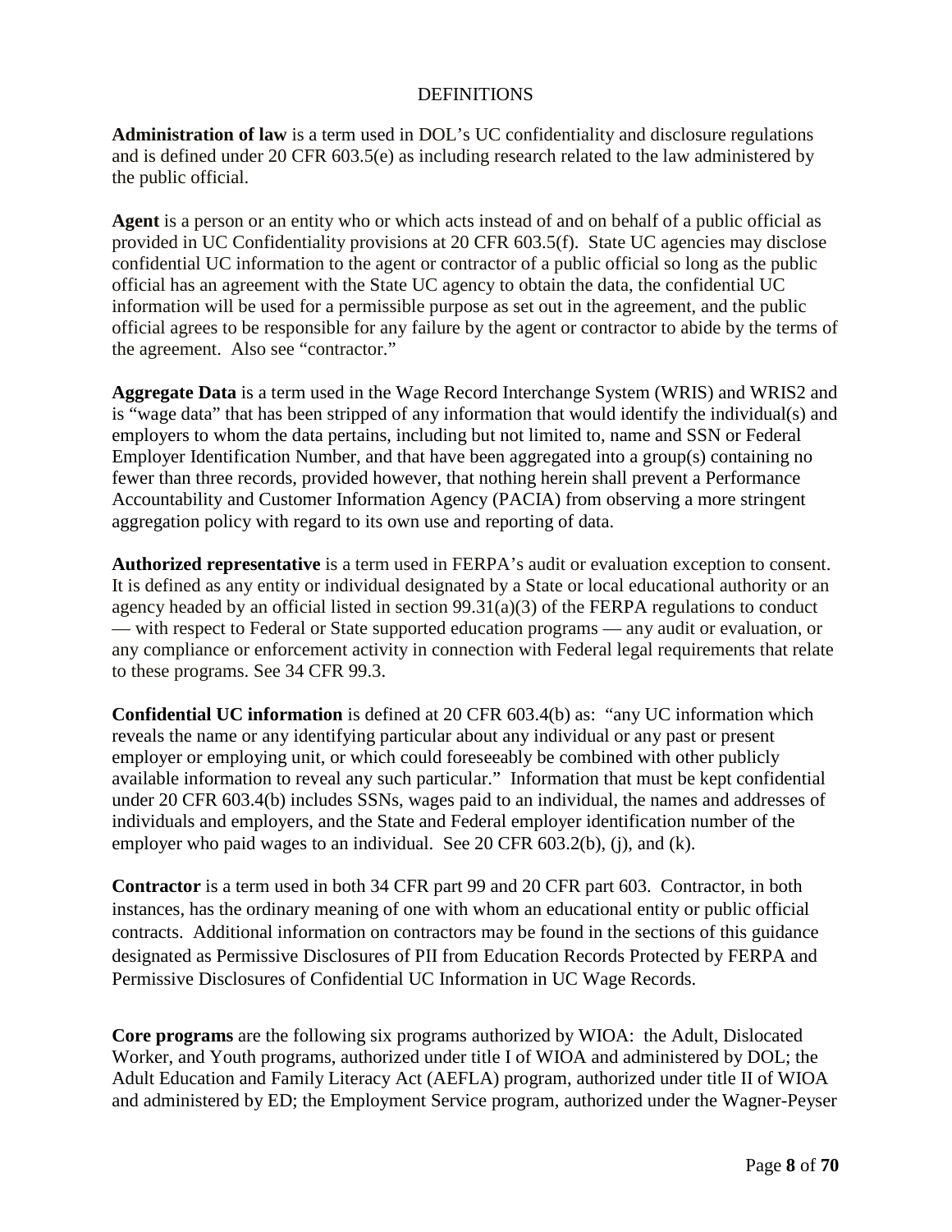## DEFINITIONS

**Administration of law** is a term used in DOL's UC confidentiality and disclosure regulations and is defined under 20 CFR 603.5(e) as including research related to the law administered by the public official.

**Agent** is a person or an entity who or which acts instead of and on behalf of a public official as provided in UC Confidentiality provisions at 20 CFR 603.5(f). State UC agencies may disclose confidential UC information to the agent or contractor of a public official so long as the public official has an agreement with the State UC agency to obtain the data, the confidential UC information will be used for a permissible purpose as set out in the agreement, and the public official agrees to be responsible for any failure by the agent or contractor to abide by the terms of the agreement. Also see "contractor."

**Aggregate Data** is a term used in the Wage Record Interchange System (WRIS) and WRIS2 and is "wage data" that has been stripped of any information that would identify the individual(s) and employers to whom the data pertains, including but not limited to, name and SSN or Federal Employer Identification Number, and that have been aggregated into a group(s) containing no fewer than three records, provided however, that nothing herein shall prevent a Performance Accountability and Customer Information Agency (PACIA) from observing a more stringent aggregation policy with regard to its own use and reporting of data.

**Authorized representative** is a term used in FERPA's audit or evaluation exception to consent. It is defined as any entity or individual designated by a State or local educational authority or an agency headed by an official listed in section 99.31(a)(3) of the FERPA regulations to conduct — with respect to Federal or State supported education programs — any audit or evaluation, or any compliance or enforcement activity in connection with Federal legal requirements that relate to these programs. See 34 CFR 99.3.

**Confidential UC information** is defined at 20 CFR 603.4(b) as: "any UC information which reveals the name or any identifying particular about any individual or any past or present employer or employing unit, or which could foreseeably be combined with other publicly available information to reveal any such particular." Information that must be kept confidential under 20 CFR 603.4(b) includes SSNs, wages paid to an individual, the names and addresses of individuals and employers, and the State and Federal employer identification number of the employer who paid wages to an individual. See 20 CFR 603.2(b), (j), and (k).

**Contractor** is a term used in both 34 CFR part 99 and 20 CFR part 603. Contractor, in both instances, has the ordinary meaning of one with whom an educational entity or public official contracts. Additional information on contractors may be found in the sections of this guidance designated as Permissive Disclosures of PII from Education Records Protected by FERPA and Permissive Disclosures of Confidential UC Information in UC Wage Records.

**Core programs** are the following six programs authorized by WIOA: the Adult, Dislocated Worker, and Youth programs, authorized under title I of WIOA and administered by DOL; the Adult Education and Family Literacy Act (AEFLA) program, authorized under title II of WIOA and administered by ED; the Employment Service program, authorized under the Wagner-Peyser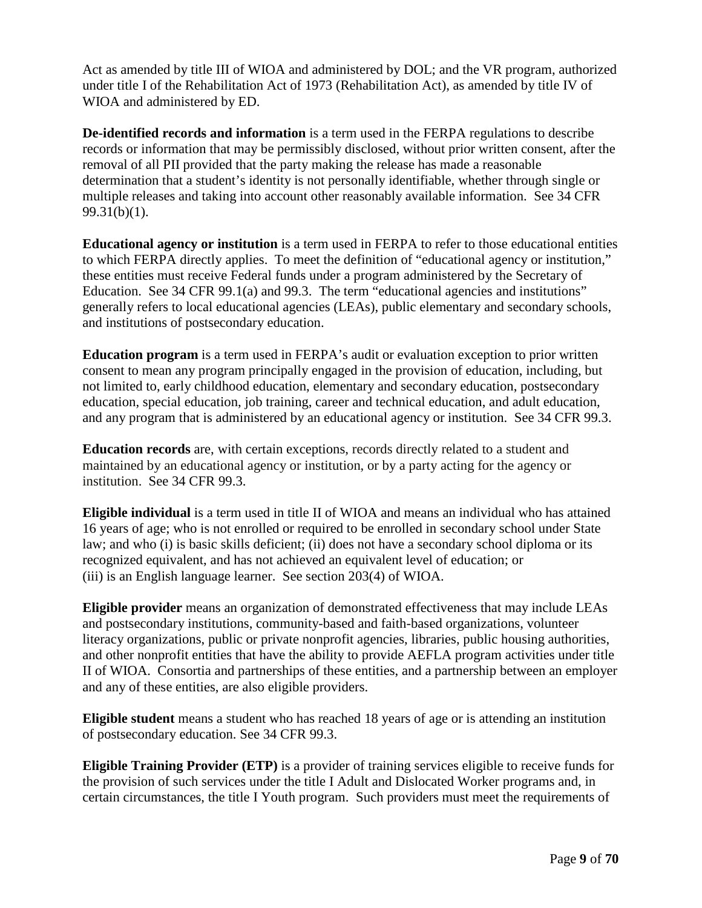Act as amended by title III of WIOA and administered by DOL; and the VR program, authorized under title I of the Rehabilitation Act of 1973 (Rehabilitation Act), as amended by title IV of WIOA and administered by ED.

**De-identified records and information** is a term used in the FERPA regulations to describe records or information that may be permissibly disclosed, without prior written consent, after the removal of all PII provided that the party making the release has made a reasonable determination that a student's identity is not personally identifiable, whether through single or multiple releases and taking into account other reasonably available information. See 34 CFR 99.31(b)(1).

**Educational agency or institution** is a term used in FERPA to refer to those educational entities to which FERPA directly applies. To meet the definition of "educational agency or institution," these entities must receive Federal funds under a program administered by the Secretary of Education. See 34 CFR 99.1(a) and 99.3. The term "educational agencies and institutions" generally refers to local educational agencies (LEAs), public elementary and secondary schools, and institutions of postsecondary education.

**Education program** is a term used in FERPA's audit or evaluation exception to prior written consent to mean any program principally engaged in the provision of education, including, but not limited to, early childhood education, elementary and secondary education, postsecondary education, special education, job training, career and technical education, and adult education, and any program that is administered by an educational agency or institution. See 34 CFR 99.3.

**Education records** are, with certain exceptions, records directly related to a student and maintained by an educational agency or institution, or by a party acting for the agency or institution. See 34 CFR 99.3.

**Eligible individual** is a term used in title II of WIOA and means an individual who has attained 16 years of age; who is not enrolled or required to be enrolled in secondary school under State law; and who (i) is basic skills deficient; (ii) does not have a secondary school diploma or its recognized equivalent, and has not achieved an equivalent level of education; or (iii) is an English language learner. See section 203(4) of WIOA.

**Eligible provider** means an organization of demonstrated effectiveness that may include LEAs and postsecondary institutions, community-based and faith-based organizations, volunteer literacy organizations, public or private nonprofit agencies, libraries, public housing authorities, and other nonprofit entities that have the ability to provide AEFLA program activities under title II of WIOA. Consortia and partnerships of these entities, and a partnership between an employer and any of these entities, are also eligible providers.

**Eligible student** means a student who has reached 18 years of age or is attending an institution of postsecondary education. See 34 CFR 99.3.

**Eligible Training Provider (ETP)** is a provider of training services eligible to receive funds for the provision of such services under the title I Adult and Dislocated Worker programs and, in certain circumstances, the title I Youth program. Such providers must meet the requirements of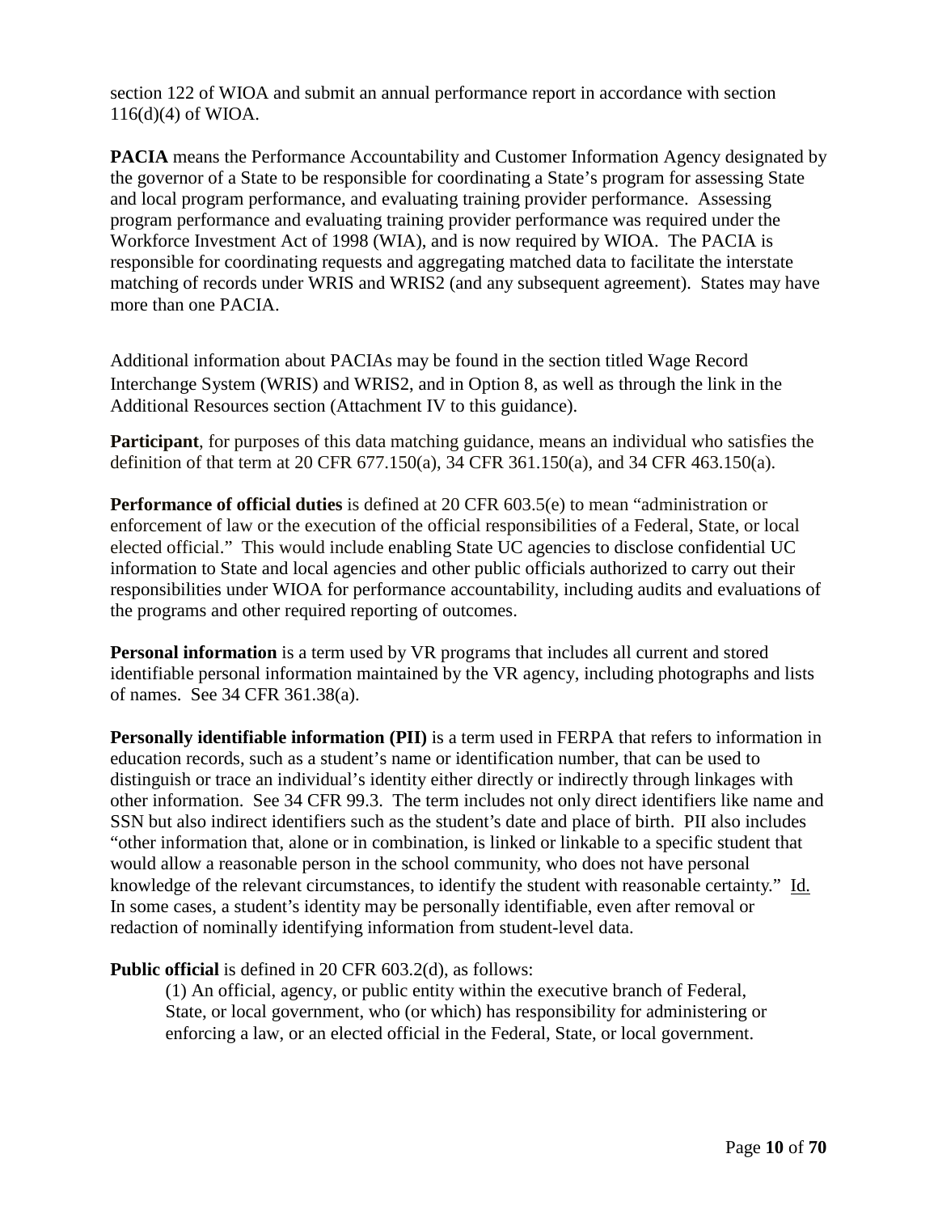section 122 of WIOA and submit an annual performance report in accordance with section 116(d)(4) of WIOA.

**PACIA** means the Performance Accountability and Customer Information Agency designated by the governor of a State to be responsible for coordinating a State's program for assessing State and local program performance, and evaluating training provider performance. Assessing program performance and evaluating training provider performance was required under the Workforce Investment Act of 1998 (WIA), and is now required by WIOA. The PACIA is responsible for coordinating requests and aggregating matched data to facilitate the interstate matching of records under WRIS and WRIS2 (and any subsequent agreement). States may have more than one PACIA.

Additional information about PACIAs may be found in the section titled Wage Record Interchange System (WRIS) and WRIS2, and in Option 8, as well as through the link in the Additional Resources section (Attachment IV to this guidance).

**Participant**, for purposes of this data matching guidance, means an individual who satisfies the definition of that term at 20 CFR 677.150(a), 34 CFR 361.150(a), and 34 CFR 463.150(a).

**Performance of official duties** is defined at 20 CFR 603.5(e) to mean "administration or enforcement of law or the execution of the official responsibilities of a Federal, State, or local elected official." This would include enabling State UC agencies to disclose confidential UC information to State and local agencies and other public officials authorized to carry out their responsibilities under WIOA for performance accountability, including audits and evaluations of the programs and other required reporting of outcomes.

**Personal information** is a term used by VR programs that includes all current and stored identifiable personal information maintained by the VR agency, including photographs and lists of names. See 34 CFR 361.38(a).

**Personally identifiable information (PII)** is a term used in FERPA that refers to information in education records, such as a student's name or identification number, that can be used to distinguish or trace an individual's identity either directly or indirectly through linkages with other information. See 34 CFR 99.3. The term includes not only direct identifiers like name and SSN but also indirect identifiers such as the student's date and place of birth. PII also includes "other information that, alone or in combination, is linked or linkable to a specific student that would allow a reasonable person in the school community, who does not have personal knowledge of the relevant circumstances, to identify the student with reasonable certainty." Id. In some cases, a student's identity may be personally identifiable, even after removal or redaction of nominally identifying information from student-level data.

**Public official** is defined in 20 CFR 603.2(d), as follows:

> (1) An official, agency, or public entity within the executive branch of Federal, State, or local government, who (or which) has responsibility for administering or enforcing a law, or an elected official in the Federal, State, or local government.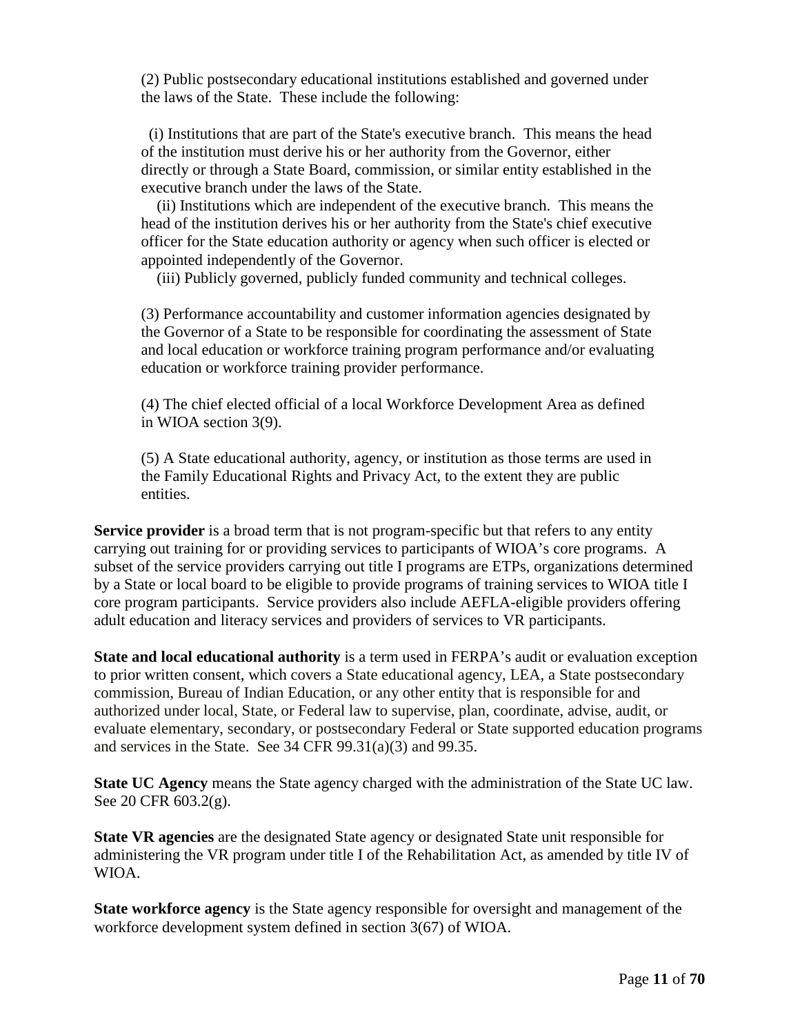(2) Public postsecondary educational institutions established and governed under the laws of the State. These include the following:

(i) Institutions that are part of the State's executive branch. This means the head of the institution must derive his or her authority from the Governor, either directly or through a State Board, commission, or similar entity established in the executive branch under the laws of the State.

(ii) Institutions which are independent of the executive branch. This means the head of the institution derives his or her authority from the State's chief executive officer for the State education authority or agency when such officer is elected or appointed independently of the Governor.

(iii) Publicly governed, publicly funded community and technical colleges.

(3) Performance accountability and customer information agencies designated by the Governor of a State to be responsible for coordinating the assessment of State and local education or workforce training program performance and/or evaluating education or workforce training provider performance.

(4) The chief elected official of a local Workforce Development Area as defined in WIOA section 3(9).

(5) A State educational authority, agency, or institution as those terms are used in the Family Educational Rights and Privacy Act, to the extent they are public entities.

**Service provider** is a broad term that is not program-specific but that refers to any entity carrying out training for or providing services to participants of WIOA's core programs. A subset of the service providers carrying out title I programs are ETPs, organizations determined by a State or local board to be eligible to provide programs of training services to WIOA title I core program participants. Service providers also include AEFLA-eligible providers offering adult education and literacy services and providers of services to VR participants.

**State and local educational authority** is a term used in FERPA's audit or evaluation exception to prior written consent, which covers a State educational agency, LEA, a State postsecondary commission, Bureau of Indian Education, or any other entity that is responsible for and authorized under local, State, or Federal law to supervise, plan, coordinate, advise, audit, or evaluate elementary, secondary, or postsecondary Federal or State supported education programs and services in the State. See 34 CFR 99.31(a)(3) and 99.35.

**State UC Agency** means the State agency charged with the administration of the State UC law. See 20 CFR 603.2(g).

**State VR agencies** are the designated State agency or designated State unit responsible for administering the VR program under title I of the Rehabilitation Act, as amended by title IV of WIOA.

**State workforce agency** is the State agency responsible for oversight and management of the workforce development system defined in section 3(67) of WIOA.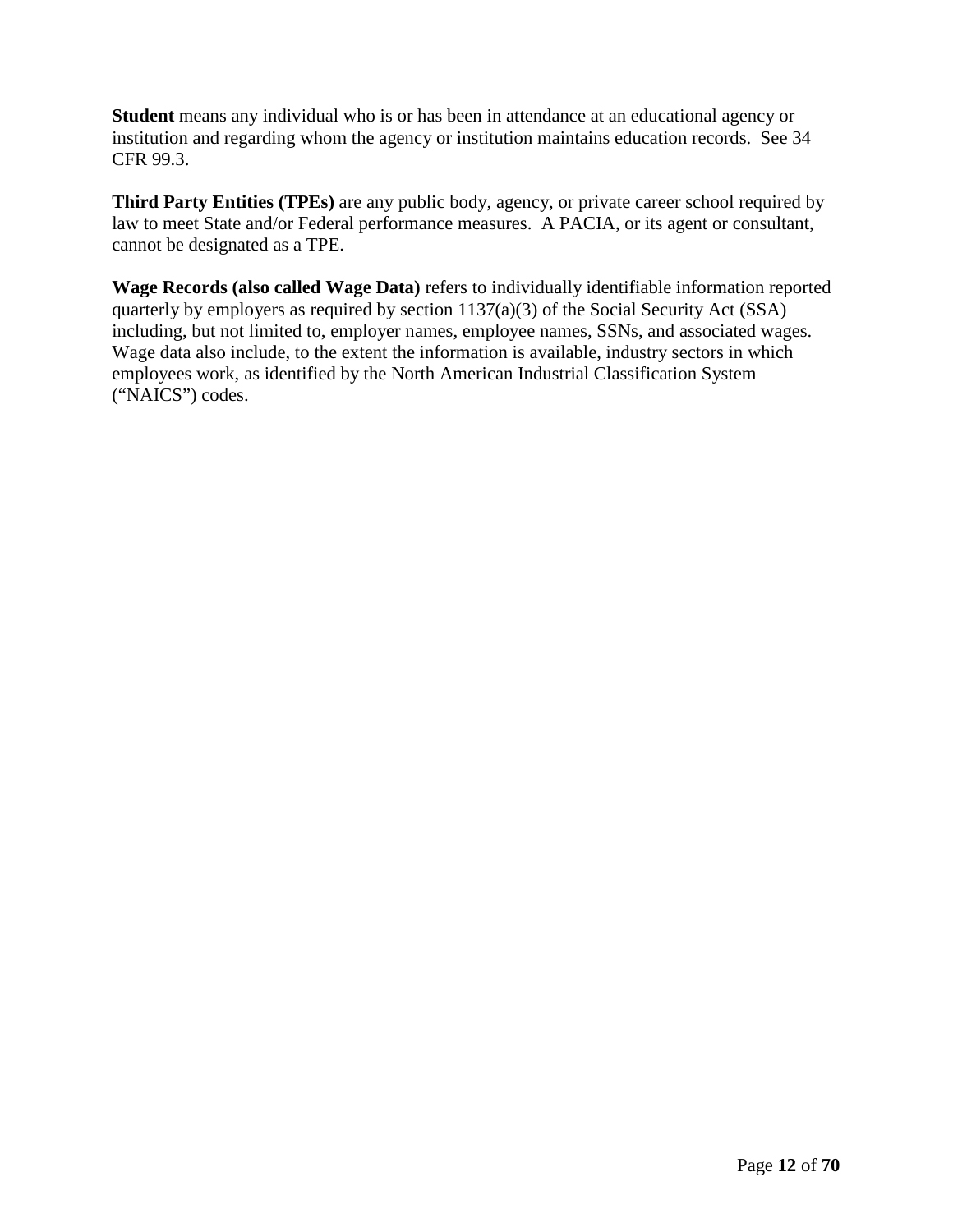**Student** means any individual who is or has been in attendance at an educational agency or institution and regarding whom the agency or institution maintains education records. See 34 CFR 99.3.

**Third Party Entities (TPEs)** are any public body, agency, or private career school required by law to meet State and/or Federal performance measures. A PACIA, or its agent or consultant, cannot be designated as a TPE.

**Wage Records (also called Wage Data)** refers to individually identifiable information reported quarterly by employers as required by section 1137(a)(3) of the Social Security Act (SSA) including, but not limited to, employer names, employee names, SSNs, and associated wages. Wage data also include, to the extent the information is available, industry sectors in which employees work, as identified by the North American Industrial Classification System ("NAICS") codes.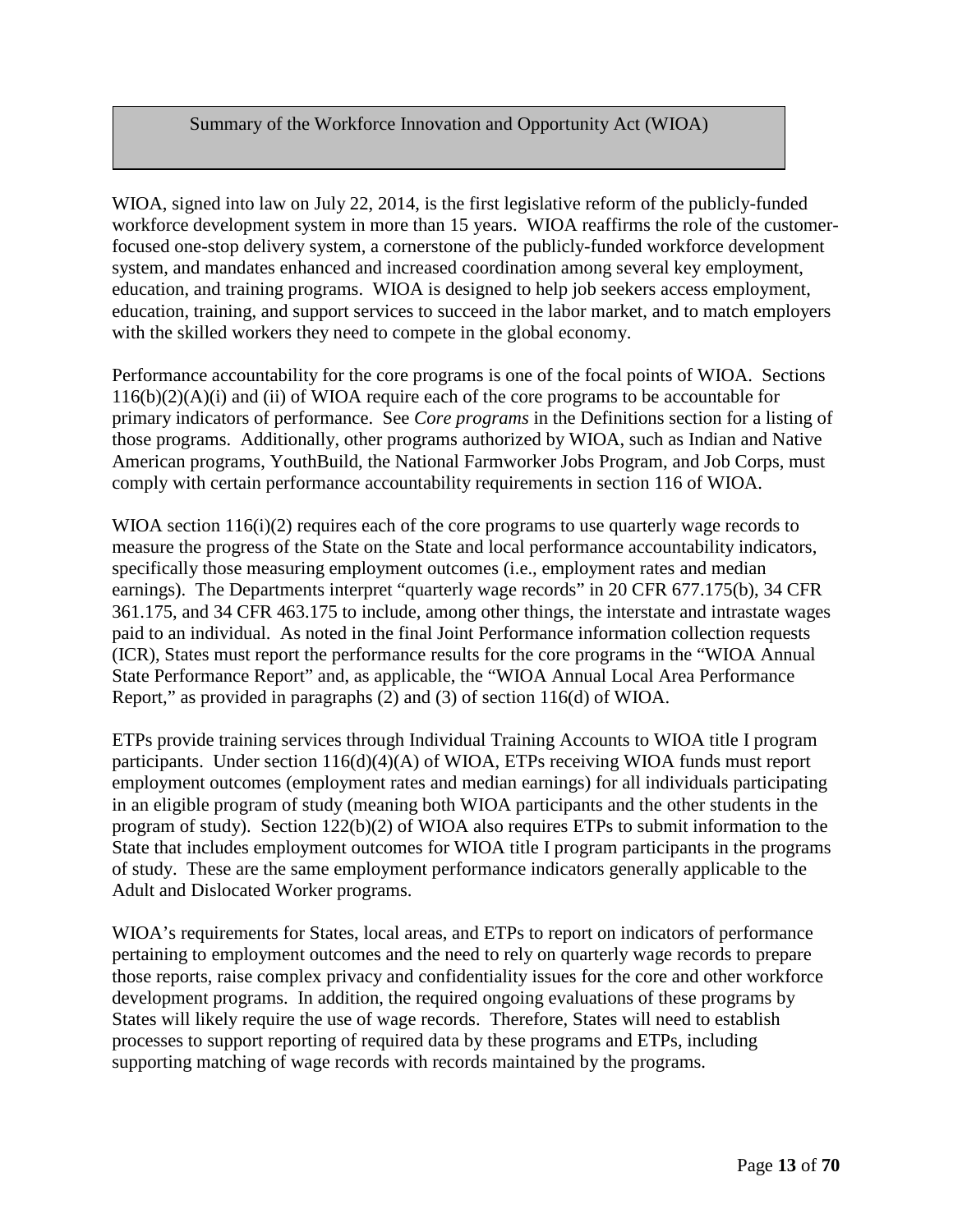## Summary of the Workforce Innovation and Opportunity Act (WIOA)

WIOA, signed into law on July 22, 2014, is the first legislative reform of the publicly-funded workforce development system in more than 15 years. WIOA reaffirms the role of the customer-focused one-stop delivery system, a cornerstone of the publicly-funded workforce development system, and mandates enhanced and increased coordination among several key employment, education, and training programs. WIOA is designed to help job seekers access employment, education, training, and support services to succeed in the labor market, and to match employers with the skilled workers they need to compete in the global economy.

Performance accountability for the core programs is one of the focal points of WIOA. Sections 116(b)(2)(A)(i) and (ii) of WIOA require each of the core programs to be accountable for primary indicators of performance. See *Core programs* in the Definitions section for a listing of those programs. Additionally, other programs authorized by WIOA, such as Indian and Native American programs, YouthBuild, the National Farmworker Jobs Program, and Job Corps, must comply with certain performance accountability requirements in section 116 of WIOA.

WIOA section 116(i)(2) requires each of the core programs to use quarterly wage records to measure the progress of the State on the State and local performance accountability indicators, specifically those measuring employment outcomes (i.e., employment rates and median earnings). The Departments interpret "quarterly wage records" in 20 CFR 677.175(b), 34 CFR 361.175, and 34 CFR 463.175 to include, among other things, the interstate and intrastate wages paid to an individual. As noted in the final Joint Performance information collection requests (ICR), States must report the performance results for the core programs in the "WIOA Annual State Performance Report" and, as applicable, the "WIOA Annual Local Area Performance Report," as provided in paragraphs (2) and (3) of section 116(d) of WIOA.

ETPs provide training services through Individual Training Accounts to WIOA title I program participants. Under section 116(d)(4)(A) of WIOA, ETPs receiving WIOA funds must report employment outcomes (employment rates and median earnings) for all individuals participating in an eligible program of study (meaning both WIOA participants and the other students in the program of study). Section 122(b)(2) of WIOA also requires ETPs to submit information to the State that includes employment outcomes for WIOA title I program participants in the programs of study. These are the same employment performance indicators generally applicable to the Adult and Dislocated Worker programs.

WIOA's requirements for States, local areas, and ETPs to report on indicators of performance pertaining to employment outcomes and the need to rely on quarterly wage records to prepare those reports, raise complex privacy and confidentiality issues for the core and other workforce development programs. In addition, the required ongoing evaluations of these programs by States will likely require the use of wage records. Therefore, States will need to establish processes to support reporting of required data by these programs and ETPs, including supporting matching of wage records with records maintained by the programs.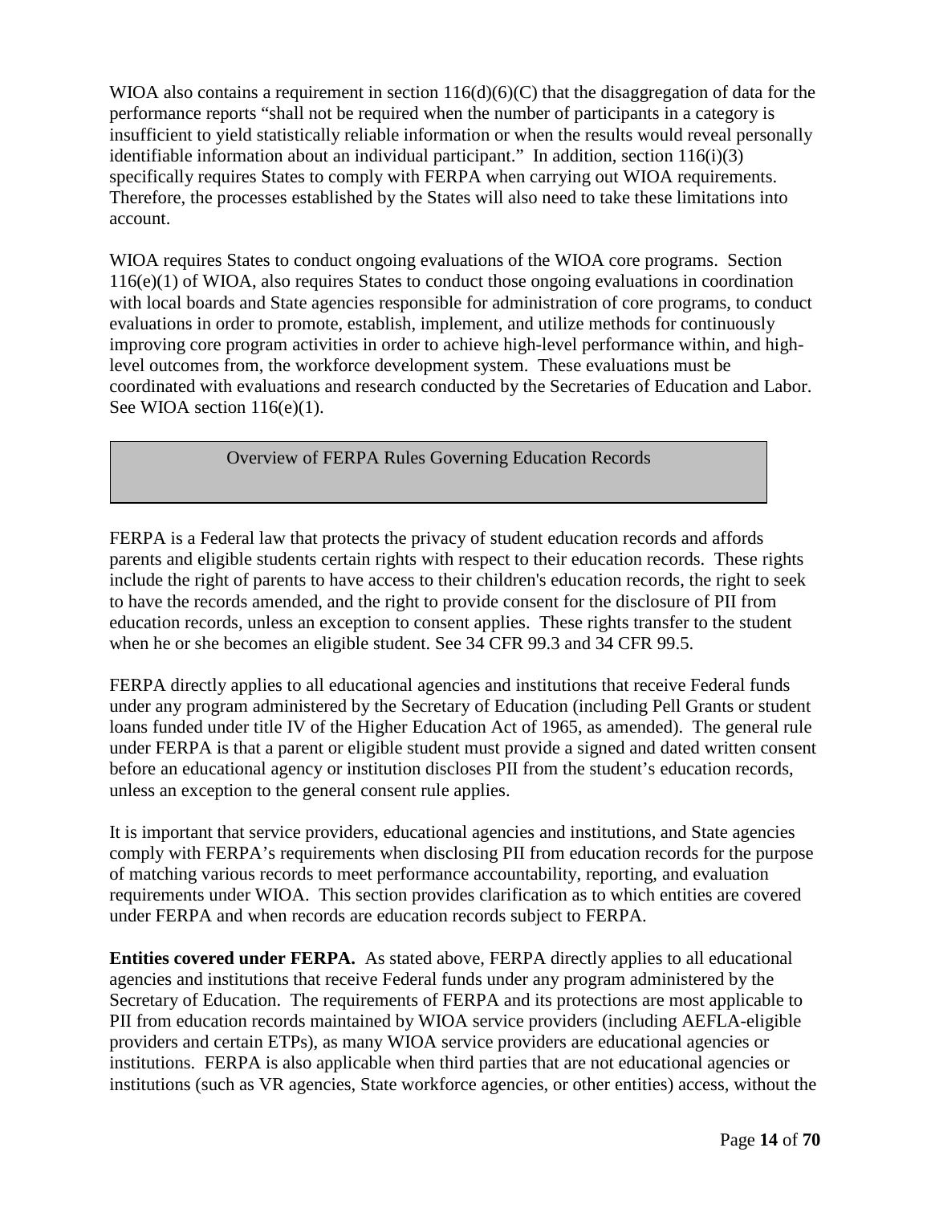WIOA also contains a requirement in section 116(d)(6)(C) that the disaggregation of data for the performance reports "shall not be required when the number of participants in a category is insufficient to yield statistically reliable information or when the results would reveal personally identifiable information about an individual participant." In addition, section 116(i)(3) specifically requires States to comply with FERPA when carrying out WIOA requirements. Therefore, the processes established by the States will also need to take these limitations into account.

WIOA requires States to conduct ongoing evaluations of the WIOA core programs. Section 116(e)(1) of WIOA, also requires States to conduct those ongoing evaluations in coordination with local boards and State agencies responsible for administration of core programs, to conduct evaluations in order to promote, establish, implement, and utilize methods for continuously improving core program activities in order to achieve high-level performance within, and high-level outcomes from, the workforce development system. These evaluations must be coordinated with evaluations and research conducted by the Secretaries of Education and Labor. See WIOA section 116(e)(1).

## Overview of FERPA Rules Governing Education Records

FERPA is a Federal law that protects the privacy of student education records and affords parents and eligible students certain rights with respect to their education records. These rights include the right of parents to have access to their children's education records, the right to seek to have the records amended, and the right to provide consent for the disclosure of PII from education records, unless an exception to consent applies. These rights transfer to the student when he or she becomes an eligible student. See 34 CFR 99.3 and 34 CFR 99.5.

FERPA directly applies to all educational agencies and institutions that receive Federal funds under any program administered by the Secretary of Education (including Pell Grants or student loans funded under title IV of the Higher Education Act of 1965, as amended). The general rule under FERPA is that a parent or eligible student must provide a signed and dated written consent before an educational agency or institution discloses PII from the student's education records, unless an exception to the general consent rule applies.

It is important that service providers, educational agencies and institutions, and State agencies comply with FERPA's requirements when disclosing PII from education records for the purpose of matching various records to meet performance accountability, reporting, and evaluation requirements under WIOA. This section provides clarification as to which entities are covered under FERPA and when records are education records subject to FERPA.

**Entities covered under FERPA.** As stated above, FERPA directly applies to all educational agencies and institutions that receive Federal funds under any program administered by the Secretary of Education. The requirements of FERPA and its protections are most applicable to PII from education records maintained by WIOA service providers (including AEFLA-eligible providers and certain ETPs), as many WIOA service providers are educational agencies or institutions. FERPA is also applicable when third parties that are not educational agencies or institutions (such as VR agencies, State workforce agencies, or other entities) access, without the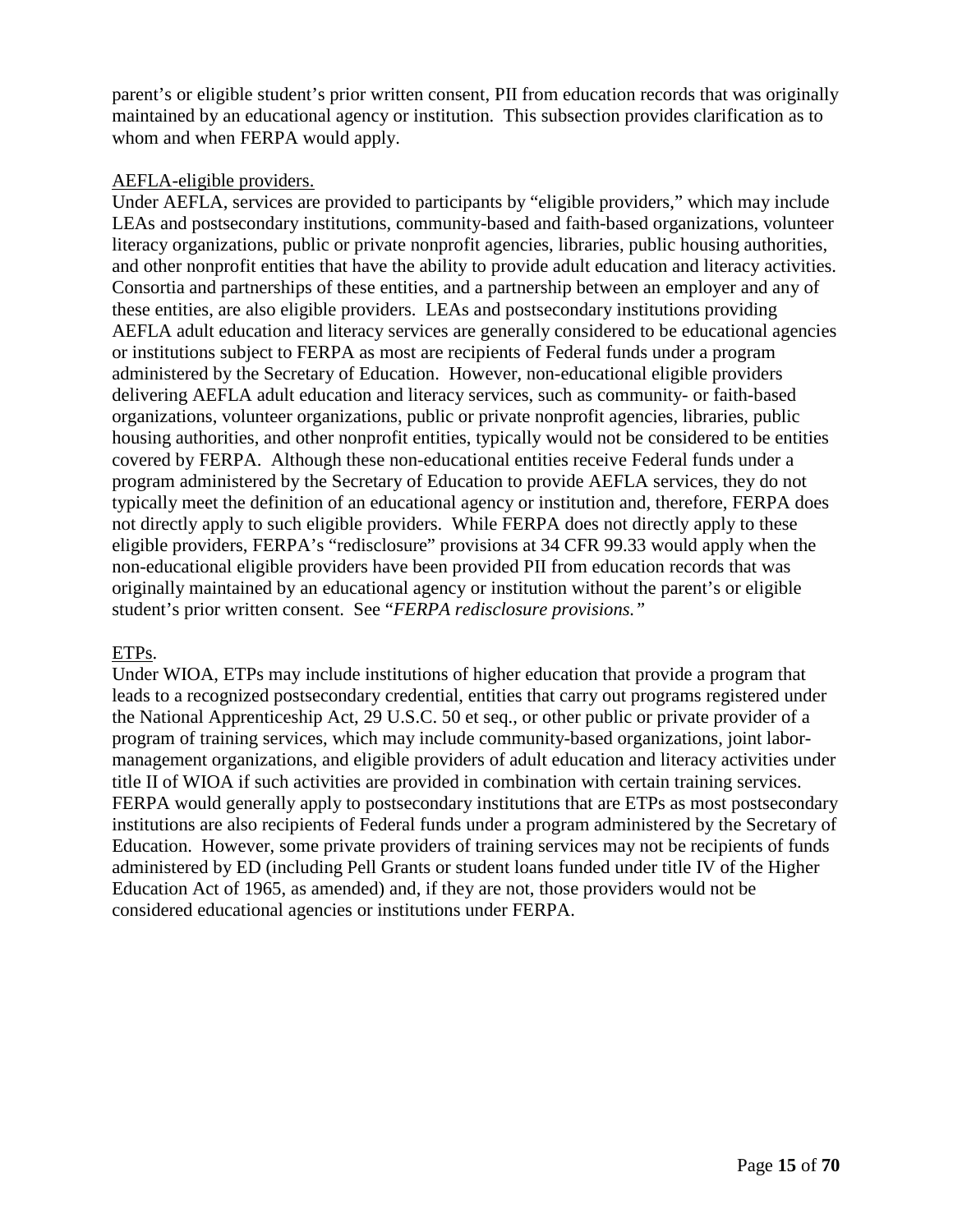parent's or eligible student's prior written consent, PII from education records that was originally maintained by an educational agency or institution. This subsection provides clarification as to whom and when FERPA would apply.

AEFLA-eligible providers.

Under AEFLA, services are provided to participants by "eligible providers," which may include LEAs and postsecondary institutions, community-based and faith-based organizations, volunteer literacy organizations, public or private nonprofit agencies, libraries, public housing authorities, and other nonprofit entities that have the ability to provide adult education and literacy activities. Consortia and partnerships of these entities, and a partnership between an employer and any of these entities, are also eligible providers. LEAs and postsecondary institutions providing AEFLA adult education and literacy services are generally considered to be educational agencies or institutions subject to FERPA as most are recipients of Federal funds under a program administered by the Secretary of Education. However, non-educational eligible providers delivering AEFLA adult education and literacy services, such as community- or faith-based organizations, volunteer organizations, public or private nonprofit agencies, libraries, public housing authorities, and other nonprofit entities, typically would not be considered to be entities covered by FERPA. Although these non-educational entities receive Federal funds under a program administered by the Secretary of Education to provide AEFLA services, they do not typically meet the definition of an educational agency or institution and, therefore, FERPA does not directly apply to such eligible providers. While FERPA does not directly apply to these eligible providers, FERPA's "redisclosure" provisions at 34 CFR 99.33 would apply when the non-educational eligible providers have been provided PII from education records that was originally maintained by an educational agency or institution without the parent's or eligible student's prior written consent. See "*FERPA redisclosure provisions.*"

ETPs.

Under WIOA, ETPs may include institutions of higher education that provide a program that leads to a recognized postsecondary credential, entities that carry out programs registered under the National Apprenticeship Act, 29 U.S.C. 50 et seq., or other public or private provider of a program of training services, which may include community-based organizations, joint labor-management organizations, and eligible providers of adult education and literacy activities under title II of WIOA if such activities are provided in combination with certain training services. FERPA would generally apply to postsecondary institutions that are ETPs as most postsecondary institutions are also recipients of Federal funds under a program administered by the Secretary of Education. However, some private providers of training services may not be recipients of funds administered by ED (including Pell Grants or student loans funded under title IV of the Higher Education Act of 1965, as amended) and, if they are not, those providers would not be considered educational agencies or institutions under FERPA.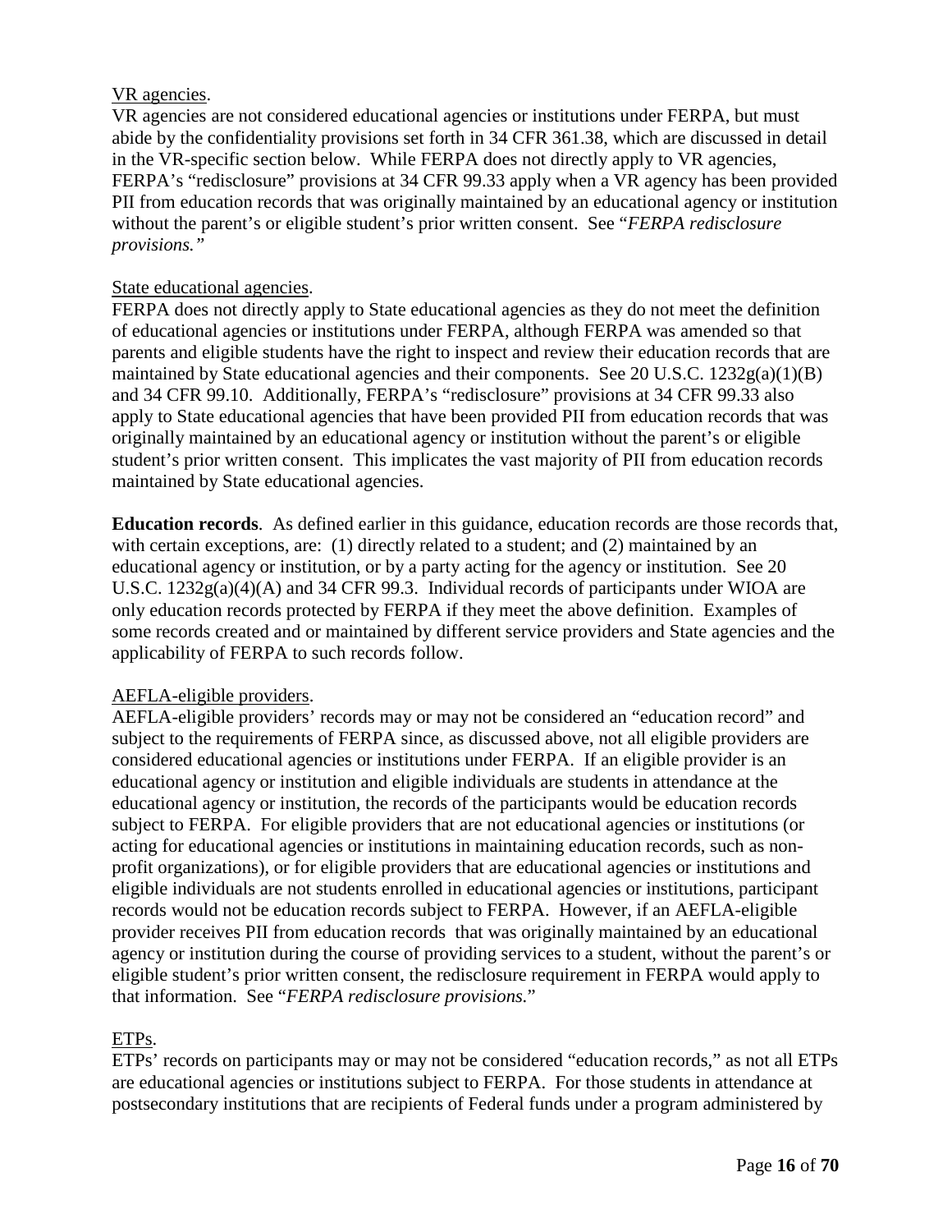<u>VR agencies</u>.

VR agencies are not considered educational agencies or institutions under FERPA, but must abide by the confidentiality provisions set forth in 34 CFR 361.38, which are discussed in detail in the VR-specific section below. While FERPA does not directly apply to VR agencies, FERPA's "redisclosure" provisions at 34 CFR 99.33 apply when a VR agency has been provided PII from education records that was originally maintained by an educational agency or institution without the parent's or eligible student's prior written consent. See "*FERPA redisclosure provisions.*"

<u>State educational agencies</u>.

FERPA does not directly apply to State educational agencies as they do not meet the definition of educational agencies or institutions under FERPA, although FERPA was amended so that parents and eligible students have the right to inspect and review their education records that are maintained by State educational agencies and their components. See 20 U.S.C. 1232g(a)(1)(B) and 34 CFR 99.10. Additionally, FERPA's "redisclosure" provisions at 34 CFR 99.33 also apply to State educational agencies that have been provided PII from education records that was originally maintained by an educational agency or institution without the parent's or eligible student's prior written consent. This implicates the vast majority of PII from education records maintained by State educational agencies.

**Education records**. As defined earlier in this guidance, education records are those records that, with certain exceptions, are: (1) directly related to a student; and (2) maintained by an educational agency or institution, or by a party acting for the agency or institution. See 20 U.S.C. 1232g(a)(4)(A) and 34 CFR 99.3. Individual records of participants under WIOA are only education records protected by FERPA if they meet the above definition. Examples of some records created and or maintained by different service providers and State agencies and the applicability of FERPA to such records follow.

<u>AEFLA-eligible providers</u>.

AEFLA-eligible providers' records may or may not be considered an "education record" and subject to the requirements of FERPA since, as discussed above, not all eligible providers are considered educational agencies or institutions under FERPA. If an eligible provider is an educational agency or institution and eligible individuals are students in attendance at the educational agency or institution, the records of the participants would be education records subject to FERPA. For eligible providers that are not educational agencies or institutions (or acting for educational agencies or institutions in maintaining education records, such as non-profit organizations), or for eligible providers that are educational agencies or institutions and eligible individuals are not students enrolled in educational agencies or institutions, participant records would not be education records subject to FERPA. However, if an AEFLA-eligible provider receives PII from education records that was originally maintained by an educational agency or institution during the course of providing services to a student, without the parent's or eligible student's prior written consent, the redisclosure requirement in FERPA would apply to that information. See "*FERPA redisclosure provisions.*"

<u>ETPs</u>.

ETPs' records on participants may or may not be considered "education records," as not all ETPs are educational agencies or institutions subject to FERPA. For those students in attendance at postsecondary institutions that are recipients of Federal funds under a program administered by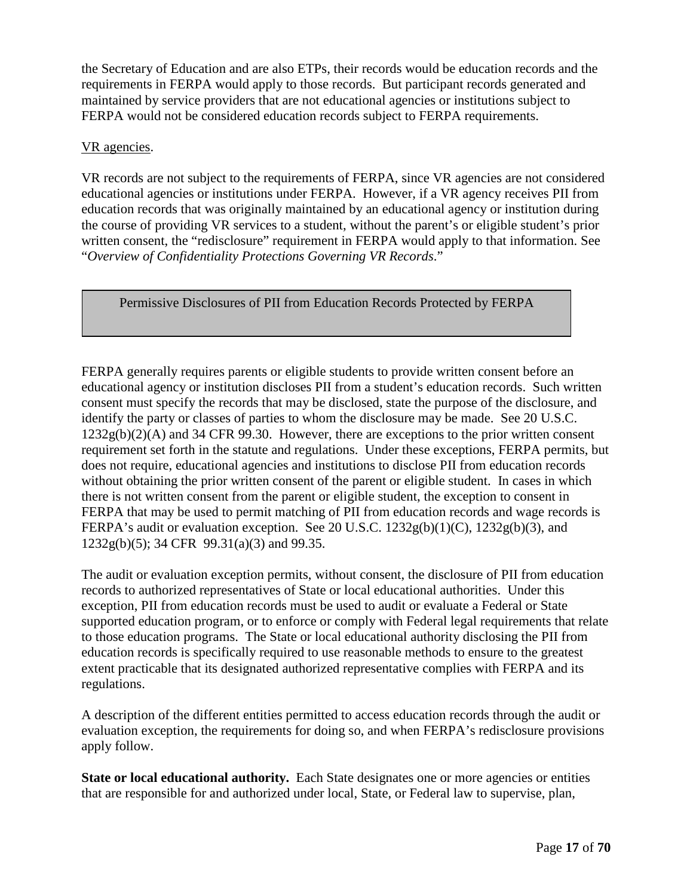the Secretary of Education and are also ETPs, their records would be education records and the requirements in FERPA would apply to those records. But participant records generated and maintained by service providers that are not educational agencies or institutions subject to FERPA would not be considered education records subject to FERPA requirements.

VR agencies.

VR records are not subject to the requirements of FERPA, since VR agencies are not considered educational agencies or institutions under FERPA. However, if a VR agency receives PII from education records that was originally maintained by an educational agency or institution during the course of providing VR services to a student, without the parent's or eligible student's prior written consent, the "redisclosure" requirement in FERPA would apply to that information. See "*Overview of Confidentiality Protections Governing VR Records*."

## Permissive Disclosures of PII from Education Records Protected by FERPA

FERPA generally requires parents or eligible students to provide written consent before an educational agency or institution discloses PII from a student's education records. Such written consent must specify the records that may be disclosed, state the purpose of the disclosure, and identify the party or classes of parties to whom the disclosure may be made. See 20 U.S.C. 1232g(b)(2)(A) and 34 CFR 99.30. However, there are exceptions to the prior written consent requirement set forth in the statute and regulations. Under these exceptions, FERPA permits, but does not require, educational agencies and institutions to disclose PII from education records without obtaining the prior written consent of the parent or eligible student. In cases in which there is not written consent from the parent or eligible student, the exception to consent in FERPA that may be used to permit matching of PII from education records and wage records is FERPA's audit or evaluation exception. See 20 U.S.C. 1232g(b)(1)(C), 1232g(b)(3), and 1232g(b)(5); 34 CFR 99.31(a)(3) and 99.35.

The audit or evaluation exception permits, without consent, the disclosure of PII from education records to authorized representatives of State or local educational authorities. Under this exception, PII from education records must be used to audit or evaluate a Federal or State supported education program, or to enforce or comply with Federal legal requirements that relate to those education programs. The State or local educational authority disclosing the PII from education records is specifically required to use reasonable methods to ensure to the greatest extent practicable that its designated authorized representative complies with FERPA and its regulations.

A description of the different entities permitted to access education records through the audit or evaluation exception, the requirements for doing so, and when FERPA's redisclosure provisions apply follow.

**State or local educational authority.** Each State designates one or more agencies or entities that are responsible for and authorized under local, State, or Federal law to supervise, plan,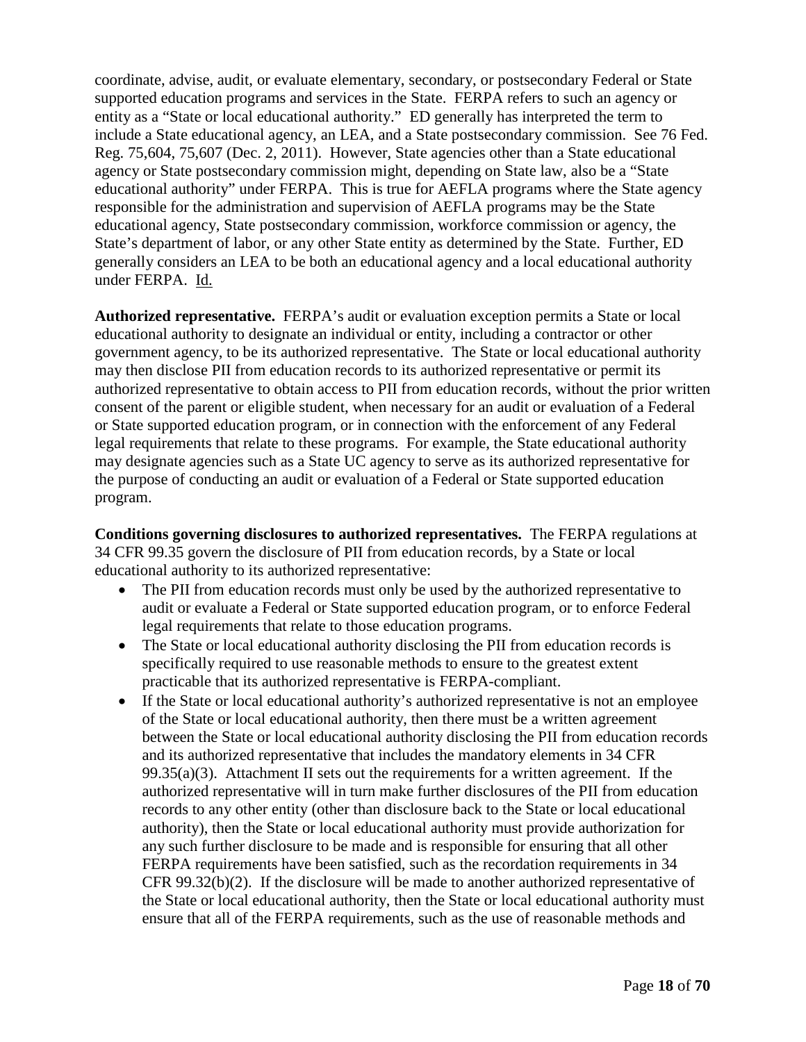coordinate, advise, audit, or evaluate elementary, secondary, or postsecondary Federal or State supported education programs and services in the State. FERPA refers to such an agency or entity as a "State or local educational authority." ED generally has interpreted the term to include a State educational agency, an LEA, and a State postsecondary commission. See 76 Fed. Reg. 75,604, 75,607 (Dec. 2, 2011). However, State agencies other than a State educational agency or State postsecondary commission might, depending on State law, also be a "State educational authority" under FERPA. This is true for AEFLA programs where the State agency responsible for the administration and supervision of AEFLA programs may be the State educational agency, State postsecondary commission, workforce commission or agency, the State's department of labor, or any other State entity as determined by the State. Further, ED generally considers an LEA to be both an educational agency and a local educational authority under FERPA. Id.

**Authorized representative.** FERPA's audit or evaluation exception permits a State or local educational authority to designate an individual or entity, including a contractor or other government agency, to be its authorized representative. The State or local educational authority may then disclose PII from education records to its authorized representative or permit its authorized representative to obtain access to PII from education records, without the prior written consent of the parent or eligible student, when necessary for an audit or evaluation of a Federal or State supported education program, or in connection with the enforcement of any Federal legal requirements that relate to these programs. For example, the State educational authority may designate agencies such as a State UC agency to serve as its authorized representative for the purpose of conducting an audit or evaluation of a Federal or State supported education program.

**Conditions governing disclosures to authorized representatives.** The FERPA regulations at 34 CFR 99.35 govern the disclosure of PII from education records, by a State or local educational authority to its authorized representative:

- The PII from education records must only be used by the authorized representative to audit or evaluate a Federal or State supported education program, or to enforce Federal legal requirements that relate to those education programs.
- The State or local educational authority disclosing the PII from education records is specifically required to use reasonable methods to ensure to the greatest extent practicable that its authorized representative is FERPA-compliant.
- If the State or local educational authority's authorized representative is not an employee of the State or local educational authority, then there must be a written agreement between the State or local educational authority disclosing the PII from education records and its authorized representative that includes the mandatory elements in 34 CFR 99.35(a)(3). Attachment II sets out the requirements for a written agreement. If the authorized representative will in turn make further disclosures of the PII from education records to any other entity (other than disclosure back to the State or local educational authority), then the State or local educational authority must provide authorization for any such further disclosure to be made and is responsible for ensuring that all other FERPA requirements have been satisfied, such as the recordation requirements in 34 CFR 99.32(b)(2). If the disclosure will be made to another authorized representative of the State or local educational authority, then the State or local educational authority must ensure that all of the FERPA requirements, such as the use of reasonable methods and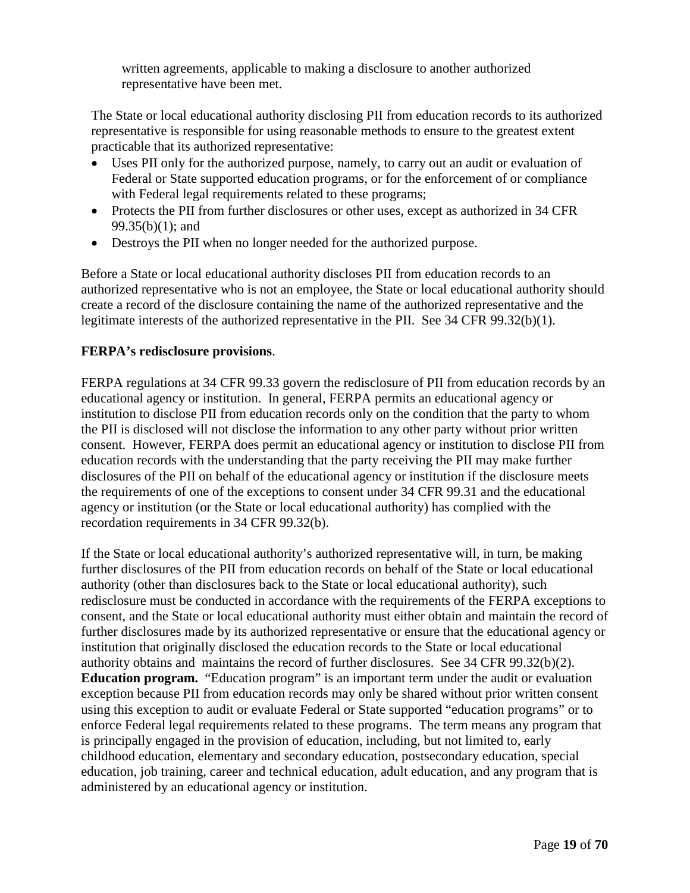written agreements, applicable to making a disclosure to another authorized representative have been met.

The State or local educational authority disclosing PII from education records to its authorized representative is responsible for using reasonable methods to ensure to the greatest extent practicable that its authorized representative:

- Uses PII only for the authorized purpose, namely, to carry out an audit or evaluation of Federal or State supported education programs, or for the enforcement of or compliance with Federal legal requirements related to these programs;
- Protects the PII from further disclosures or other uses, except as authorized in 34 CFR 99.35(b)(1); and
- Destroys the PII when no longer needed for the authorized purpose.

Before a State or local educational authority discloses PII from education records to an authorized representative who is not an employee, the State or local educational authority should create a record of the disclosure containing the name of the authorized representative and the legitimate interests of the authorized representative in the PII. See 34 CFR 99.32(b)(1).

**FERPA's redisclosure provisions**.

FERPA regulations at 34 CFR 99.33 govern the redisclosure of PII from education records by an educational agency or institution. In general, FERPA permits an educational agency or institution to disclose PII from education records only on the condition that the party to whom the PII is disclosed will not disclose the information to any other party without prior written consent. However, FERPA does permit an educational agency or institution to disclose PII from education records with the understanding that the party receiving the PII may make further disclosures of the PII on behalf of the educational agency or institution if the disclosure meets the requirements of one of the exceptions to consent under 34 CFR 99.31 and the educational agency or institution (or the State or local educational authority) has complied with the recordation requirements in 34 CFR 99.32(b).

If the State or local educational authority's authorized representative will, in turn, be making further disclosures of the PII from education records on behalf of the State or local educational authority (other than disclosures back to the State or local educational authority), such redisclosure must be conducted in accordance with the requirements of the FERPA exceptions to consent, and the State or local educational authority must either obtain and maintain the record of further disclosures made by its authorized representative or ensure that the educational agency or institution that originally disclosed the education records to the State or local educational authority obtains and maintains the record of further disclosures. See 34 CFR 99.32(b)(2).

**Education program.** "Education program" is an important term under the audit or evaluation exception because PII from education records may only be shared without prior written consent using this exception to audit or evaluate Federal or State supported "education programs" or to enforce Federal legal requirements related to these programs. The term means any program that is principally engaged in the provision of education, including, but not limited to, early childhood education, elementary and secondary education, postsecondary education, special education, job training, career and technical education, adult education, and any program that is administered by an educational agency or institution.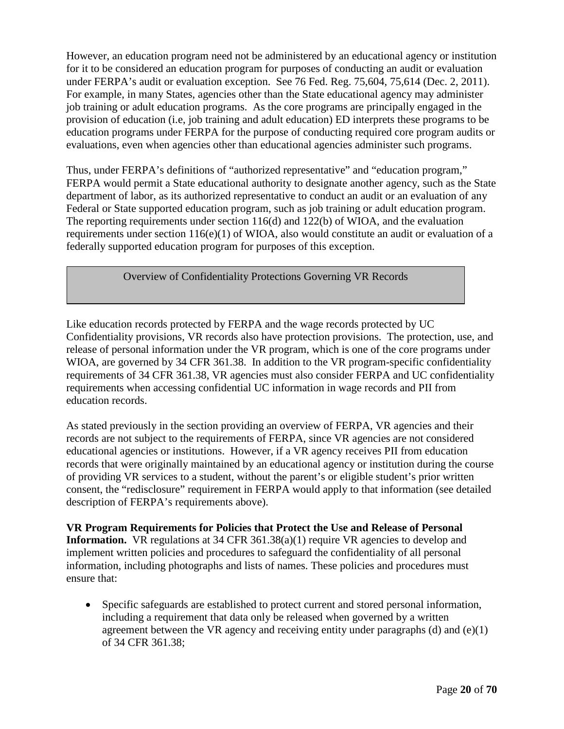However, an education program need not be administered by an educational agency or institution for it to be considered an education program for purposes of conducting an audit or evaluation under FERPA's audit or evaluation exception. See 76 Fed. Reg. 75,604, 75,614 (Dec. 2, 2011). For example, in many States, agencies other than the State educational agency may administer job training or adult education programs. As the core programs are principally engaged in the provision of education (i.e, job training and adult education) ED interprets these programs to be education programs under FERPA for the purpose of conducting required core program audits or evaluations, even when agencies other than educational agencies administer such programs.

Thus, under FERPA's definitions of "authorized representative" and "education program," FERPA would permit a State educational authority to designate another agency, such as the State department of labor, as its authorized representative to conduct an audit or an evaluation of any Federal or State supported education program, such as job training or adult education program. The reporting requirements under section 116(d) and 122(b) of WIOA, and the evaluation requirements under section 116(e)(1) of WIOA, also would constitute an audit or evaluation of a federally supported education program for purposes of this exception.

## Overview of Confidentiality Protections Governing VR Records

Like education records protected by FERPA and the wage records protected by UC Confidentiality provisions, VR records also have protection provisions. The protection, use, and release of personal information under the VR program, which is one of the core programs under WIOA, are governed by 34 CFR 361.38. In addition to the VR program-specific confidentiality requirements of 34 CFR 361.38, VR agencies must also consider FERPA and UC confidentiality requirements when accessing confidential UC information in wage records and PII from education records.

As stated previously in the section providing an overview of FERPA, VR agencies and their records are not subject to the requirements of FERPA, since VR agencies are not considered educational agencies or institutions. However, if a VR agency receives PII from education records that were originally maintained by an educational agency or institution during the course of providing VR services to a student, without the parent's or eligible student's prior written consent, the "redisclosure" requirement in FERPA would apply to that information (see detailed description of FERPA's requirements above).

**VR Program Requirements for Policies that Protect the Use and Release of Personal Information.** VR regulations at 34 CFR 361.38(a)(1) require VR agencies to develop and implement written policies and procedures to safeguard the confidentiality of all personal information, including photographs and lists of names. These policies and procedures must ensure that:

- Specific safeguards are established to protect current and stored personal information, including a requirement that data only be released when governed by a written agreement between the VR agency and receiving entity under paragraphs (d) and (e)(1) of 34 CFR 361.38;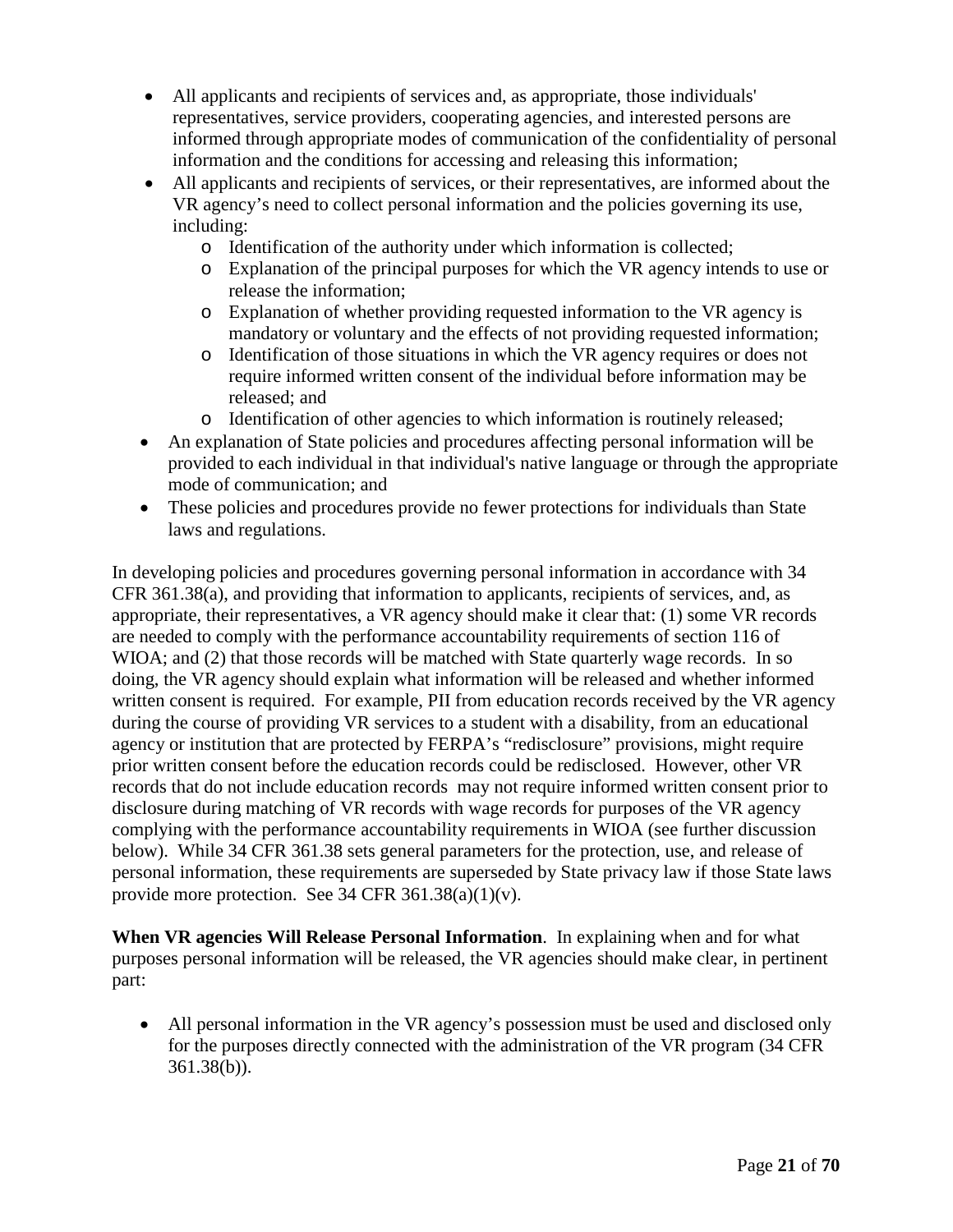- All applicants and recipients of services and, as appropriate, those individuals' representatives, service providers, cooperating agencies, and interested persons are informed through appropriate modes of communication of the confidentiality of personal information and the conditions for accessing and releasing this information;
- All applicants and recipients of services, or their representatives, are informed about the VR agency's need to collect personal information and the policies governing its use, including:
  - Identification of the authority under which information is collected;
  - Explanation of the principal purposes for which the VR agency intends to use or release the information;
  - Explanation of whether providing requested information to the VR agency is mandatory or voluntary and the effects of not providing requested information;
  - Identification of those situations in which the VR agency requires or does not require informed written consent of the individual before information may be released; and
  - Identification of other agencies to which information is routinely released;
- An explanation of State policies and procedures affecting personal information will be provided to each individual in that individual's native language or through the appropriate mode of communication; and
- These policies and procedures provide no fewer protections for individuals than State laws and regulations.

In developing policies and procedures governing personal information in accordance with 34 CFR 361.38(a), and providing that information to applicants, recipients of services, and, as appropriate, their representatives, a VR agency should make it clear that: (1) some VR records are needed to comply with the performance accountability requirements of section 116 of WIOA; and (2) that those records will be matched with State quarterly wage records. In so doing, the VR agency should explain what information will be released and whether informed written consent is required. For example, PII from education records received by the VR agency during the course of providing VR services to a student with a disability, from an educational agency or institution that are protected by FERPA's "redisclosure" provisions, might require prior written consent before the education records could be redisclosed. However, other VR records that do not include education records may not require informed written consent prior to disclosure during matching of VR records with wage records for purposes of the VR agency complying with the performance accountability requirements in WIOA (see further discussion below). While 34 CFR 361.38 sets general parameters for the protection, use, and release of personal information, these requirements are superseded by State privacy law if those State laws provide more protection. See 34 CFR 361.38(a)(1)(v).

**When VR agencies Will Release Personal Information**. In explaining when and for what purposes personal information will be released, the VR agencies should make clear, in pertinent part:

- All personal information in the VR agency's possession must be used and disclosed only for the purposes directly connected with the administration of the VR program (34 CFR 361.38(b)).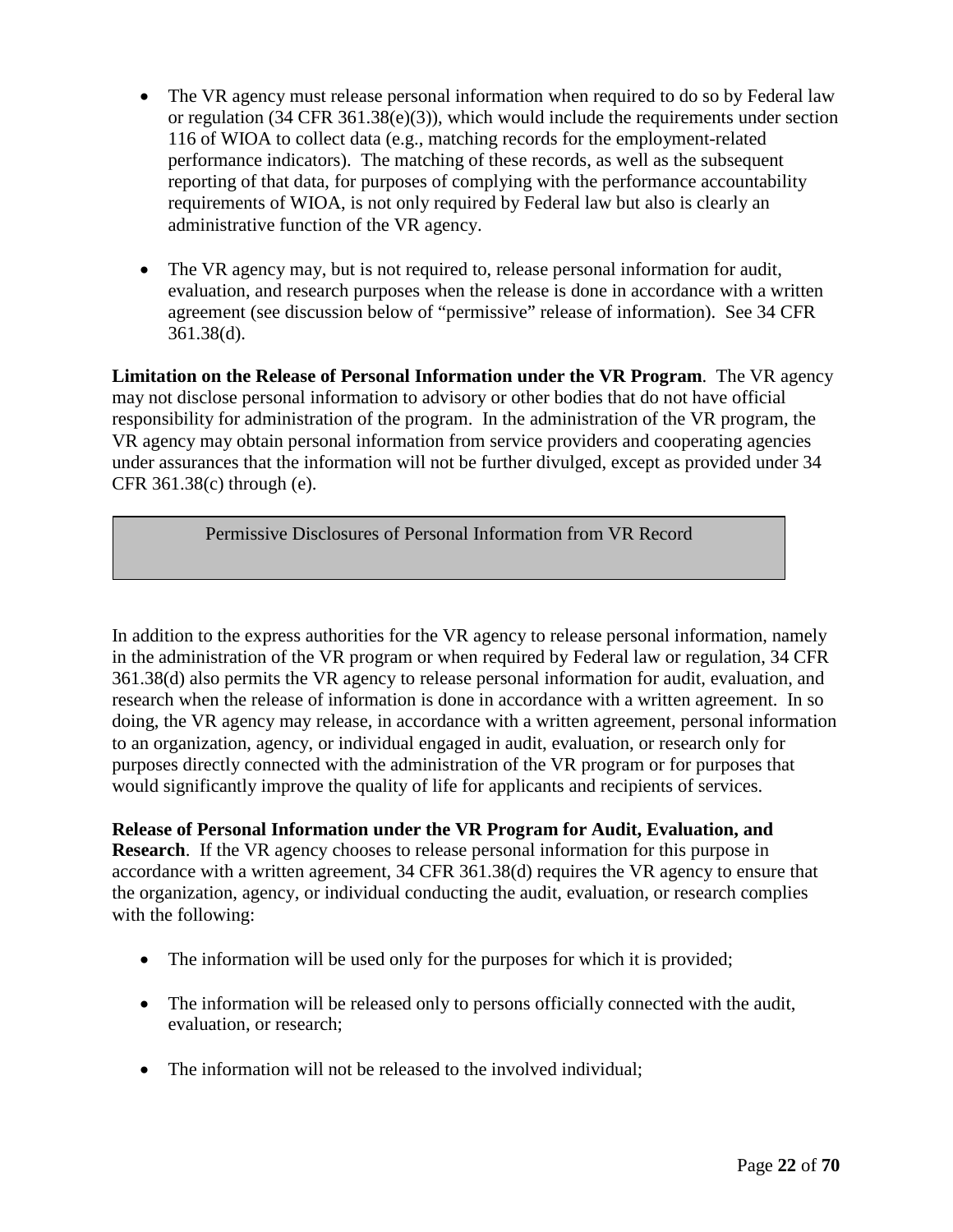- The VR agency must release personal information when required to do so by Federal law or regulation (34 CFR 361.38(e)(3)), which would include the requirements under section 116 of WIOA to collect data (e.g., matching records for the employment-related performance indicators). The matching of these records, as well as the subsequent reporting of that data, for purposes of complying with the performance accountability requirements of WIOA, is not only required by Federal law but also is clearly an administrative function of the VR agency.

- The VR agency may, but is not required to, release personal information for audit, evaluation, and research purposes when the release is done in accordance with a written agreement (see discussion below of "permissive" release of information). See 34 CFR 361.38(d).

**Limitation on the Release of Personal Information under the VR Program**. The VR agency may not disclose personal information to advisory or other bodies that do not have official responsibility for administration of the program. In the administration of the VR program, the VR agency may obtain personal information from service providers and cooperating agencies under assurances that the information will not be further divulged, except as provided under 34 CFR 361.38(c) through (e).

## Permissive Disclosures of Personal Information from VR Record

In addition to the express authorities for the VR agency to release personal information, namely in the administration of the VR program or when required by Federal law or regulation, 34 CFR 361.38(d) also permits the VR agency to release personal information for audit, evaluation, and research when the release of information is done in accordance with a written agreement. In so doing, the VR agency may release, in accordance with a written agreement, personal information to an organization, agency, or individual engaged in audit, evaluation, or research only for purposes directly connected with the administration of the VR program or for purposes that would significantly improve the quality of life for applicants and recipients of services.

**Release of Personal Information under the VR Program for Audit, Evaluation, and Research**. If the VR agency chooses to release personal information for this purpose in accordance with a written agreement, 34 CFR 361.38(d) requires the VR agency to ensure that the organization, agency, or individual conducting the audit, evaluation, or research complies with the following:

- The information will be used only for the purposes for which it is provided;

- The information will be released only to persons officially connected with the audit, evaluation, or research;

- The information will not be released to the involved individual;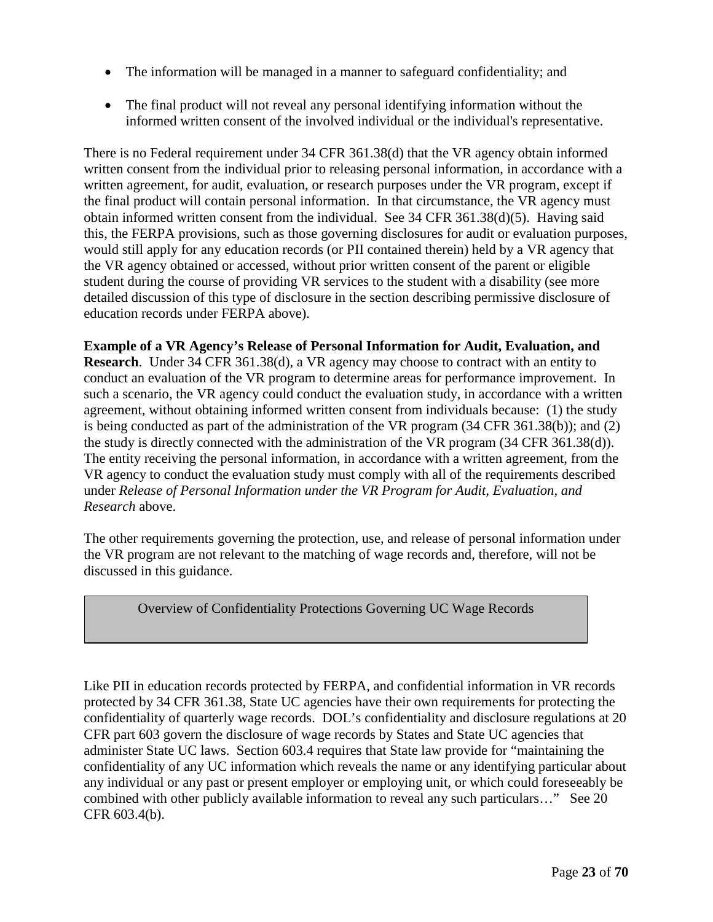- The information will be managed in a manner to safeguard confidentiality; and
- The final product will not reveal any personal identifying information without the informed written consent of the involved individual or the individual's representative.

There is no Federal requirement under 34 CFR 361.38(d) that the VR agency obtain informed written consent from the individual prior to releasing personal information, in accordance with a written agreement, for audit, evaluation, or research purposes under the VR program, except if the final product will contain personal information. In that circumstance, the VR agency must obtain informed written consent from the individual. See 34 CFR 361.38(d)(5). Having said this, the FERPA provisions, such as those governing disclosures for audit or evaluation purposes, would still apply for any education records (or PII contained therein) held by a VR agency that the VR agency obtained or accessed, without prior written consent of the parent or eligible student during the course of providing VR services to the student with a disability (see more detailed discussion of this type of disclosure in the section describing permissive disclosure of education records under FERPA above).

**Example of a VR Agency's Release of Personal Information for Audit, Evaluation, and Research**. Under 34 CFR 361.38(d), a VR agency may choose to contract with an entity to conduct an evaluation of the VR program to determine areas for performance improvement. In such a scenario, the VR agency could conduct the evaluation study, in accordance with a written agreement, without obtaining informed written consent from individuals because: (1) the study is being conducted as part of the administration of the VR program (34 CFR 361.38(b)); and (2) the study is directly connected with the administration of the VR program (34 CFR 361.38(d)). The entity receiving the personal information, in accordance with a written agreement, from the VR agency to conduct the evaluation study must comply with all of the requirements described under *Release of Personal Information under the VR Program for Audit, Evaluation, and Research* above.

The other requirements governing the protection, use, and release of personal information under the VR program are not relevant to the matching of wage records and, therefore, will not be discussed in this guidance.

## Overview of Confidentiality Protections Governing UC Wage Records

Like PII in education records protected by FERPA, and confidential information in VR records protected by 34 CFR 361.38, State UC agencies have their own requirements for protecting the confidentiality of quarterly wage records. DOL's confidentiality and disclosure regulations at 20 CFR part 603 govern the disclosure of wage records by States and State UC agencies that administer State UC laws. Section 603.4 requires that State law provide for "maintaining the confidentiality of any UC information which reveals the name or any identifying particular about any individual or any past or present employer or employing unit, or which could foreseeably be combined with other publicly available information to reveal any such particulars…" See 20 CFR 603.4(b).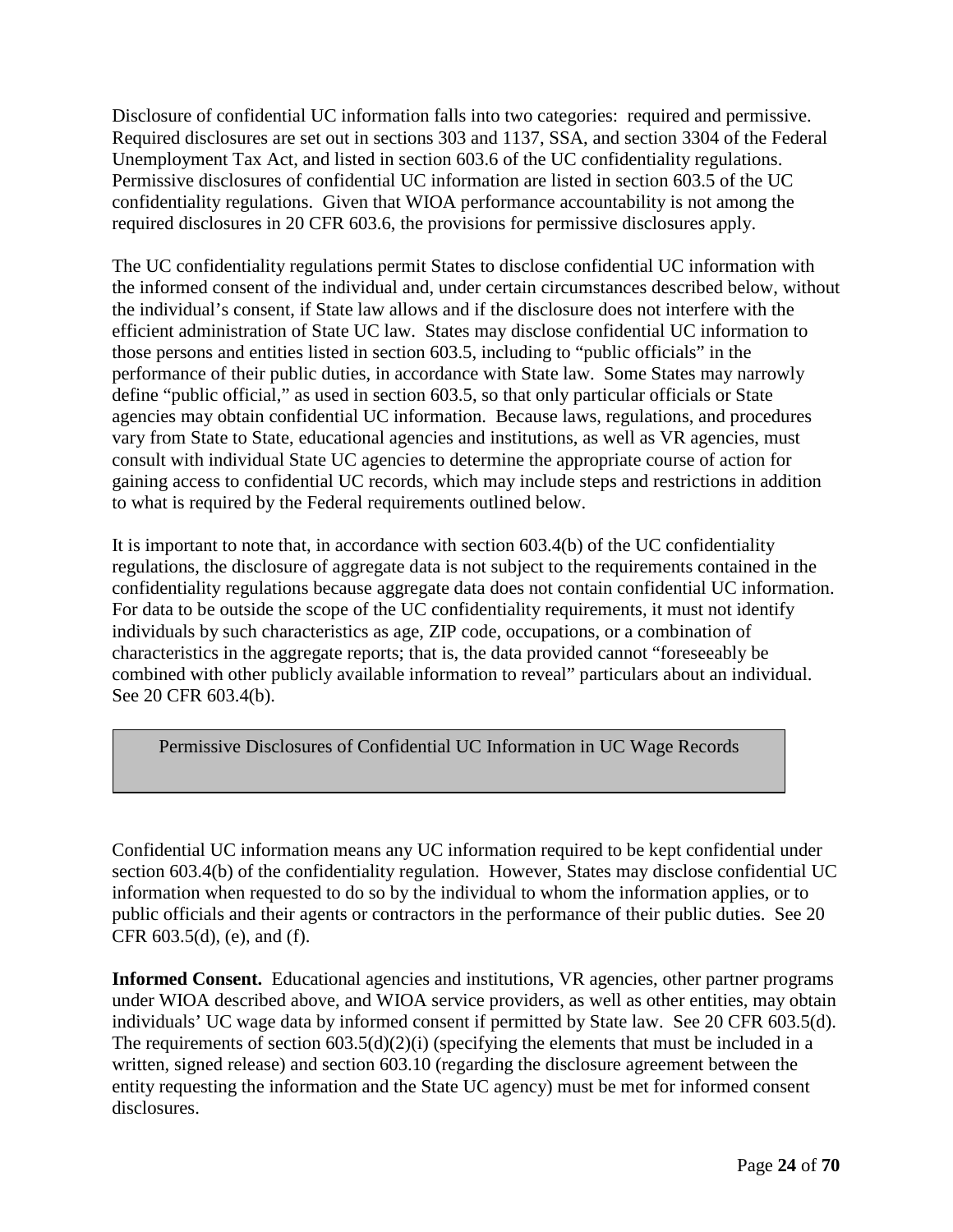Disclosure of confidential UC information falls into two categories: required and permissive. Required disclosures are set out in sections 303 and 1137, SSA, and section 3304 of the Federal Unemployment Tax Act, and listed in section 603.6 of the UC confidentiality regulations. Permissive disclosures of confidential UC information are listed in section 603.5 of the UC confidentiality regulations. Given that WIOA performance accountability is not among the required disclosures in 20 CFR 603.6, the provisions for permissive disclosures apply.

The UC confidentiality regulations permit States to disclose confidential UC information with the informed consent of the individual and, under certain circumstances described below, without the individual's consent, if State law allows and if the disclosure does not interfere with the efficient administration of State UC law. States may disclose confidential UC information to those persons and entities listed in section 603.5, including to "public officials" in the performance of their public duties, in accordance with State law. Some States may narrowly define "public official," as used in section 603.5, so that only particular officials or State agencies may obtain confidential UC information. Because laws, regulations, and procedures vary from State to State, educational agencies and institutions, as well as VR agencies, must consult with individual State UC agencies to determine the appropriate course of action for gaining access to confidential UC records, which may include steps and restrictions in addition to what is required by the Federal requirements outlined below.

It is important to note that, in accordance with section 603.4(b) of the UC confidentiality regulations, the disclosure of aggregate data is not subject to the requirements contained in the confidentiality regulations because aggregate data does not contain confidential UC information. For data to be outside the scope of the UC confidentiality requirements, it must not identify individuals by such characteristics as age, ZIP code, occupations, or a combination of characteristics in the aggregate reports; that is, the data provided cannot "foreseeably be combined with other publicly available information to reveal" particulars about an individual. See 20 CFR 603.4(b).

## Permissive Disclosures of Confidential UC Information in UC Wage Records

Confidential UC information means any UC information required to be kept confidential under section 603.4(b) of the confidentiality regulation. However, States may disclose confidential UC information when requested to do so by the individual to whom the information applies, or to public officials and their agents or contractors in the performance of their public duties. See 20 CFR 603.5(d), (e), and (f).

**Informed Consent.** Educational agencies and institutions, VR agencies, other partner programs under WIOA described above, and WIOA service providers, as well as other entities, may obtain individuals' UC wage data by informed consent if permitted by State law. See 20 CFR 603.5(d). The requirements of section 603.5(d)(2)(i) (specifying the elements that must be included in a written, signed release) and section 603.10 (regarding the disclosure agreement between the entity requesting the information and the State UC agency) must be met for informed consent disclosures.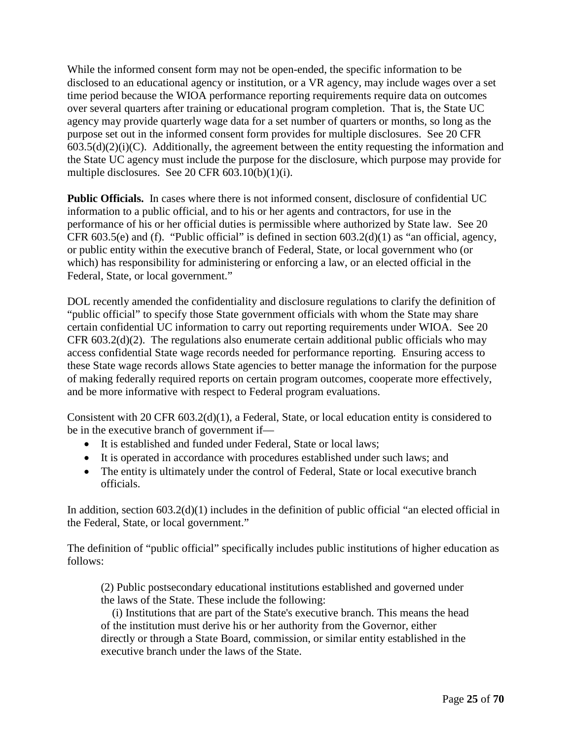While the informed consent form may not be open-ended, the specific information to be disclosed to an educational agency or institution, or a VR agency, may include wages over a set time period because the WIOA performance reporting requirements require data on outcomes over several quarters after training or educational program completion. That is, the State UC agency may provide quarterly wage data for a set number of quarters or months, so long as the purpose set out in the informed consent form provides for multiple disclosures. See 20 CFR 603.5(d)(2)(i)(C). Additionally, the agreement between the entity requesting the information and the State UC agency must include the purpose for the disclosure, which purpose may provide for multiple disclosures. See 20 CFR 603.10(b)(1)(i).

**Public Officials.** In cases where there is not informed consent, disclosure of confidential UC information to a public official, and to his or her agents and contractors, for use in the performance of his or her official duties is permissible where authorized by State law. See 20 CFR 603.5(e) and (f). "Public official" is defined in section 603.2(d)(1) as "an official, agency, or public entity within the executive branch of Federal, State, or local government who (or which) has responsibility for administering or enforcing a law, or an elected official in the Federal, State, or local government."

DOL recently amended the confidentiality and disclosure regulations to clarify the definition of "public official" to specify those State government officials with whom the State may share certain confidential UC information to carry out reporting requirements under WIOA. See 20 CFR 603.2(d)(2). The regulations also enumerate certain additional public officials who may access confidential State wage records needed for performance reporting. Ensuring access to these State wage records allows State agencies to better manage the information for the purpose of making federally required reports on certain program outcomes, cooperate more effectively, and be more informative with respect to Federal program evaluations.

Consistent with 20 CFR 603.2(d)(1), a Federal, State, or local education entity is considered to be in the executive branch of government if—

- It is established and funded under Federal, State or local laws;
- It is operated in accordance with procedures established under such laws; and
- The entity is ultimately under the control of Federal, State or local executive branch officials.

In addition, section 603.2(d)(1) includes in the definition of public official "an elected official in the Federal, State, or local government."

The definition of "public official" specifically includes public institutions of higher education as follows:

> (2) Public postsecondary educational institutions established and governed under the laws of the State. These include the following:
>
> (i) Institutions that are part of the State's executive branch. This means the head of the institution must derive his or her authority from the Governor, either directly or through a State Board, commission, or similar entity established in the executive branch under the laws of the State.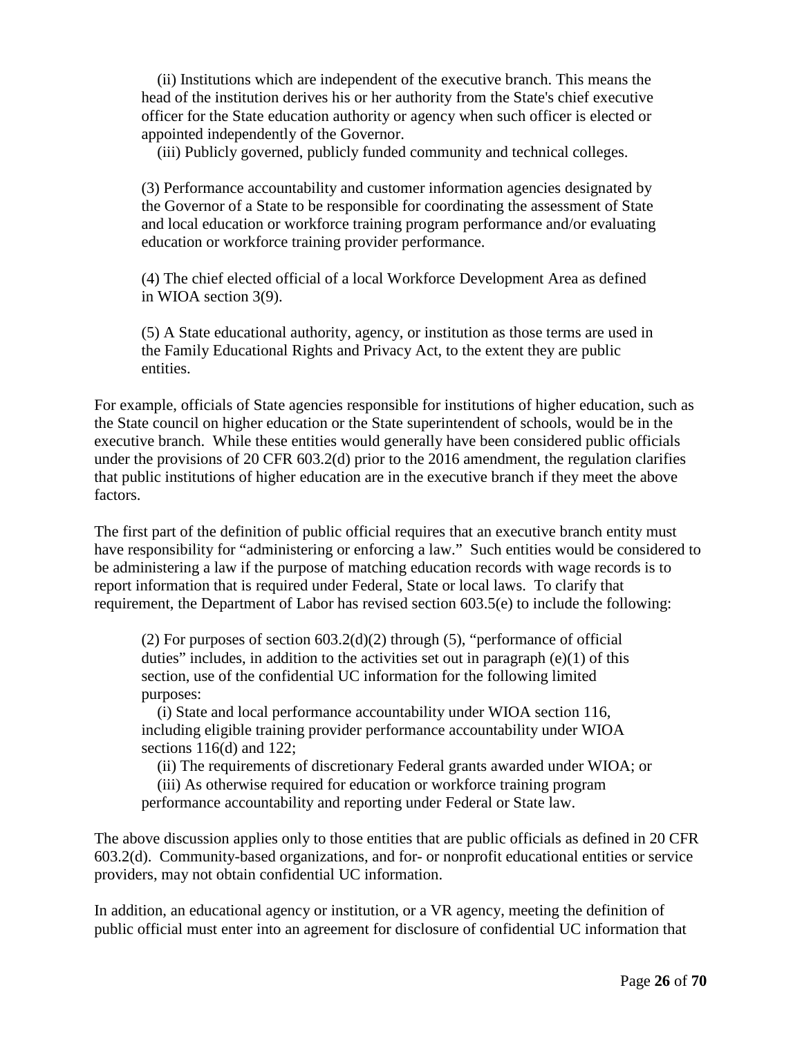> (ii) Institutions which are independent of the executive branch. This means the head of the institution derives his or her authority from the State's chief executive officer for the State education authority or agency when such officer is elected or appointed independently of the Governor.
>
> (iii) Publicly governed, publicly funded community and technical colleges.
>
> (3) Performance accountability and customer information agencies designated by the Governor of a State to be responsible for coordinating the assessment of State and local education or workforce training program performance and/or evaluating education or workforce training provider performance.
>
> (4) The chief elected official of a local Workforce Development Area as defined in WIOA section 3(9).
>
> (5) A State educational authority, agency, or institution as those terms are used in the Family Educational Rights and Privacy Act, to the extent they are public entities.

For example, officials of State agencies responsible for institutions of higher education, such as the State council on higher education or the State superintendent of schools, would be in the executive branch. While these entities would generally have been considered public officials under the provisions of 20 CFR 603.2(d) prior to the 2016 amendment, the regulation clarifies that public institutions of higher education are in the executive branch if they meet the above factors.

The first part of the definition of public official requires that an executive branch entity must have responsibility for "administering or enforcing a law." Such entities would be considered to be administering a law if the purpose of matching education records with wage records is to report information that is required under Federal, State or local laws. To clarify that requirement, the Department of Labor has revised section 603.5(e) to include the following:

> (2) For purposes of section 603.2(d)(2) through (5), "performance of official duties" includes, in addition to the activities set out in paragraph (e)(1) of this section, use of the confidential UC information for the following limited purposes:
>
> (i) State and local performance accountability under WIOA section 116, including eligible training provider performance accountability under WIOA sections 116(d) and 122;
>
> (ii) The requirements of discretionary Federal grants awarded under WIOA; or
>
> (iii) As otherwise required for education or workforce training program performance accountability and reporting under Federal or State law.

The above discussion applies only to those entities that are public officials as defined in 20 CFR 603.2(d). Community-based organizations, and for- or nonprofit educational entities or service providers, may not obtain confidential UC information.

In addition, an educational agency or institution, or a VR agency, meeting the definition of public official must enter into an agreement for disclosure of confidential UC information that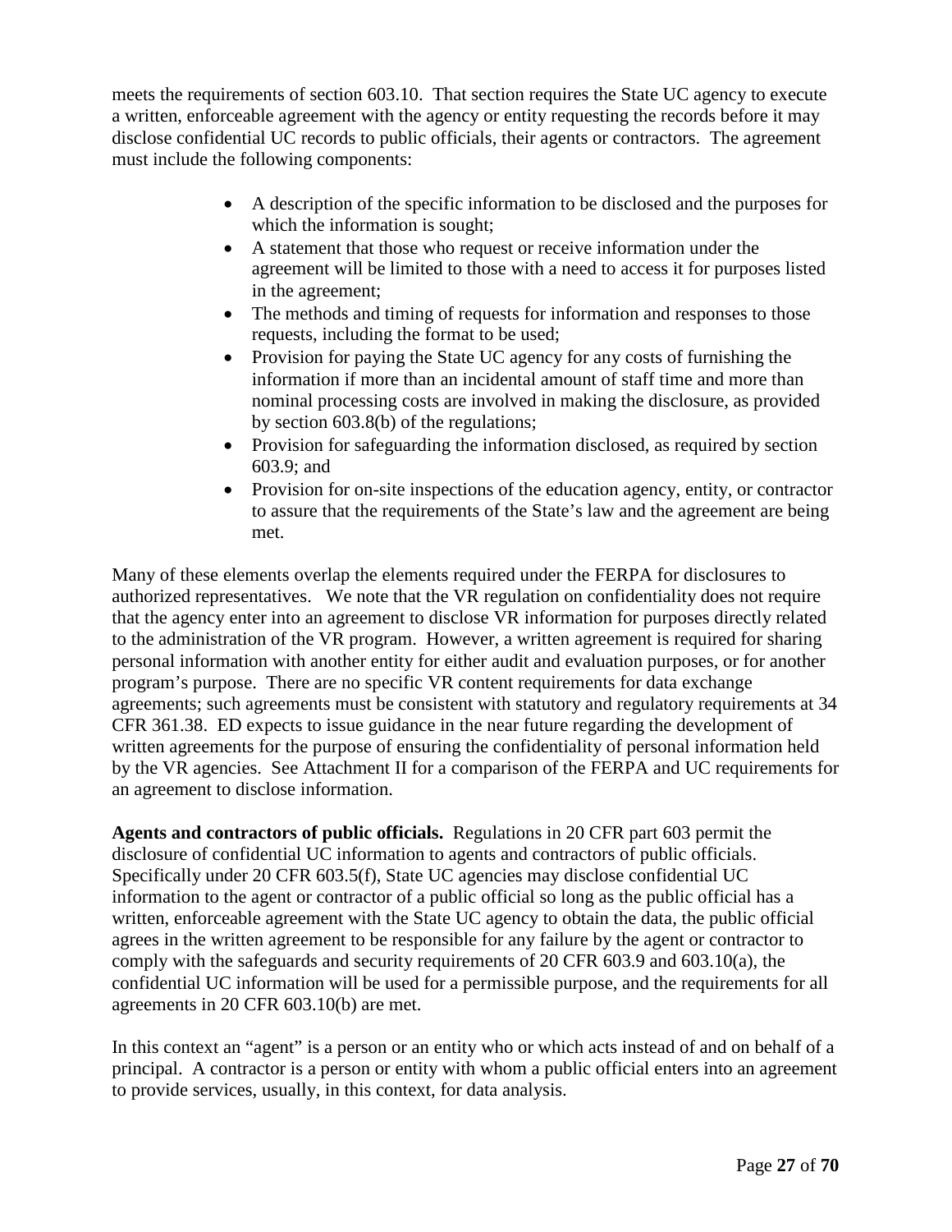meets the requirements of section 603.10. That section requires the State UC agency to execute a written, enforceable agreement with the agency or entity requesting the records before it may disclose confidential UC records to public officials, their agents or contractors. The agreement must include the following components:

- A description of the specific information to be disclosed and the purposes for which the information is sought;
- A statement that those who request or receive information under the agreement will be limited to those with a need to access it for purposes listed in the agreement;
- The methods and timing of requests for information and responses to those requests, including the format to be used;
- Provision for paying the State UC agency for any costs of furnishing the information if more than an incidental amount of staff time and more than nominal processing costs are involved in making the disclosure, as provided by section 603.8(b) of the regulations;
- Provision for safeguarding the information disclosed, as required by section 603.9; and
- Provision for on-site inspections of the education agency, entity, or contractor to assure that the requirements of the State's law and the agreement are being met.

Many of these elements overlap the elements required under the FERPA for disclosures to authorized representatives. We note that the VR regulation on confidentiality does not require that the agency enter into an agreement to disclose VR information for purposes directly related to the administration of the VR program. However, a written agreement is required for sharing personal information with another entity for either audit and evaluation purposes, or for another program's purpose. There are no specific VR content requirements for data exchange agreements; such agreements must be consistent with statutory and regulatory requirements at 34 CFR 361.38. ED expects to issue guidance in the near future regarding the development of written agreements for the purpose of ensuring the confidentiality of personal information held by the VR agencies. See Attachment II for a comparison of the FERPA and UC requirements for an agreement to disclose information.

**Agents and contractors of public officials.** Regulations in 20 CFR part 603 permit the disclosure of confidential UC information to agents and contractors of public officials. Specifically under 20 CFR 603.5(f), State UC agencies may disclose confidential UC information to the agent or contractor of a public official so long as the public official has a written, enforceable agreement with the State UC agency to obtain the data, the public official agrees in the written agreement to be responsible for any failure by the agent or contractor to comply with the safeguards and security requirements of 20 CFR 603.9 and 603.10(a), the confidential UC information will be used for a permissible purpose, and the requirements for all agreements in 20 CFR 603.10(b) are met.

In this context an "agent" is a person or an entity who or which acts instead of and on behalf of a principal. A contractor is a person or entity with whom a public official enters into an agreement to provide services, usually, in this context, for data analysis.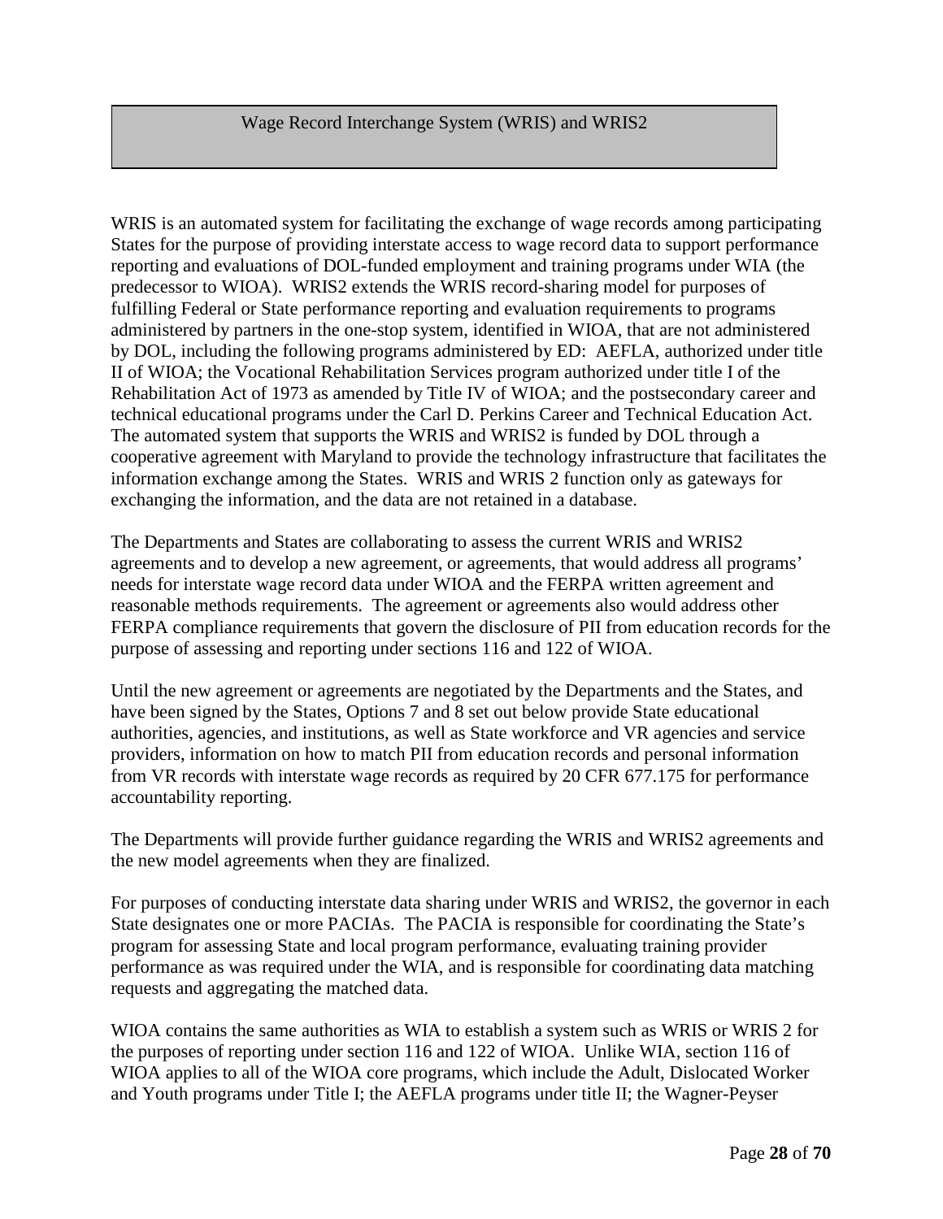## Wage Record Interchange System (WRIS) and WRIS2

WRIS is an automated system for facilitating the exchange of wage records among participating States for the purpose of providing interstate access to wage record data to support performance reporting and evaluations of DOL-funded employment and training programs under WIA (the predecessor to WIOA). WRIS2 extends the WRIS record-sharing model for purposes of fulfilling Federal or State performance reporting and evaluation requirements to programs administered by partners in the one-stop system, identified in WIOA, that are not administered by DOL, including the following programs administered by ED: AEFLA, authorized under title II of WIOA; the Vocational Rehabilitation Services program authorized under title I of the Rehabilitation Act of 1973 as amended by Title IV of WIOA; and the postsecondary career and technical educational programs under the Carl D. Perkins Career and Technical Education Act. The automated system that supports the WRIS and WRIS2 is funded by DOL through a cooperative agreement with Maryland to provide the technology infrastructure that facilitates the information exchange among the States. WRIS and WRIS 2 function only as gateways for exchanging the information, and the data are not retained in a database.

The Departments and States are collaborating to assess the current WRIS and WRIS2 agreements and to develop a new agreement, or agreements, that would address all programs' needs for interstate wage record data under WIOA and the FERPA written agreement and reasonable methods requirements. The agreement or agreements also would address other FERPA compliance requirements that govern the disclosure of PII from education records for the purpose of assessing and reporting under sections 116 and 122 of WIOA.

Until the new agreement or agreements are negotiated by the Departments and the States, and have been signed by the States, Options 7 and 8 set out below provide State educational authorities, agencies, and institutions, as well as State workforce and VR agencies and service providers, information on how to match PII from education records and personal information from VR records with interstate wage records as required by 20 CFR 677.175 for performance accountability reporting.

The Departments will provide further guidance regarding the WRIS and WRIS2 agreements and the new model agreements when they are finalized.

For purposes of conducting interstate data sharing under WRIS and WRIS2, the governor in each State designates one or more PACIAs. The PACIA is responsible for coordinating the State's program for assessing State and local program performance, evaluating training provider performance as was required under the WIA, and is responsible for coordinating data matching requests and aggregating the matched data.

WIOA contains the same authorities as WIA to establish a system such as WRIS or WRIS 2 for the purposes of reporting under section 116 and 122 of WIOA. Unlike WIA, section 116 of WIOA applies to all of the WIOA core programs, which include the Adult, Dislocated Worker and Youth programs under Title I; the AEFLA programs under title II; the Wagner-Peyser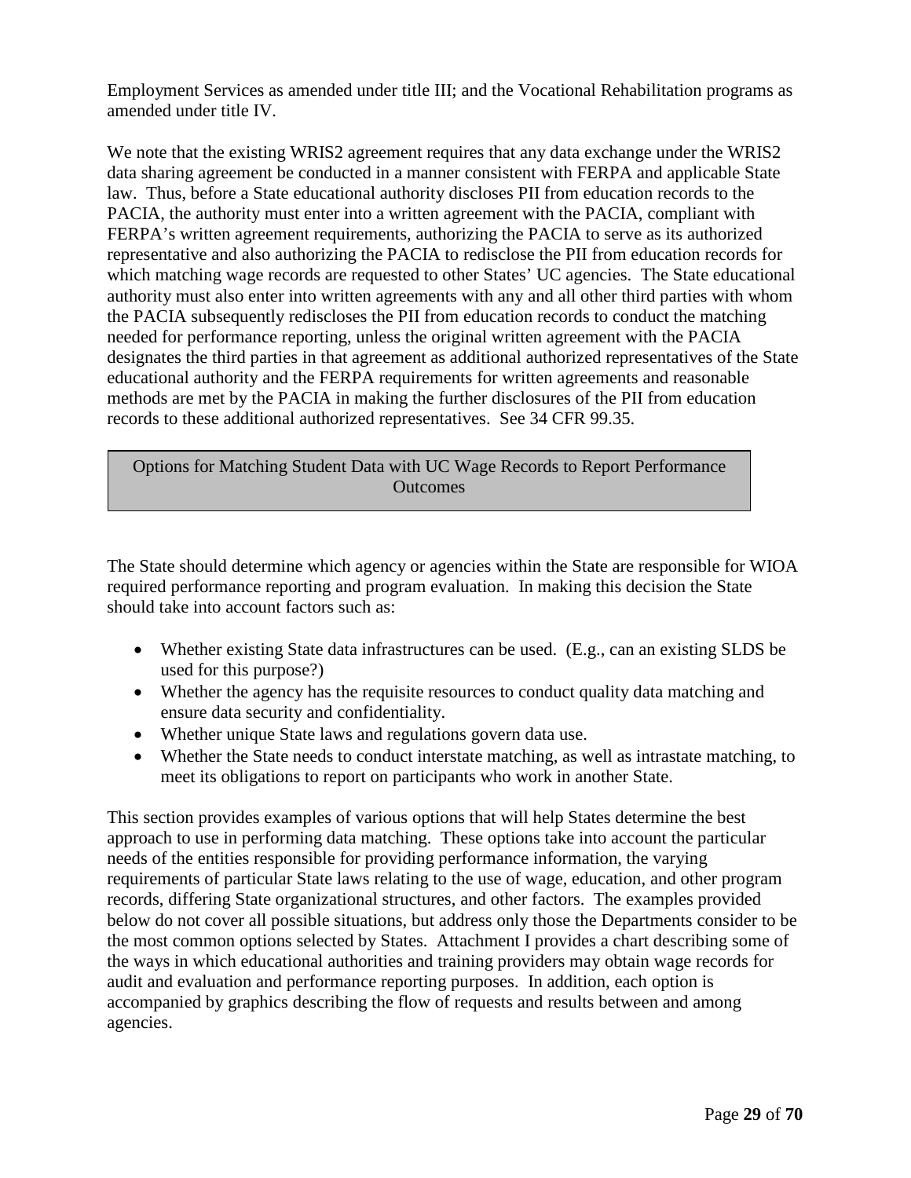Employment Services as amended under title III; and the Vocational Rehabilitation programs as amended under title IV.

We note that the existing WRIS2 agreement requires that any data exchange under the WRIS2 data sharing agreement be conducted in a manner consistent with FERPA and applicable State law. Thus, before a State educational authority discloses PII from education records to the PACIA, the authority must enter into a written agreement with the PACIA, compliant with FERPA's written agreement requirements, authorizing the PACIA to serve as its authorized representative and also authorizing the PACIA to redisclose the PII from education records for which matching wage records are requested to other States' UC agencies. The State educational authority must also enter into written agreements with any and all other third parties with whom the PACIA subsequently rediscloses the PII from education records to conduct the matching needed for performance reporting, unless the original written agreement with the PACIA designates the third parties in that agreement as additional authorized representatives of the State educational authority and the FERPA requirements for written agreements and reasonable methods are met by the PACIA in making the further disclosures of the PII from education records to these additional authorized representatives. See 34 CFR 99.35.

## Options for Matching Student Data with UC Wage Records to Report Performance Outcomes

The State should determine which agency or agencies within the State are responsible for WIOA required performance reporting and program evaluation. In making this decision the State should take into account factors such as:

- Whether existing State data infrastructures can be used. (E.g., can an existing SLDS be used for this purpose?)
- Whether the agency has the requisite resources to conduct quality data matching and ensure data security and confidentiality.
- Whether unique State laws and regulations govern data use.
- Whether the State needs to conduct interstate matching, as well as intrastate matching, to meet its obligations to report on participants who work in another State.

This section provides examples of various options that will help States determine the best approach to use in performing data matching. These options take into account the particular needs of the entities responsible for providing performance information, the varying requirements of particular State laws relating to the use of wage, education, and other program records, differing State organizational structures, and other factors. The examples provided below do not cover all possible situations, but address only those the Departments consider to be the most common options selected by States. Attachment I provides a chart describing some of the ways in which educational authorities and training providers may obtain wage records for audit and evaluation and performance reporting purposes. In addition, each option is accompanied by graphics describing the flow of requests and results between and among agencies.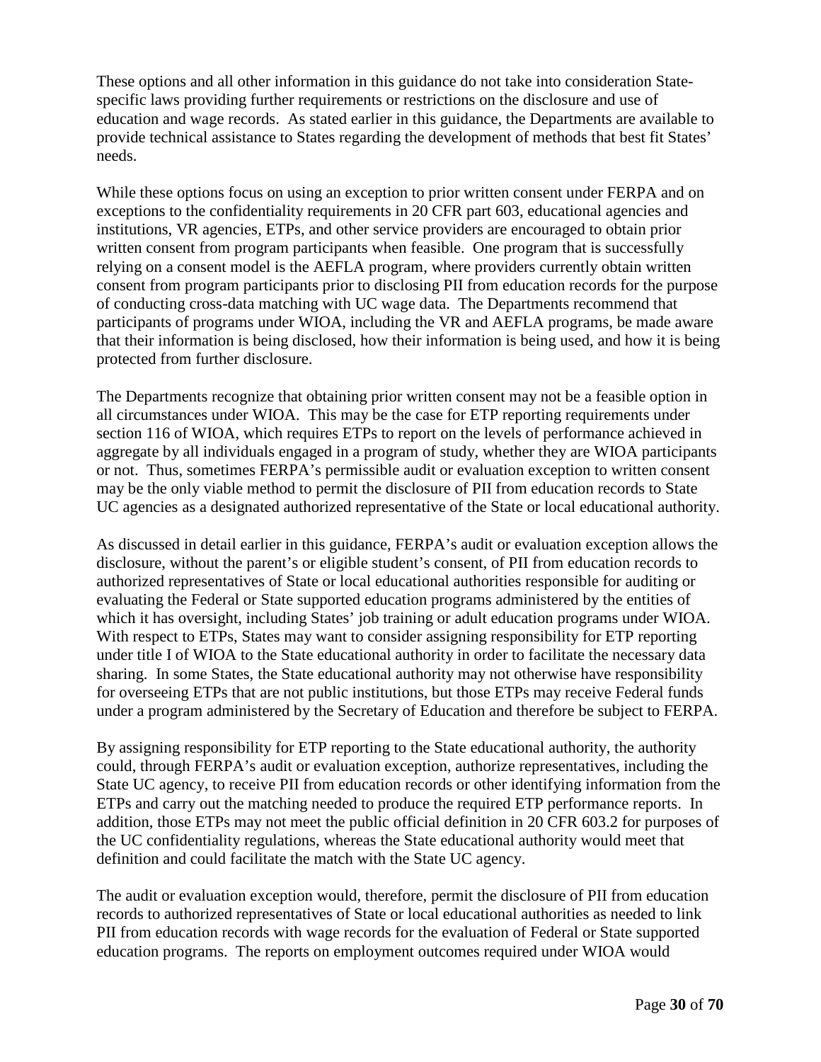These options and all other information in this guidance do not take into consideration State-specific laws providing further requirements or restrictions on the disclosure and use of education and wage records. As stated earlier in this guidance, the Departments are available to provide technical assistance to States regarding the development of methods that best fit States' needs.

While these options focus on using an exception to prior written consent under FERPA and on exceptions to the confidentiality requirements in 20 CFR part 603, educational agencies and institutions, VR agencies, ETPs, and other service providers are encouraged to obtain prior written consent from program participants when feasible. One program that is successfully relying on a consent model is the AEFLA program, where providers currently obtain written consent from program participants prior to disclosing PII from education records for the purpose of conducting cross-data matching with UC wage data. The Departments recommend that participants of programs under WIOA, including the VR and AEFLA programs, be made aware that their information is being disclosed, how their information is being used, and how it is being protected from further disclosure.

The Departments recognize that obtaining prior written consent may not be a feasible option in all circumstances under WIOA. This may be the case for ETP reporting requirements under section 116 of WIOA, which requires ETPs to report on the levels of performance achieved in aggregate by all individuals engaged in a program of study, whether they are WIOA participants or not. Thus, sometimes FERPA's permissible audit or evaluation exception to written consent may be the only viable method to permit the disclosure of PII from education records to State UC agencies as a designated authorized representative of the State or local educational authority.

As discussed in detail earlier in this guidance, FERPA's audit or evaluation exception allows the disclosure, without the parent's or eligible student's consent, of PII from education records to authorized representatives of State or local educational authorities responsible for auditing or evaluating the Federal or State supported education programs administered by the entities of which it has oversight, including States' job training or adult education programs under WIOA. With respect to ETPs, States may want to consider assigning responsibility for ETP reporting under title I of WIOA to the State educational authority in order to facilitate the necessary data sharing. In some States, the State educational authority may not otherwise have responsibility for overseeing ETPs that are not public institutions, but those ETPs may receive Federal funds under a program administered by the Secretary of Education and therefore be subject to FERPA.

By assigning responsibility for ETP reporting to the State educational authority, the authority could, through FERPA's audit or evaluation exception, authorize representatives, including the State UC agency, to receive PII from education records or other identifying information from the ETPs and carry out the matching needed to produce the required ETP performance reports. In addition, those ETPs may not meet the public official definition in 20 CFR 603.2 for purposes of the UC confidentiality regulations, whereas the State educational authority would meet that definition and could facilitate the match with the State UC agency.

The audit or evaluation exception would, therefore, permit the disclosure of PII from education records to authorized representatives of State or local educational authorities as needed to link PII from education records with wage records for the evaluation of Federal or State supported education programs. The reports on employment outcomes required under WIOA would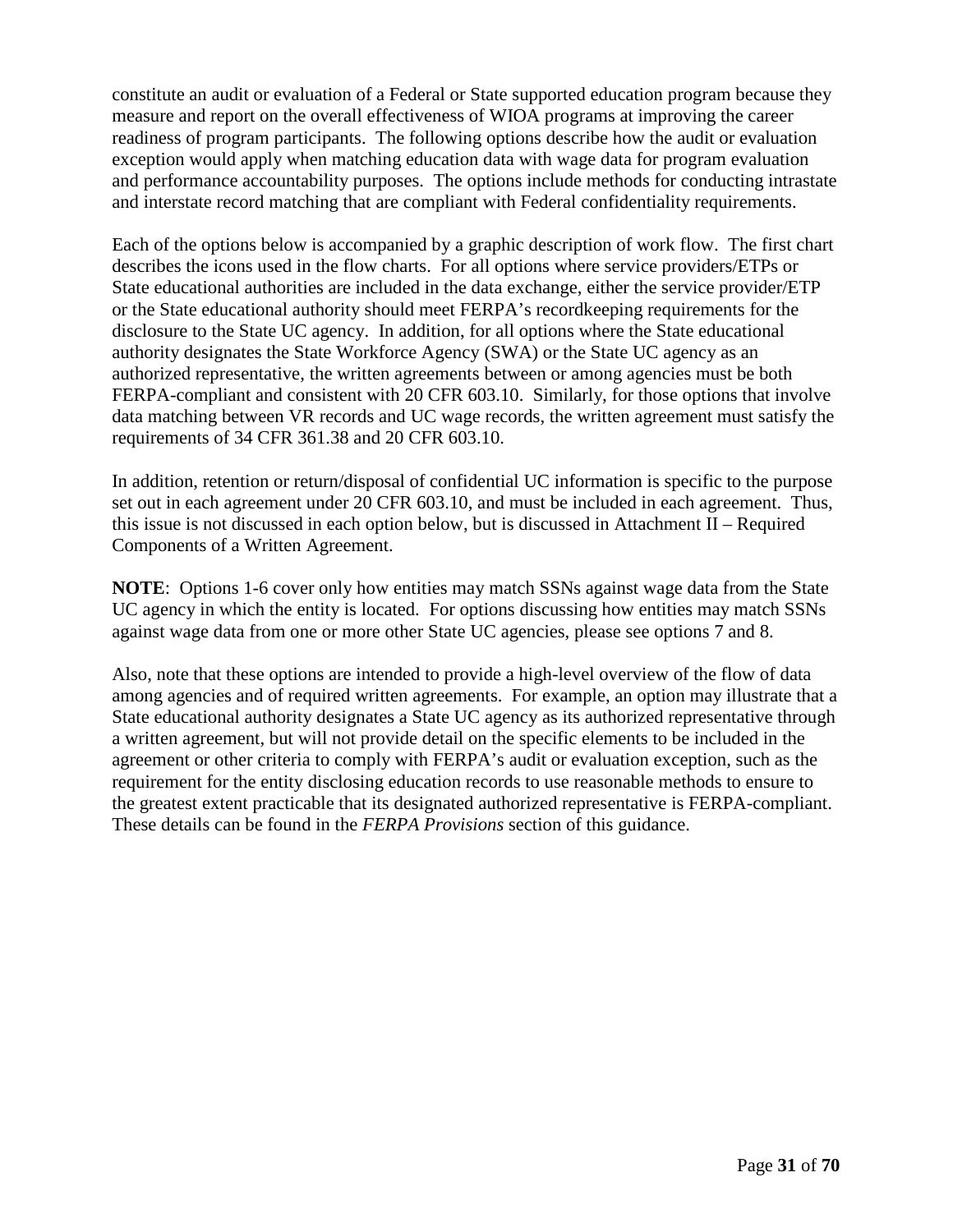constitute an audit or evaluation of a Federal or State supported education program because they measure and report on the overall effectiveness of WIOA programs at improving the career readiness of program participants. The following options describe how the audit or evaluation exception would apply when matching education data with wage data for program evaluation and performance accountability purposes. The options include methods for conducting intrastate and interstate record matching that are compliant with Federal confidentiality requirements.

Each of the options below is accompanied by a graphic description of work flow. The first chart describes the icons used in the flow charts. For all options where service providers/ETPs or State educational authorities are included in the data exchange, either the service provider/ETP or the State educational authority should meet FERPA's recordkeeping requirements for the disclosure to the State UC agency. In addition, for all options where the State educational authority designates the State Workforce Agency (SWA) or the State UC agency as an authorized representative, the written agreements between or among agencies must be both FERPA-compliant and consistent with 20 CFR 603.10. Similarly, for those options that involve data matching between VR records and UC wage records, the written agreement must satisfy the requirements of 34 CFR 361.38 and 20 CFR 603.10.

In addition, retention or return/disposal of confidential UC information is specific to the purpose set out in each agreement under 20 CFR 603.10, and must be included in each agreement. Thus, this issue is not discussed in each option below, but is discussed in Attachment II – Required Components of a Written Agreement.

**NOTE**: Options 1-6 cover only how entities may match SSNs against wage data from the State UC agency in which the entity is located. For options discussing how entities may match SSNs against wage data from one or more other State UC agencies, please see options 7 and 8.

Also, note that these options are intended to provide a high-level overview of the flow of data among agencies and of required written agreements. For example, an option may illustrate that a State educational authority designates a State UC agency as its authorized representative through a written agreement, but will not provide detail on the specific elements to be included in the agreement or other criteria to comply with FERPA's audit or evaluation exception, such as the requirement for the entity disclosing education records to use reasonable methods to ensure to the greatest extent practicable that its designated authorized representative is FERPA-compliant. These details can be found in the *FERPA Provisions* section of this guidance.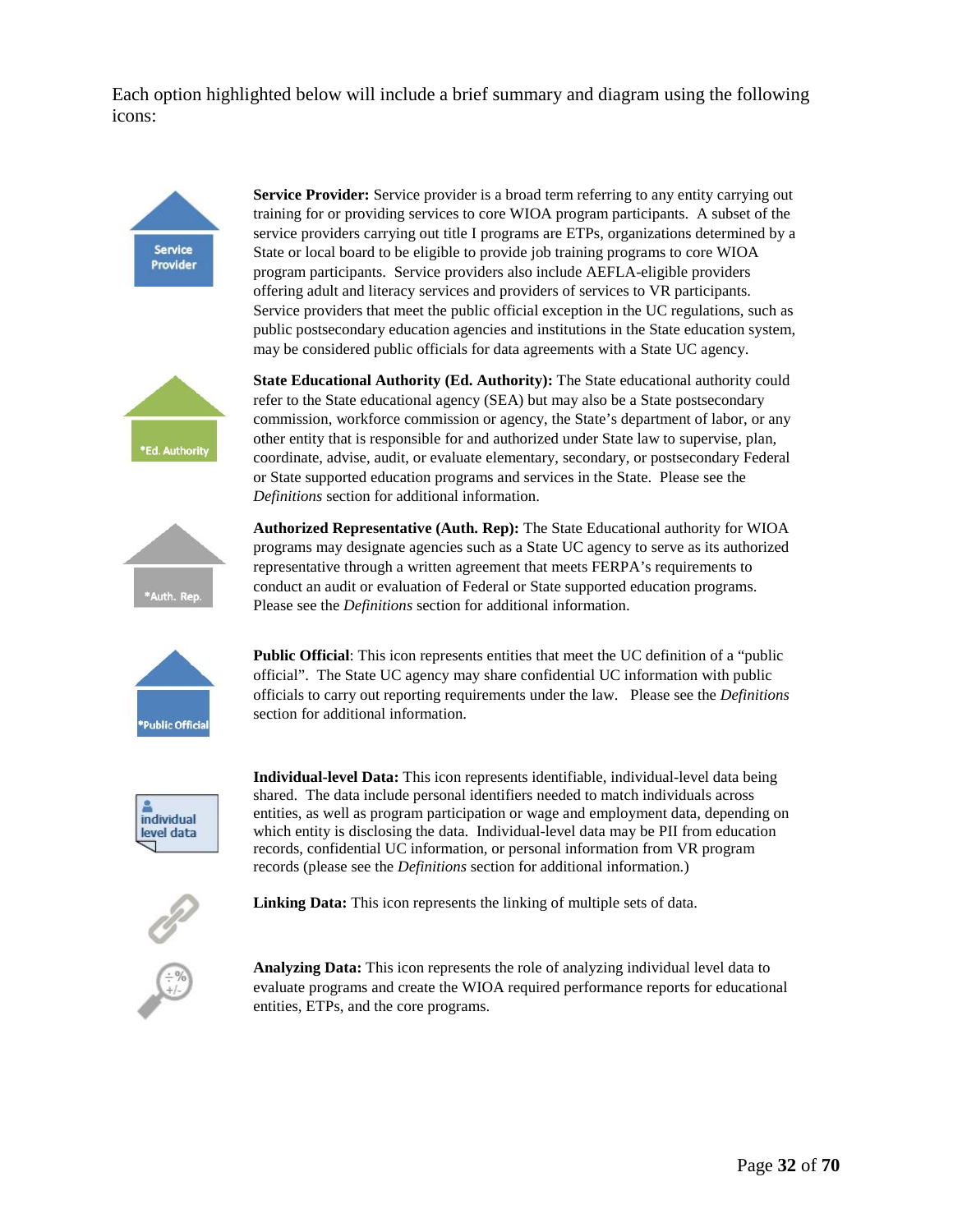Each option highlighted below will include a brief summary and diagram using the following icons:

**Service Provider:** Service provider is a broad term referring to any entity carrying out training for or providing services to core WIOA program participants. A subset of the service providers carrying out title I programs are ETPs, organizations determined by a State or local board to be eligible to provide job training programs to core WIOA program participants. Service providers also include AEFLA-eligible providers offering adult and literacy services and providers of services to VR participants. Service providers that meet the public official exception in the UC regulations, such as public postsecondary education agencies and institutions in the State education system, may be considered public officials for data agreements with a State UC agency.

**State Educational Authority (Ed. Authority):** The State educational authority could refer to the State educational agency (SEA) but may also be a State postsecondary commission, workforce commission or agency, the State's department of labor, or any other entity that is responsible for and authorized under State law to supervise, plan, coordinate, advise, audit, or evaluate elementary, secondary, or postsecondary Federal or State supported education programs and services in the State. Please see the *Definitions* section for additional information.

**Authorized Representative (Auth. Rep):** The State Educational authority for WIOA programs may designate agencies such as a State UC agency to serve as its authorized representative through a written agreement that meets FERPA's requirements to conduct an audit or evaluation of Federal or State supported education programs. Please see the *Definitions* section for additional information.

**Public Official**: This icon represents entities that meet the UC definition of a "public official". The State UC agency may share confidential UC information with public officials to carry out reporting requirements under the law. Please see the *Definitions* section for additional information.

**Individual-level Data:** This icon represents identifiable, individual-level data being shared. The data include personal identifiers needed to match individuals across entities, as well as program participation or wage and employment data, depending on which entity is disclosing the data. Individual-level data may be PII from education records, confidential UC information, or personal information from VR program records (please see the *Definitions* section for additional information.)

**Linking Data:** This icon represents the linking of multiple sets of data.

**Analyzing Data:** This icon represents the role of analyzing individual level data to evaluate programs and create the WIOA required performance reports for educational entities, ETPs, and the core programs.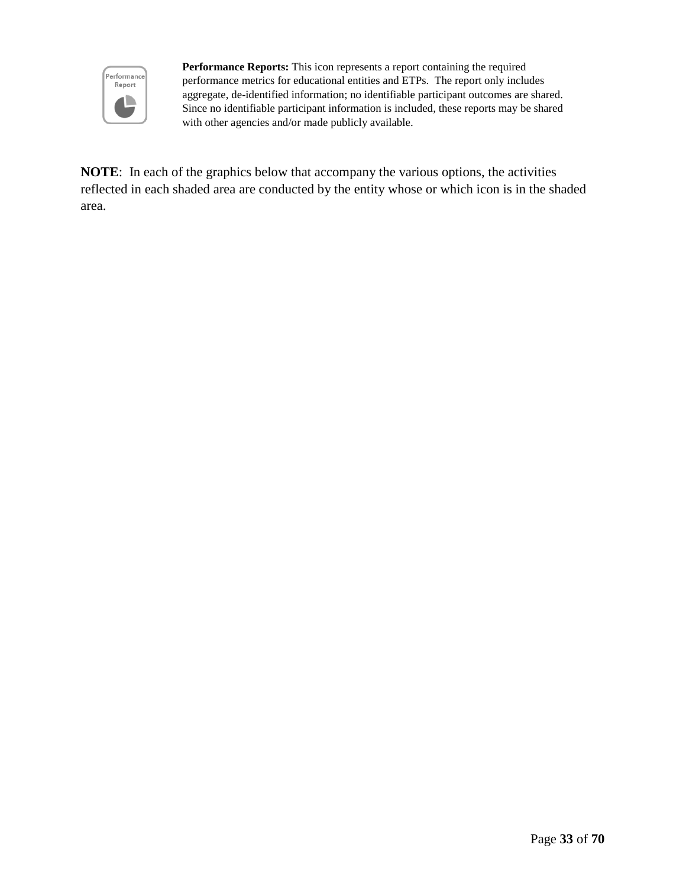**Performance Reports:** This icon represents a report containing the required performance metrics for educational entities and ETPs. The report only includes aggregate, de-identified information; no identifiable participant outcomes are shared. Since no identifiable participant information is included, these reports may be shared with other agencies and/or made publicly available.

**NOTE**: In each of the graphics below that accompany the various options, the activities reflected in each shaded area are conducted by the entity whose or which icon is in the shaded area.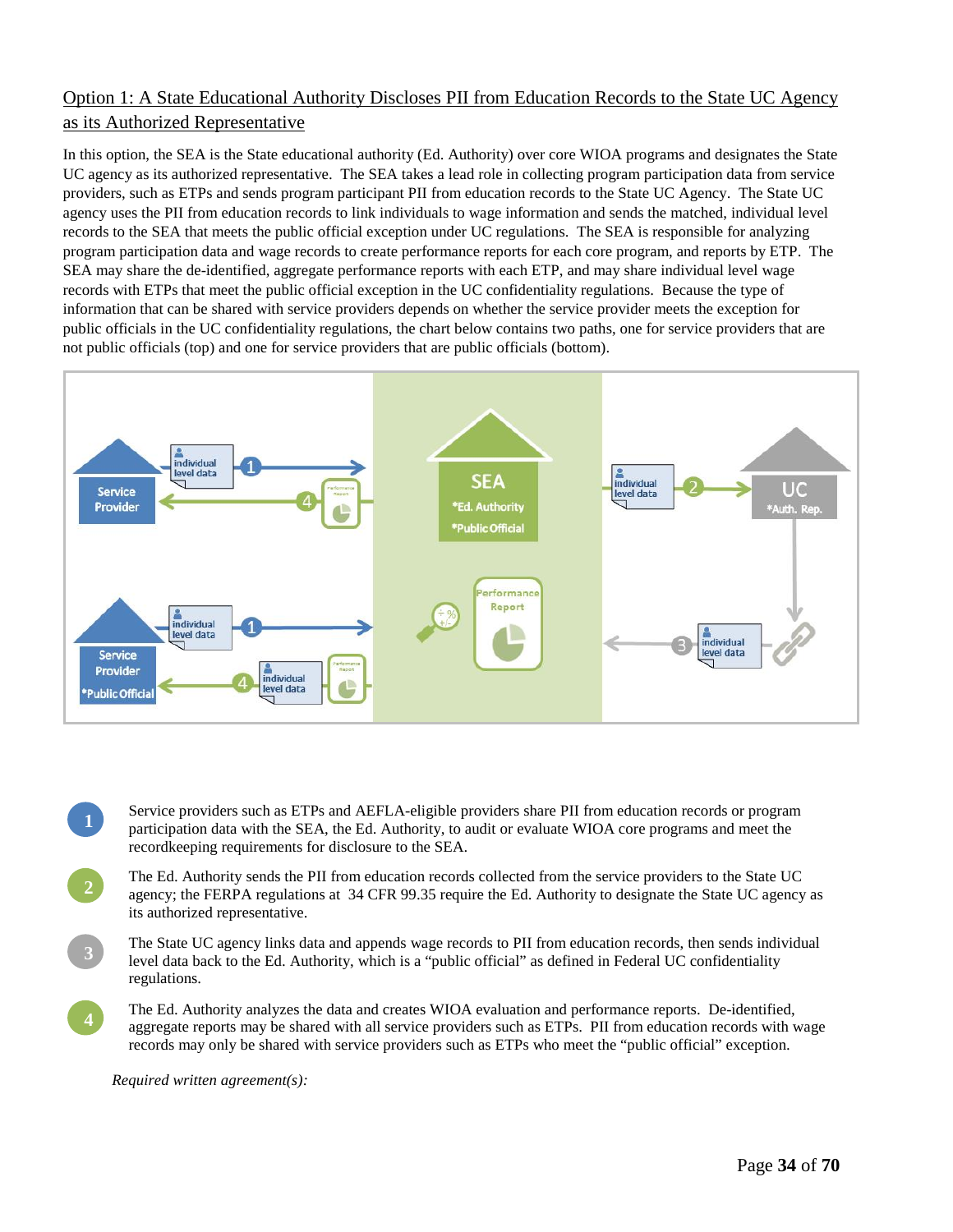## Option 1: A State Educational Authority Discloses PII from Education Records to the State UC Agency as its Authorized Representative

In this option, the SEA is the State educational authority (Ed. Authority) over core WIOA programs and designates the State UC agency as its authorized representative. The SEA takes a lead role in collecting program participation data from service providers, such as ETPs and sends program participant PII from education records to the State UC Agency. The State UC agency uses the PII from education records to link individuals to wage information and sends the matched, individual level records to the SEA that meets the public official exception under UC regulations. The SEA is responsible for analyzing program participation data and wage records to create performance reports for each core program, and reports by ETP. The SEA may share the de-identified, aggregate performance reports with each ETP, and may share individual level wage records with ETPs that meet the public official exception in the UC confidentiality regulations. Because the type of information that can be shared with service providers depends on whether the service provider meets the exception for public officials in the UC confidentiality regulations, the chart below contains two paths, one for service providers that are not public officials (top) and one for service providers that are public officials (bottom).

1. Service providers such as ETPs and AEFLA-eligible providers share PII from education records or program participation data with the SEA, the Ed. Authority, to audit or evaluate WIOA core programs and meet the recordkeeping requirements for disclosure to the SEA.
2. The Ed. Authority sends the PII from education records collected from the service providers to the State UC agency; the FERPA regulations at 34 CFR 99.35 require the Ed. Authority to designate the State UC agency as its authorized representative.
3. The State UC agency links data and appends wage records to PII from education records, then sends individual level data back to the Ed. Authority, which is a "public official" as defined in Federal UC confidentiality regulations.
4. The Ed. Authority analyzes the data and creates WIOA evaluation and performance reports. De-identified, aggregate reports may be shared with all service providers such as ETPs. PII from education records with wage records may only be shared with service providers such as ETPs who meet the "public official" exception.

*Required written agreement(s):*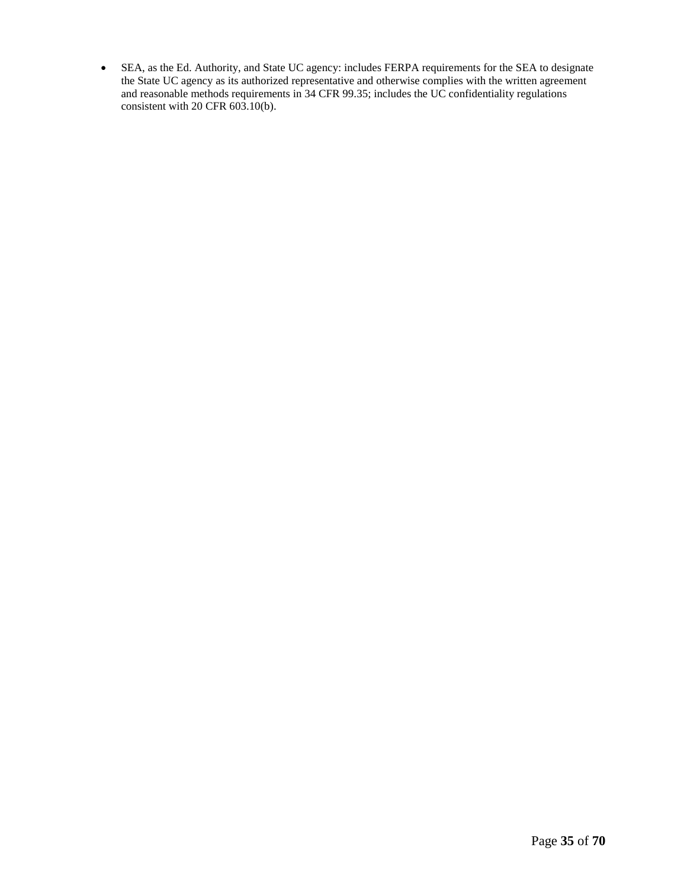- SEA, as the Ed. Authority, and State UC agency: includes FERPA requirements for the SEA to designate the State UC agency as its authorized representative and otherwise complies with the written agreement and reasonable methods requirements in 34 CFR 99.35; includes the UC confidentiality regulations consistent with 20 CFR 603.10(b).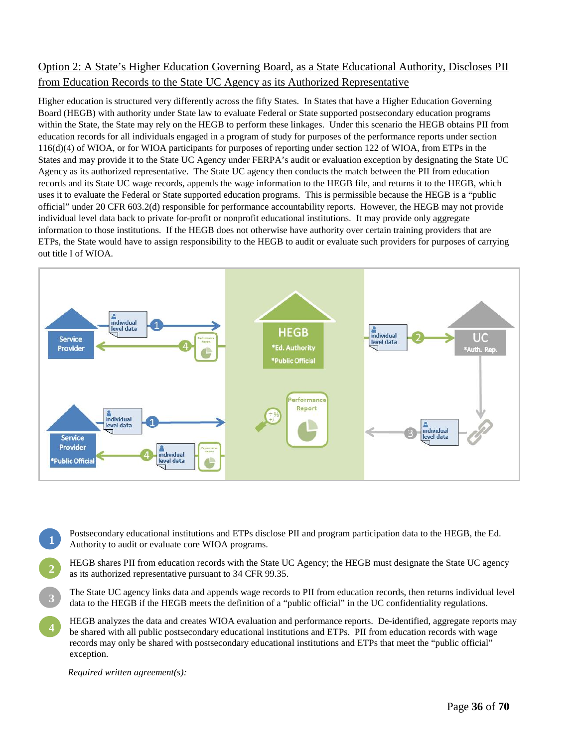## Option 2: A State's Higher Education Governing Board, as a State Educational Authority, Discloses PII from Education Records to the State UC Agency as its Authorized Representative

Higher education is structured very differently across the fifty States. In States that have a Higher Education Governing Board (HEGB) with authority under State law to evaluate Federal or State supported postsecondary education programs within the State, the State may rely on the HEGB to perform these linkages. Under this scenario the HEGB obtains PII from education records for all individuals engaged in a program of study for purposes of the performance reports under section 116(d)(4) of WIOA, or for WIOA participants for purposes of reporting under section 122 of WIOA, from ETPs in the States and may provide it to the State UC Agency under FERPA's audit or evaluation exception by designating the State UC Agency as its authorized representative. The State UC agency then conducts the match between the PII from education records and its State UC wage records, appends the wage information to the HEGB file, and returns it to the HEGB, which uses it to evaluate the Federal or State supported education programs. This is permissible because the HEGB is a "public official" under 20 CFR 603.2(d) responsible for performance accountability reports. However, the HEGB may not provide individual level data back to private for-profit or nonprofit educational institutions. It may provide only aggregate information to those institutions. If the HEGB does not otherwise have authority over certain training providers that are ETPs, the State would have to assign responsibility to the HEGB to audit or evaluate such providers for purposes of carrying out title I of WIOA.

1. Postsecondary educational institutions and ETPs disclose PII and program participation data to the HEGB, the Ed. Authority to audit or evaluate core WIOA programs.
2. HEGB shares PII from education records with the State UC Agency; the HEGB must designate the State UC agency as its authorized representative pursuant to 34 CFR 99.35.
3. The State UC agency links data and appends wage records to PII from education records, then returns individual level data to the HEGB if the HEGB meets the definition of a "public official" in the UC confidentiality regulations.
4. HEGB analyzes the data and creates WIOA evaluation and performance reports. De-identified, aggregate reports may be shared with all public postsecondary educational institutions and ETPs. PII from education records with wage records may only be shared with postsecondary educational institutions and ETPs that meet the "public official" exception.

*Required written agreement(s):*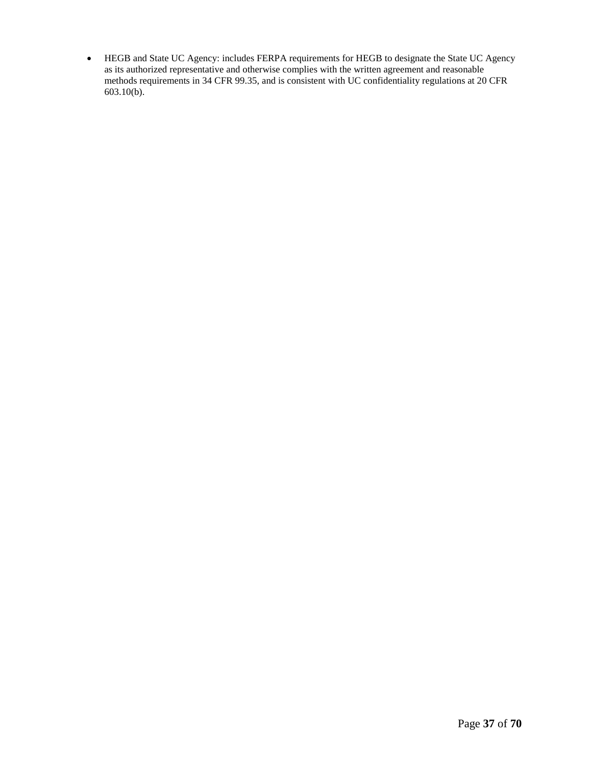- HEGB and State UC Agency: includes FERPA requirements for HEGB to designate the State UC Agency as its authorized representative and otherwise complies with the written agreement and reasonable methods requirements in 34 CFR 99.35, and is consistent with UC confidentiality regulations at 20 CFR 603.10(b).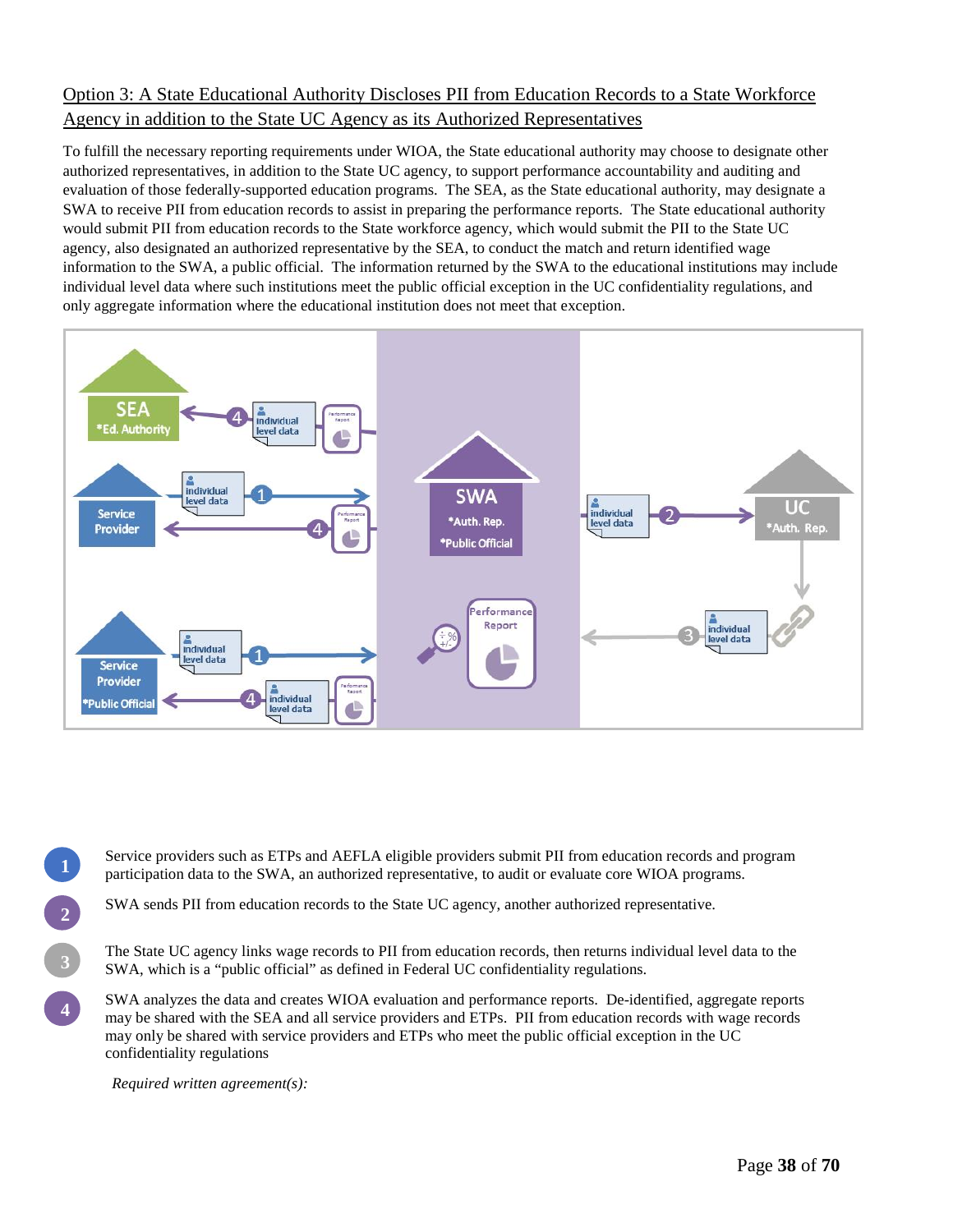## Option 3: A State Educational Authority Discloses PII from Education Records to a State Workforce Agency in addition to the State UC Agency as its Authorized Representatives

To fulfill the necessary reporting requirements under WIOA, the State educational authority may choose to designate other authorized representatives, in addition to the State UC agency, to support performance accountability and auditing and evaluation of those federally-supported education programs. The SEA, as the State educational authority, may designate a SWA to receive PII from education records to assist in preparing the performance reports. The State educational authority would submit PII from education records to the State workforce agency, which would submit the PII to the State UC agency, also designated an authorized representative by the SEA, to conduct the match and return identified wage information to the SWA, a public official. The information returned by the SWA to the educational institutions may include individual level data where such institutions meet the public official exception in the UC confidentiality regulations, and only aggregate information where the educational institution does not meet that exception.

1. Service providers such as ETPs and AEFLA eligible providers submit PII from education records and program participation data to the SWA, an authorized representative, to audit or evaluate core WIOA programs.
2. SWA sends PII from education records to the State UC agency, another authorized representative.
3. The State UC agency links wage records to PII from education records, then returns individual level data to the SWA, which is a "public official" as defined in Federal UC confidentiality regulations.
4. SWA analyzes the data and creates WIOA evaluation and performance reports. De-identified, aggregate reports may be shared with the SEA and all service providers and ETPs. PII from education records with wage records may only be shared with service providers and ETPs who meet the public official exception in the UC confidentiality regulations

*Required written agreement(s):*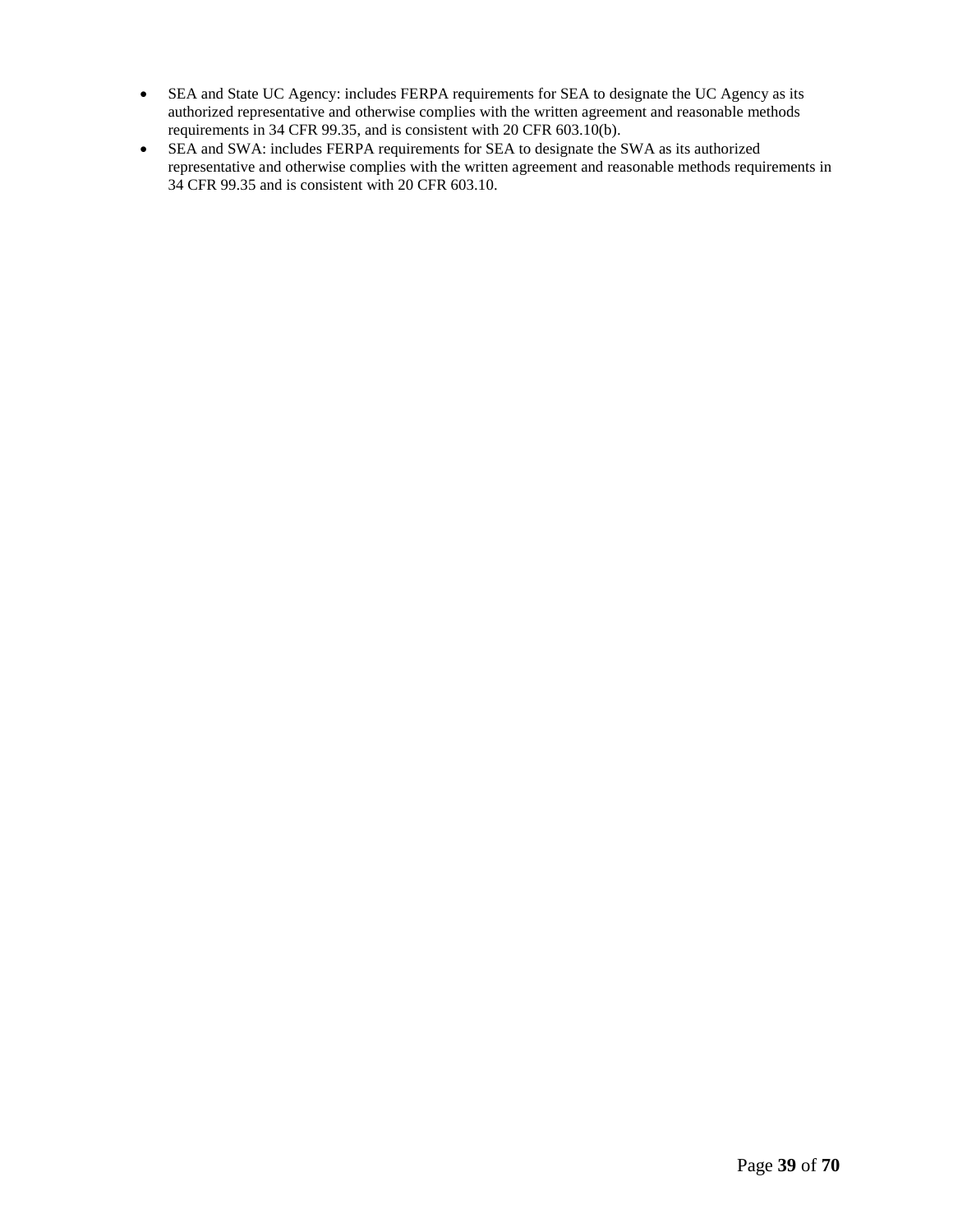- SEA and State UC Agency: includes FERPA requirements for SEA to designate the UC Agency as its authorized representative and otherwise complies with the written agreement and reasonable methods requirements in 34 CFR 99.35, and is consistent with 20 CFR 603.10(b).
- SEA and SWA: includes FERPA requirements for SEA to designate the SWA as its authorized representative and otherwise complies with the written agreement and reasonable methods requirements in 34 CFR 99.35 and is consistent with 20 CFR 603.10.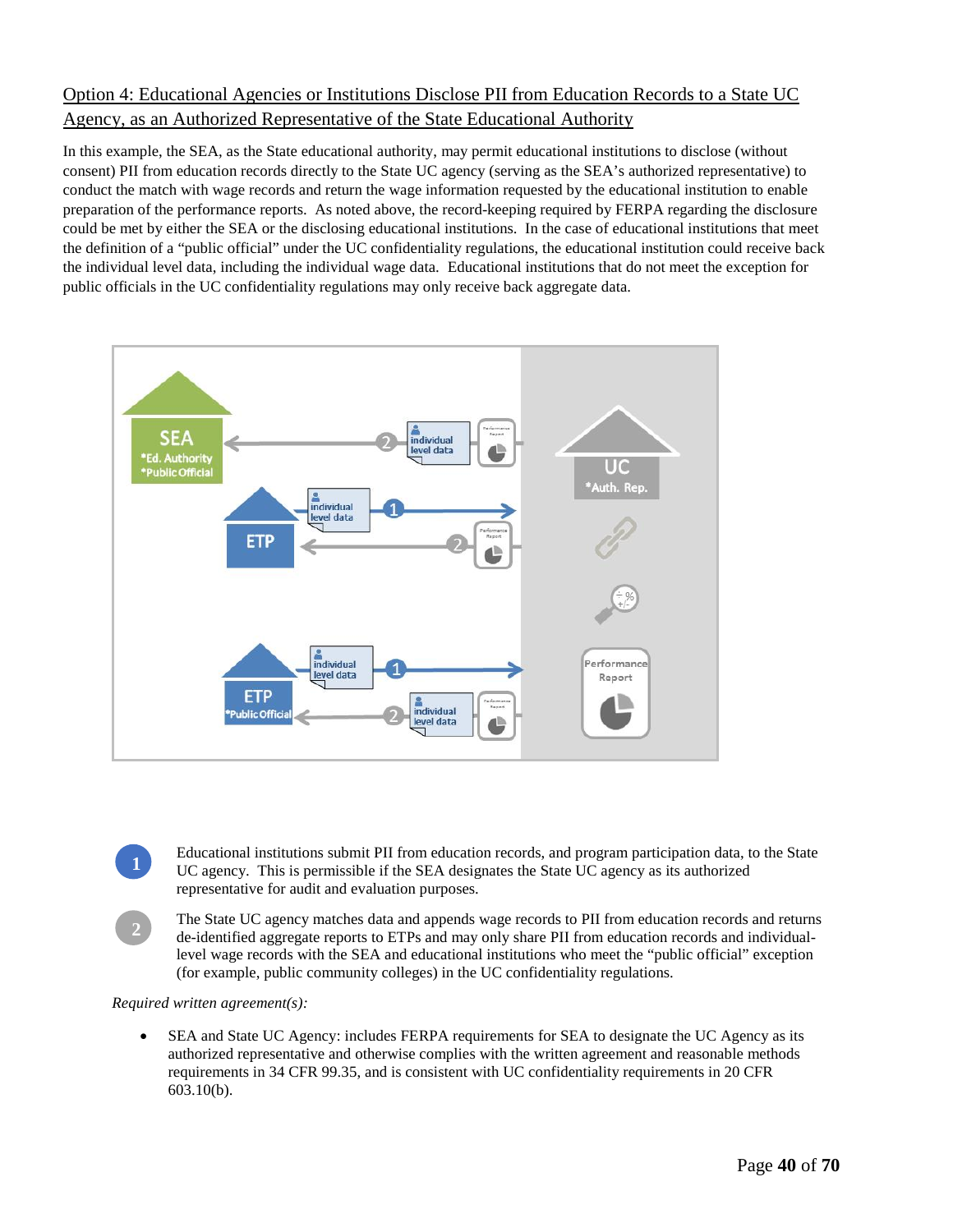Option 4: Educational Agencies or Institutions Disclose PII from Education Records to a State UC Agency, as an Authorized Representative of the State Educational Authority

In this example, the SEA, as the State educational authority, may permit educational institutions to disclose (without consent) PII from education records directly to the State UC agency (serving as the SEA's authorized representative) to conduct the match with wage records and return the wage information requested by the educational institution to enable preparation of the performance reports. As noted above, the record-keeping required by FERPA regarding the disclosure could be met by either the SEA or the disclosing educational institutions. In the case of educational institutions that meet the definition of a "public official" under the UC confidentiality regulations, the educational institution could receive back the individual level data, including the individual wage data. Educational institutions that do not meet the exception for public officials in the UC confidentiality regulations may only receive back aggregate data.

1. Educational institutions submit PII from education records, and program participation data, to the State UC agency. This is permissible if the SEA designates the State UC agency as its authorized representative for audit and evaluation purposes.

2. The State UC agency matches data and appends wage records to PII from education records and returns de-identified aggregate reports to ETPs and may only share PII from education records and individual-level wage records with the SEA and educational institutions who meet the "public official" exception (for example, public community colleges) in the UC confidentiality regulations.

*Required written agreement(s):*

- SEA and State UC Agency: includes FERPA requirements for SEA to designate the UC Agency as its authorized representative and otherwise complies with the written agreement and reasonable methods requirements in 34 CFR 99.35, and is consistent with UC confidentiality requirements in 20 CFR 603.10(b).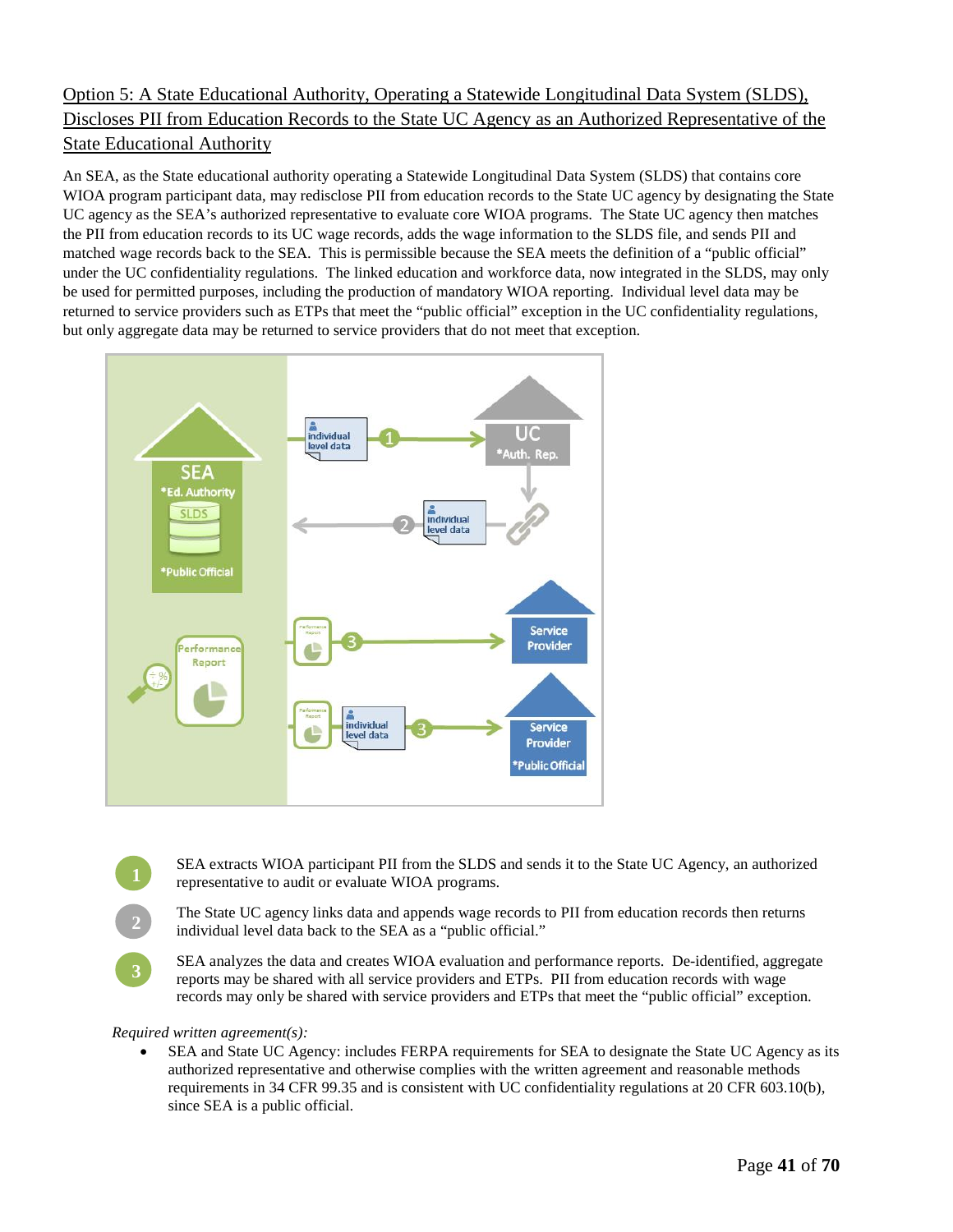## Option 5: A State Educational Authority, Operating a Statewide Longitudinal Data System (SLDS), Discloses PII from Education Records to the State UC Agency as an Authorized Representative of the State Educational Authority

An SEA, as the State educational authority operating a Statewide Longitudinal Data System (SLDS) that contains core WIOA program participant data, may redisclose PII from education records to the State UC agency by designating the State UC agency as the SEA's authorized representative to evaluate core WIOA programs. The State UC agency then matches the PII from education records to its UC wage records, adds the wage information to the SLDS file, and sends PII and matched wage records back to the SEA. This is permissible because the SEA meets the definition of a "public official" under the UC confidentiality regulations. The linked education and workforce data, now integrated in the SLDS, may only be used for permitted purposes, including the production of mandatory WIOA reporting. Individual level data may be returned to service providers such as ETPs that meet the "public official" exception in the UC confidentiality regulations, but only aggregate data may be returned to service providers that do not meet that exception.

1. SEA extracts WIOA participant PII from the SLDS and sends it to the State UC Agency, an authorized representative to audit or evaluate WIOA programs.
2. The State UC agency links data and appends wage records to PII from education records then returns individual level data back to the SEA as a "public official."
3. SEA analyzes the data and creates WIOA evaluation and performance reports. De-identified, aggregate reports may be shared with all service providers and ETPs. PII from education records with wage records may only be shared with service providers and ETPs that meet the "public official" exception.

*Required written agreement(s):*

- SEA and State UC Agency: includes FERPA requirements for SEA to designate the State UC Agency as its authorized representative and otherwise complies with the written agreement and reasonable methods requirements in 34 CFR 99.35 and is consistent with UC confidentiality regulations at 20 CFR 603.10(b), since SEA is a public official.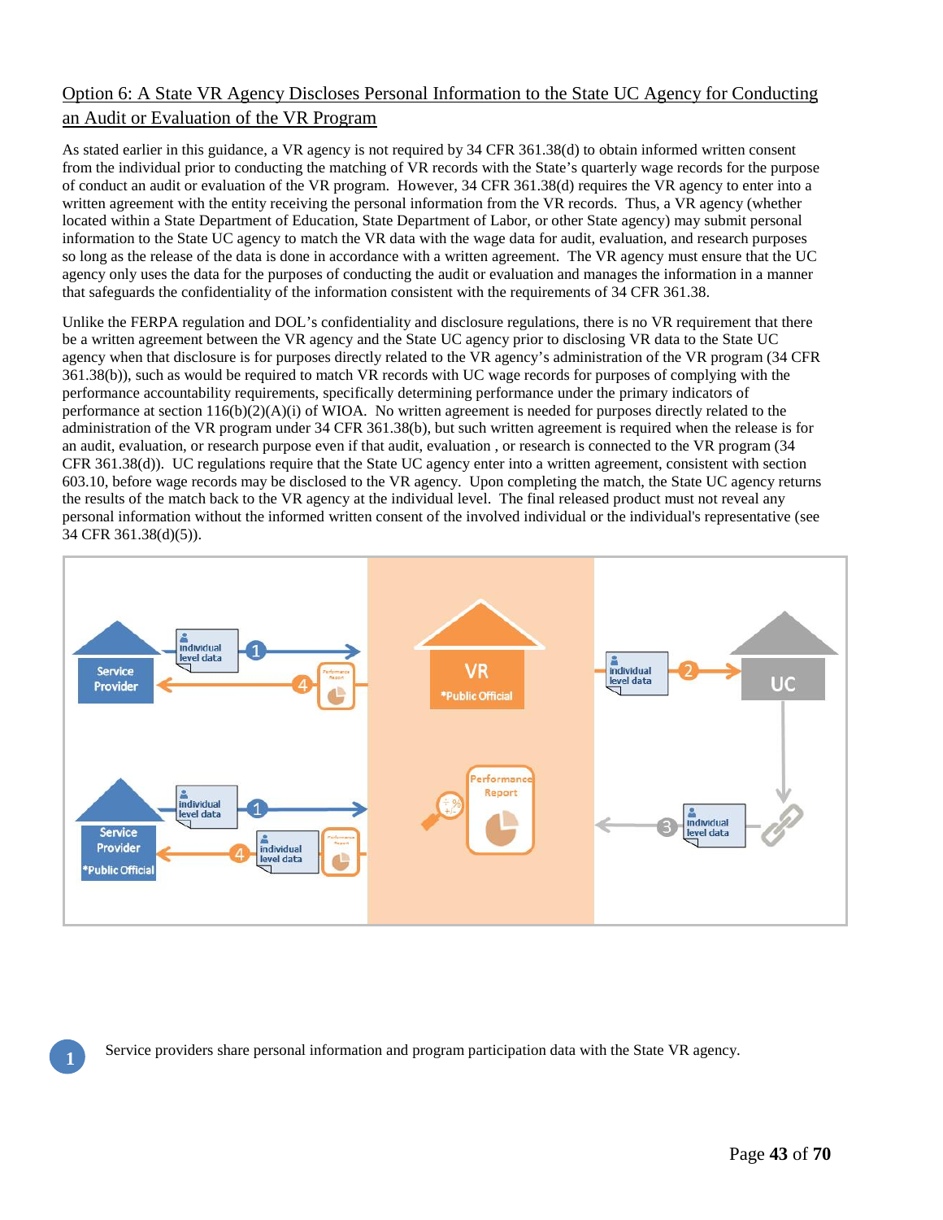## Option 6: A State VR Agency Discloses Personal Information to the State UC Agency for Conducting an Audit or Evaluation of the VR Program

As stated earlier in this guidance, a VR agency is not required by 34 CFR 361.38(d) to obtain informed written consent from the individual prior to conducting the matching of VR records with the State's quarterly wage records for the purpose of conduct an audit or evaluation of the VR program. However, 34 CFR 361.38(d) requires the VR agency to enter into a written agreement with the entity receiving the personal information from the VR records. Thus, a VR agency (whether located within a State Department of Education, State Department of Labor, or other State agency) may submit personal information to the State UC agency to match the VR data with the wage data for audit, evaluation, and research purposes so long as the release of the data is done in accordance with a written agreement. The VR agency must ensure that the UC agency only uses the data for the purposes of conducting the audit or evaluation and manages the information in a manner that safeguards the confidentiality of the information consistent with the requirements of 34 CFR 361.38.

Unlike the FERPA regulation and DOL's confidentiality and disclosure regulations, there is no VR requirement that there be a written agreement between the VR agency and the State UC agency prior to disclosing VR data to the State UC agency when that disclosure is for purposes directly related to the VR agency's administration of the VR program (34 CFR 361.38(b)), such as would be required to match VR records with UC wage records for purposes of complying with the performance accountability requirements, specifically determining performance under the primary indicators of performance at section 116(b)(2)(A)(i) of WIOA. No written agreement is needed for purposes directly related to the administration of the VR program under 34 CFR 361.38(b), but such written agreement is required when the release is for an audit, evaluation, or research purpose even if that audit, evaluation , or research is connected to the VR program (34 CFR 361.38(d)). UC regulations require that the State UC agency enter into a written agreement, consistent with section 603.10, before wage records may be disclosed to the VR agency. Upon completing the match, the State UC agency returns the results of the match back to the VR agency at the individual level. The final released product must not reveal any personal information without the informed written consent of the involved individual or the individual's representative (see 34 CFR 361.38(d)(5)).

1. Service providers share personal information and program participation data with the State VR agency.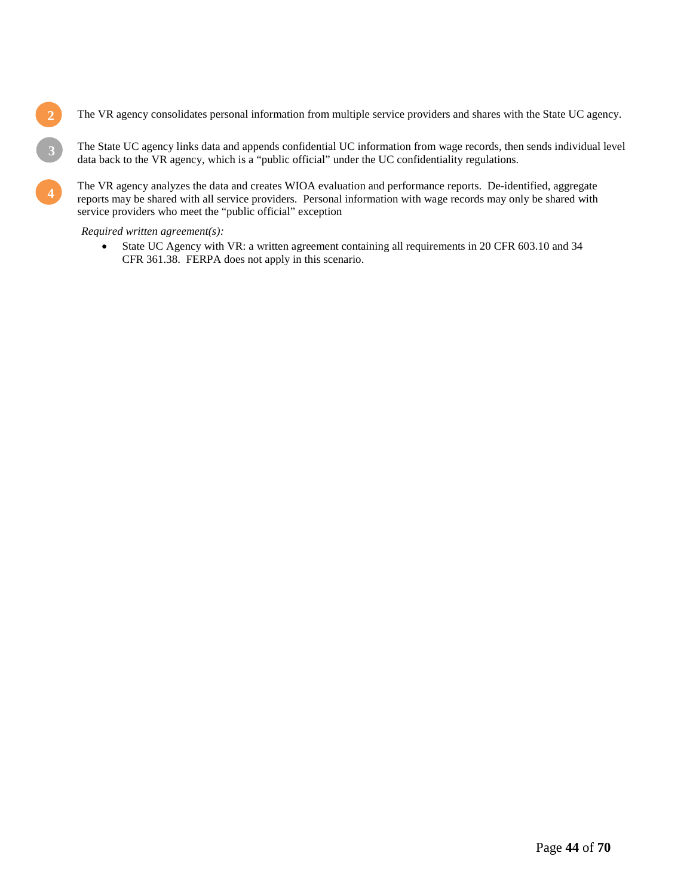2. The VR agency consolidates personal information from multiple service providers and shares with the State UC agency.

3. The State UC agency links data and appends confidential UC information from wage records, then sends individual level data back to the VR agency, which is a "public official" under the UC confidentiality regulations.

4. The VR agency analyzes the data and creates WIOA evaluation and performance reports. De-identified, aggregate reports may be shared with all service providers. Personal information with wage records may only be shared with service providers who meet the "public official" exception

*Required written agreement(s):*

- State UC Agency with VR: a written agreement containing all requirements in 20 CFR 603.10 and 34 CFR 361.38. FERPA does not apply in this scenario.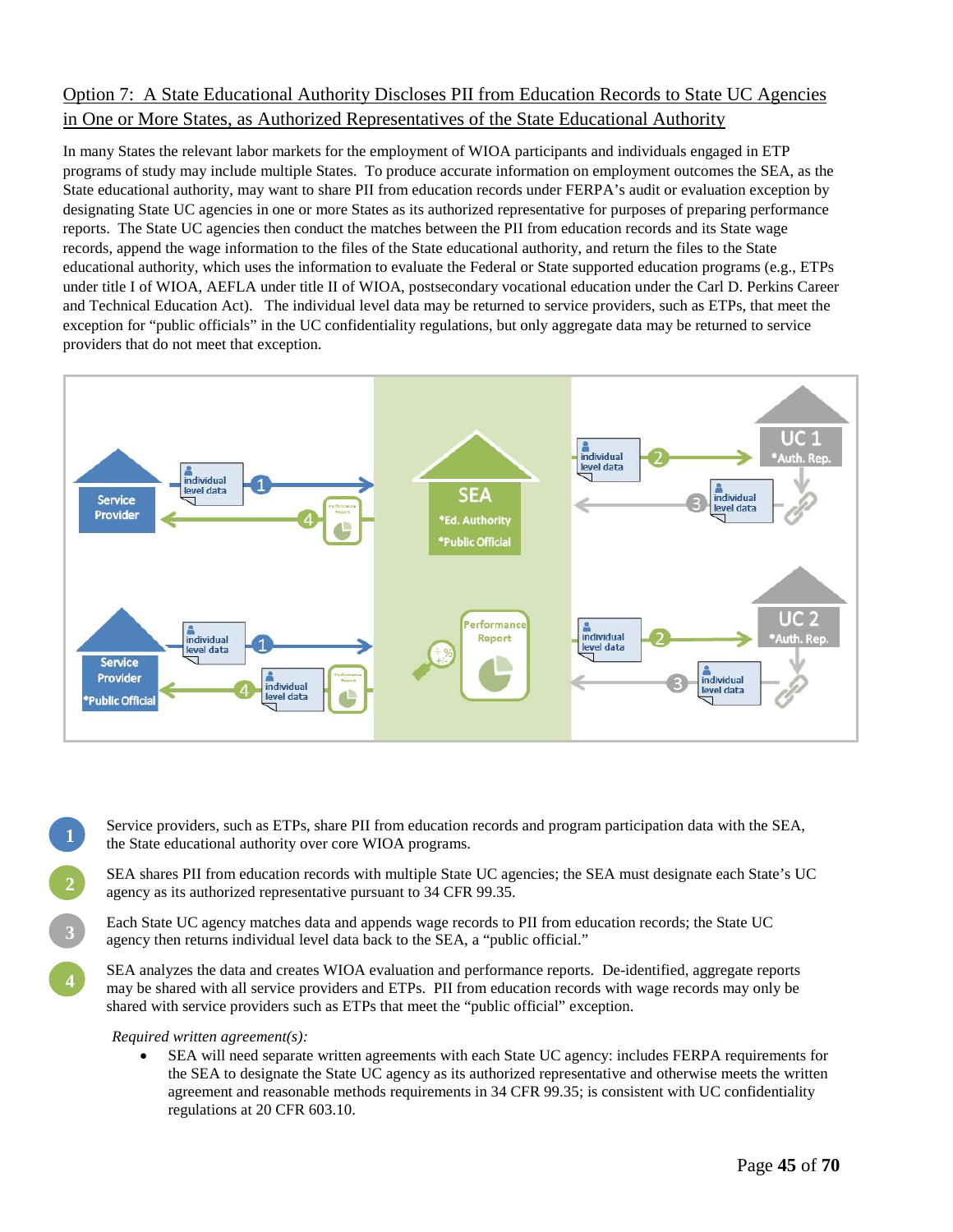## Option 7: A State Educational Authority Discloses PII from Education Records to State UC Agencies in One or More States, as Authorized Representatives of the State Educational Authority

In many States the relevant labor markets for the employment of WIOA participants and individuals engaged in ETP programs of study may include multiple States. To produce accurate information on employment outcomes the SEA, as the State educational authority, may want to share PII from education records under FERPA's audit or evaluation exception by designating State UC agencies in one or more States as its authorized representative for purposes of preparing performance reports. The State UC agencies then conduct the matches between the PII from education records and its State wage records, append the wage information to the files of the State educational authority, and return the files to the State educational authority, which uses the information to evaluate the Federal or State supported education programs (e.g., ETPs under title I of WIOA, AEFLA under title II of WIOA, postsecondary vocational education under the Carl D. Perkins Career and Technical Education Act). The individual level data may be returned to service providers, such as ETPs, that meet the exception for "public officials" in the UC confidentiality regulations, but only aggregate data may be returned to service providers that do not meet that exception.

1. Service providers, such as ETPs, share PII from education records and program participation data with the SEA, the State educational authority over core WIOA programs.
2. SEA shares PII from education records with multiple State UC agencies; the SEA must designate each State's UC agency as its authorized representative pursuant to 34 CFR 99.35.
3. Each State UC agency matches data and appends wage records to PII from education records; the State UC agency then returns individual level data back to the SEA, a "public official."
4. SEA analyzes the data and creates WIOA evaluation and performance reports. De-identified, aggregate reports may be shared with all service providers and ETPs. PII from education records with wage records may only be shared with service providers such as ETPs that meet the "public official" exception.

*Required written agreement(s):*

- SEA will need separate written agreements with each State UC agency: includes FERPA requirements for the SEA to designate the State UC agency as its authorized representative and otherwise meets the written agreement and reasonable methods requirements in 34 CFR 99.35; is consistent with UC confidentiality regulations at 20 CFR 603.10.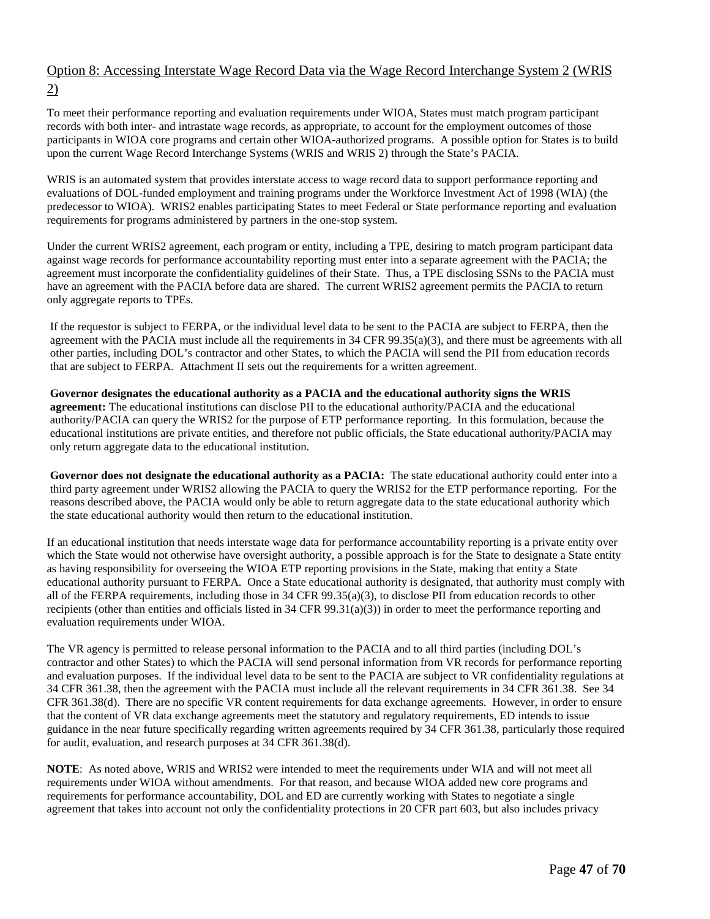## Option 8: Accessing Interstate Wage Record Data via the Wage Record Interchange System 2 (WRIS 2)

To meet their performance reporting and evaluation requirements under WIOA, States must match program participant records with both inter- and intrastate wage records, as appropriate, to account for the employment outcomes of those participants in WIOA core programs and certain other WIOA-authorized programs. A possible option for States is to build upon the current Wage Record Interchange Systems (WRIS and WRIS 2) through the State's PACIA.

WRIS is an automated system that provides interstate access to wage record data to support performance reporting and evaluations of DOL-funded employment and training programs under the Workforce Investment Act of 1998 (WIA) (the predecessor to WIOA). WRIS2 enables participating States to meet Federal or State performance reporting and evaluation requirements for programs administered by partners in the one-stop system.

Under the current WRIS2 agreement, each program or entity, including a TPE, desiring to match program participant data against wage records for performance accountability reporting must enter into a separate agreement with the PACIA; the agreement must incorporate the confidentiality guidelines of their State. Thus, a TPE disclosing SSNs to the PACIA must have an agreement with the PACIA before data are shared. The current WRIS2 agreement permits the PACIA to return only aggregate reports to TPEs.

If the requestor is subject to FERPA, or the individual level data to be sent to the PACIA are subject to FERPA, then the agreement with the PACIA must include all the requirements in 34 CFR 99.35(a)(3), and there must be agreements with all other parties, including DOL's contractor and other States, to which the PACIA will send the PII from education records that are subject to FERPA. Attachment II sets out the requirements for a written agreement.

**Governor designates the educational authority as a PACIA and the educational authority signs the WRIS agreement:** The educational institutions can disclose PII to the educational authority/PACIA and the educational authority/PACIA can query the WRIS2 for the purpose of ETP performance reporting. In this formulation, because the educational institutions are private entities, and therefore not public officials, the State educational authority/PACIA may only return aggregate data to the educational institution.

**Governor does not designate the educational authority as a PACIA:** The state educational authority could enter into a third party agreement under WRIS2 allowing the PACIA to query the WRIS2 for the ETP performance reporting. For the reasons described above, the PACIA would only be able to return aggregate data to the state educational authority which the state educational authority would then return to the educational institution.

If an educational institution that needs interstate wage data for performance accountability reporting is a private entity over which the State would not otherwise have oversight authority, a possible approach is for the State to designate a State entity as having responsibility for overseeing the WIOA ETP reporting provisions in the State, making that entity a State educational authority pursuant to FERPA. Once a State educational authority is designated, that authority must comply with all of the FERPA requirements, including those in 34 CFR 99.35(a)(3), to disclose PII from education records to other recipients (other than entities and officials listed in 34 CFR 99.31(a)(3)) in order to meet the performance reporting and evaluation requirements under WIOA.

The VR agency is permitted to release personal information to the PACIA and to all third parties (including DOL's contractor and other States) to which the PACIA will send personal information from VR records for performance reporting and evaluation purposes. If the individual level data to be sent to the PACIA are subject to VR confidentiality regulations at 34 CFR 361.38, then the agreement with the PACIA must include all the relevant requirements in 34 CFR 361.38. See 34 CFR 361.38(d). There are no specific VR content requirements for data exchange agreements. However, in order to ensure that the content of VR data exchange agreements meet the statutory and regulatory requirements, ED intends to issue guidance in the near future specifically regarding written agreements required by 34 CFR 361.38, particularly those required for audit, evaluation, and research purposes at 34 CFR 361.38(d).

**NOTE**: As noted above, WRIS and WRIS2 were intended to meet the requirements under WIA and will not meet all requirements under WIOA without amendments. For that reason, and because WIOA added new core programs and requirements for performance accountability, DOL and ED are currently working with States to negotiate a single agreement that takes into account not only the confidentiality protections in 20 CFR part 603, but also includes privacy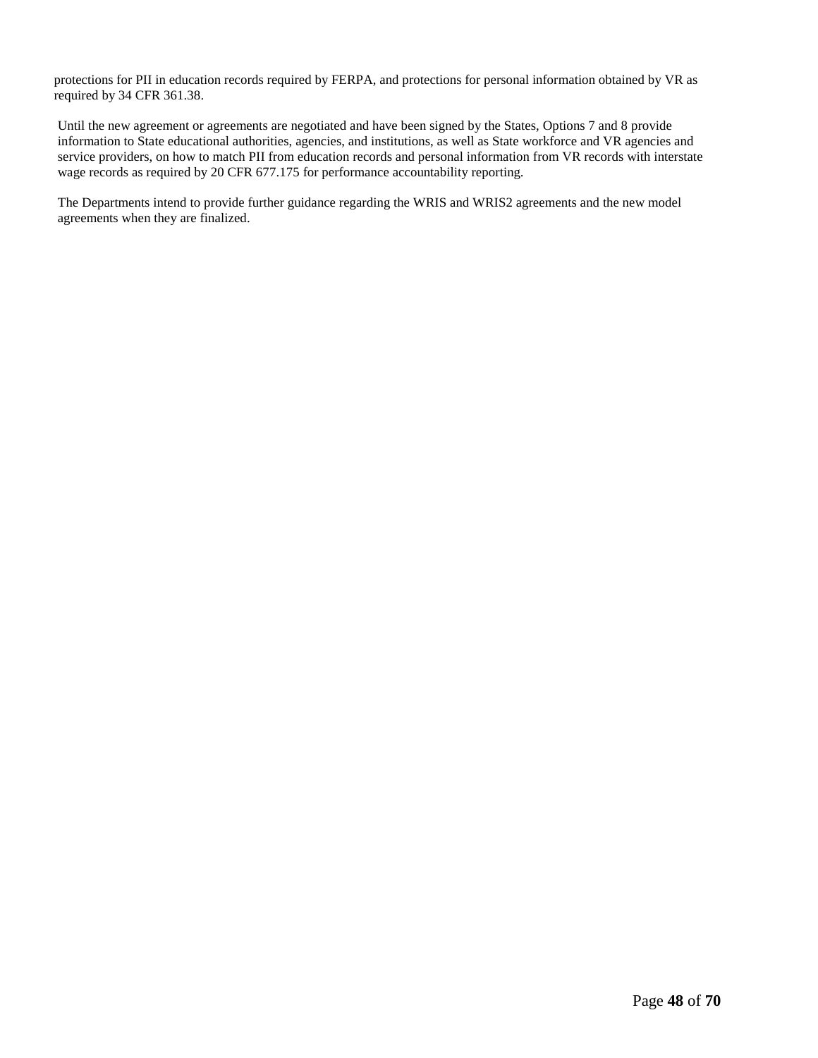protections for PII in education records required by FERPA, and protections for personal information obtained by VR as required by 34 CFR 361.38.

Until the new agreement or agreements are negotiated and have been signed by the States, Options 7 and 8 provide information to State educational authorities, agencies, and institutions, as well as State workforce and VR agencies and service providers, on how to match PII from education records and personal information from VR records with interstate wage records as required by 20 CFR 677.175 for performance accountability reporting.

The Departments intend to provide further guidance regarding the WRIS and WRIS2 agreements and the new model agreements when they are finalized.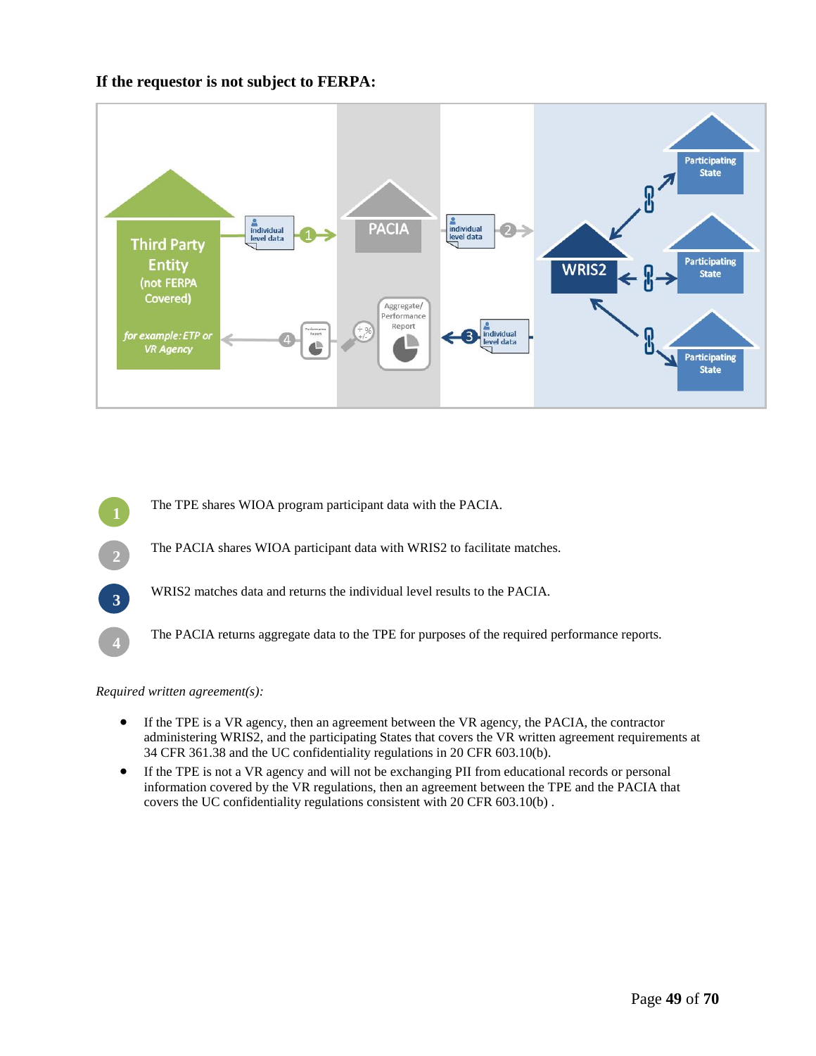**If the requestor is not subject to FERPA:**

1. The TPE shares WIOA program participant data with the PACIA.
2. The PACIA shares WIOA participant data with WRIS2 to facilitate matches.
3. WRIS2 matches data and returns the individual level results to the PACIA.
4. The PACIA returns aggregate data to the TPE for purposes of the required performance reports.

*Required written agreement(s):*

- If the TPE is a VR agency, then an agreement between the VR agency, the PACIA, the contractor administering WRIS2, and the participating States that covers the VR written agreement requirements at 34 CFR 361.38 and the UC confidentiality regulations in 20 CFR 603.10(b).
- If the TPE is not a VR agency and will not be exchanging PII from educational records or personal information covered by the VR regulations, then an agreement between the TPE and the PACIA that covers the UC confidentiality regulations consistent with 20 CFR 603.10(b) .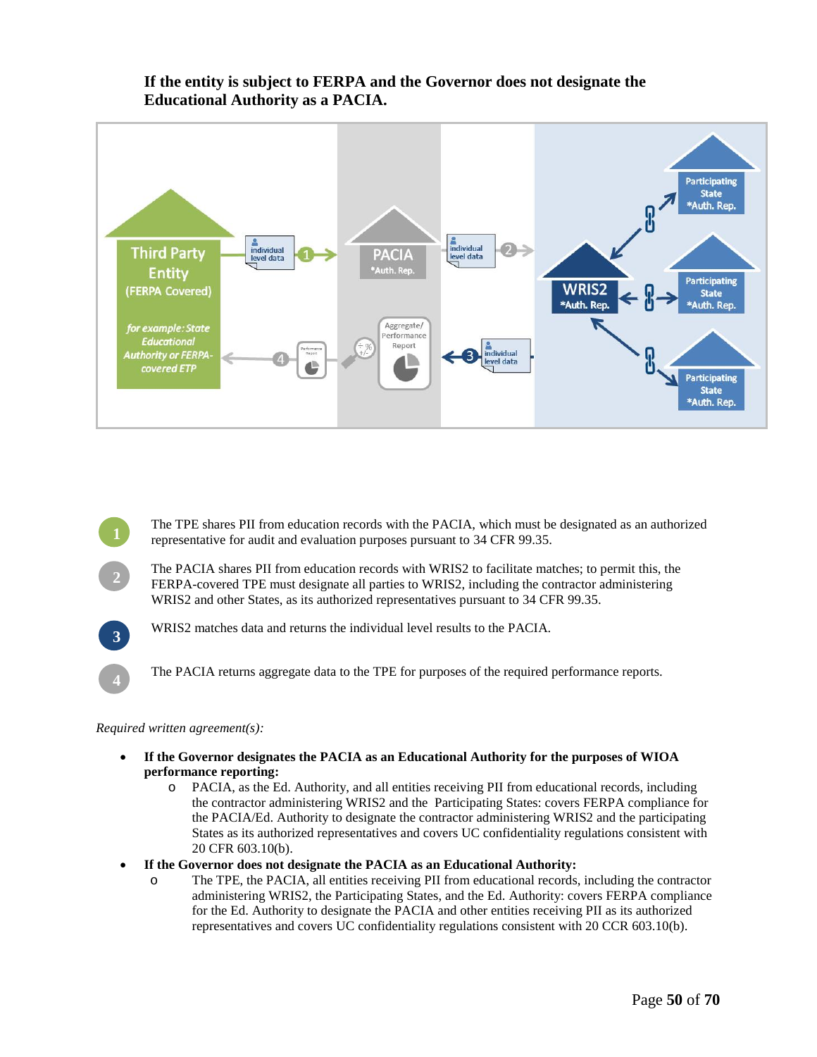**If the entity is subject to FERPA and the Governor does not designate the Educational Authority as a PACIA.**

1. The TPE shares PII from education records with the PACIA, which must be designated as an authorized representative for audit and evaluation purposes pursuant to 34 CFR 99.35.

2. The PACIA shares PII from education records with WRIS2 to facilitate matches; to permit this, the FERPA-covered TPE must designate all parties to WRIS2, including the contractor administering WRIS2 and other States, as its authorized representatives pursuant to 34 CFR 99.35.

3. WRIS2 matches data and returns the individual level results to the PACIA.

4. The PACIA returns aggregate data to the TPE for purposes of the required performance reports.

*Required written agreement(s):*

- **If the Governor designates the PACIA as an Educational Authority for the purposes of WIOA performance reporting:**
  - PACIA, as the Ed. Authority, and all entities receiving PII from educational records, including the contractor administering WRIS2 and the Participating States: covers FERPA compliance for the PACIA/Ed. Authority to designate the contractor administering WRIS2 and the participating States as its authorized representatives and covers UC confidentiality regulations consistent with 20 CFR 603.10(b).
- **If the Governor does not designate the PACIA as an Educational Authority:**
  - The TPE, the PACIA, all entities receiving PII from educational records, including the contractor administering WRIS2, the Participating States, and the Ed. Authority: covers FERPA compliance for the Ed. Authority to designate the PACIA and other entities receiving PII as its authorized representatives and covers UC confidentiality regulations consistent with 20 CCR 603.10(b).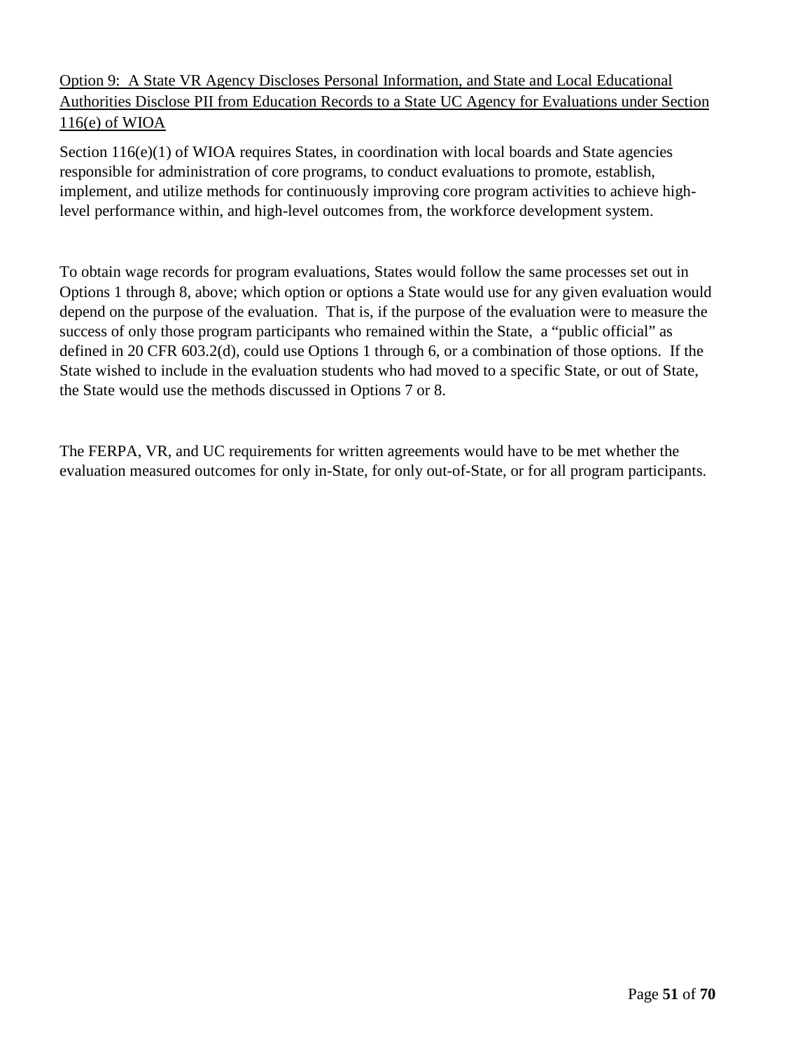Option 9: A State VR Agency Discloses Personal Information, and State and Local Educational Authorities Disclose PII from Education Records to a State UC Agency for Evaluations under Section 116(e) of WIOA

Section 116(e)(1) of WIOA requires States, in coordination with local boards and State agencies responsible for administration of core programs, to conduct evaluations to promote, establish, implement, and utilize methods for continuously improving core program activities to achieve high-level performance within, and high-level outcomes from, the workforce development system.

To obtain wage records for program evaluations, States would follow the same processes set out in Options 1 through 8, above; which option or options a State would use for any given evaluation would depend on the purpose of the evaluation. That is, if the purpose of the evaluation were to measure the success of only those program participants who remained within the State, a "public official" as defined in 20 CFR 603.2(d), could use Options 1 through 6, or a combination of those options. If the State wished to include in the evaluation students who had moved to a specific State, or out of State, the State would use the methods discussed in Options 7 or 8.

The FERPA, VR, and UC requirements for written agreements would have to be met whether the evaluation measured outcomes for only in-State, for only out-of-State, or for all program participants.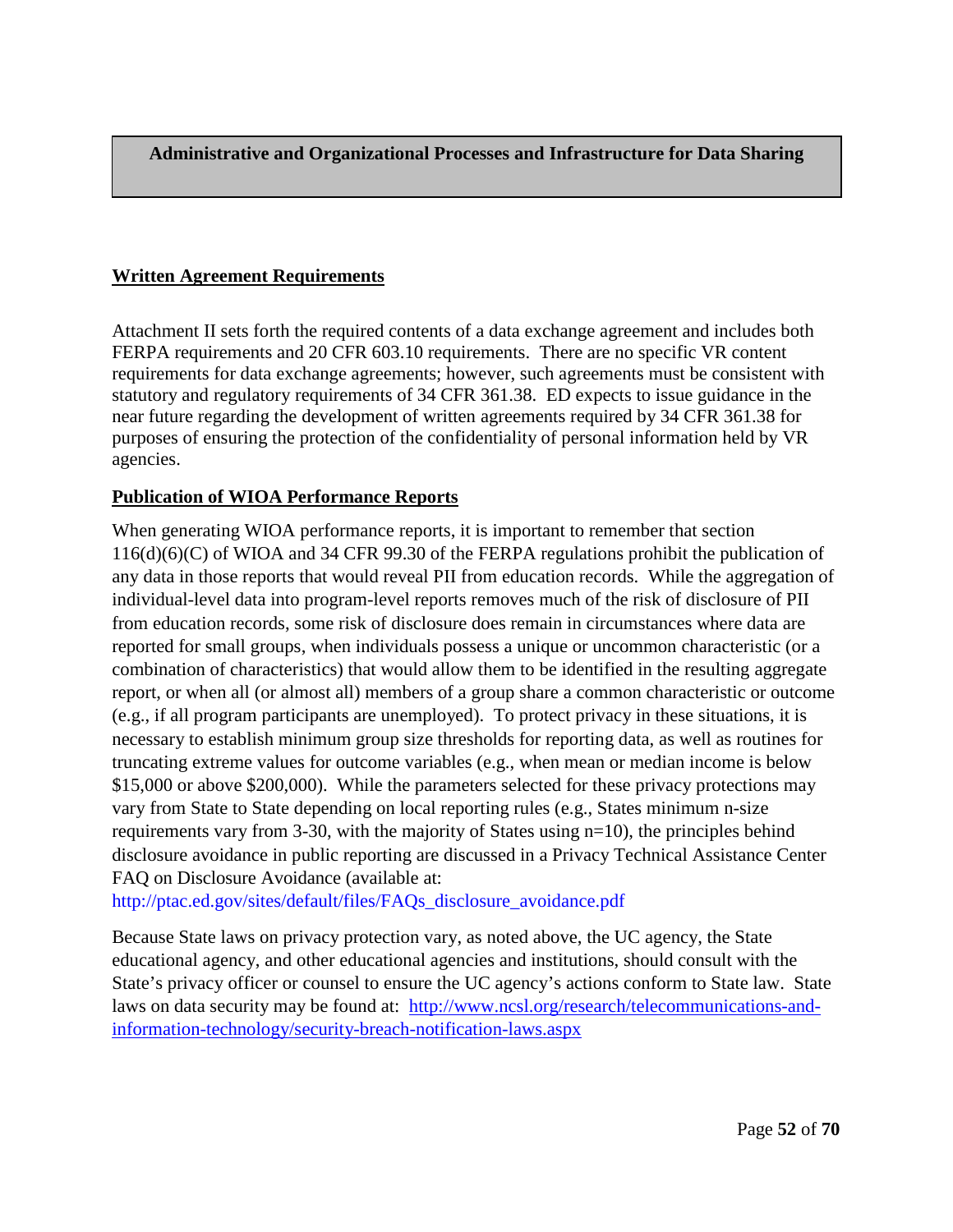## Administrative and Organizational Processes and Infrastructure for Data Sharing

### Written Agreement Requirements

Attachment II sets forth the required contents of a data exchange agreement and includes both FERPA requirements and 20 CFR 603.10 requirements. There are no specific VR content requirements for data exchange agreements; however, such agreements must be consistent with statutory and regulatory requirements of 34 CFR 361.38. ED expects to issue guidance in the near future regarding the development of written agreements required by 34 CFR 361.38 for purposes of ensuring the protection of the confidentiality of personal information held by VR agencies.

### Publication of WIOA Performance Reports

When generating WIOA performance reports, it is important to remember that section 116(d)(6)(C) of WIOA and 34 CFR 99.30 of the FERPA regulations prohibit the publication of any data in those reports that would reveal PII from education records. While the aggregation of individual-level data into program-level reports removes much of the risk of disclosure of PII from education records, some risk of disclosure does remain in circumstances where data are reported for small groups, when individuals possess a unique or uncommon characteristic (or a combination of characteristics) that would allow them to be identified in the resulting aggregate report, or when all (or almost all) members of a group share a common characteristic or outcome (e.g., if all program participants are unemployed). To protect privacy in these situations, it is necessary to establish minimum group size thresholds for reporting data, as well as routines for truncating extreme values for outcome variables (e.g., when mean or median income is below $15,000 or above $200,000). While the parameters selected for these privacy protections may vary from State to State depending on local reporting rules (e.g., States minimum n-size requirements vary from 3-30, with the majority of States using n=10), the principles behind disclosure avoidance in public reporting are discussed in a Privacy Technical Assistance Center FAQ on Disclosure Avoidance (available at: http://ptac.ed.gov/sites/default/files/FAQs_disclosure_avoidance.pdf

Because State laws on privacy protection vary, as noted above, the UC agency, the State educational agency, and other educational agencies and institutions, should consult with the State's privacy officer or counsel to ensure the UC agency's actions conform to State law. State laws on data security may be found at: http://www.ncsl.org/research/telecommunications-and-information-technology/security-breach-notification-laws.aspx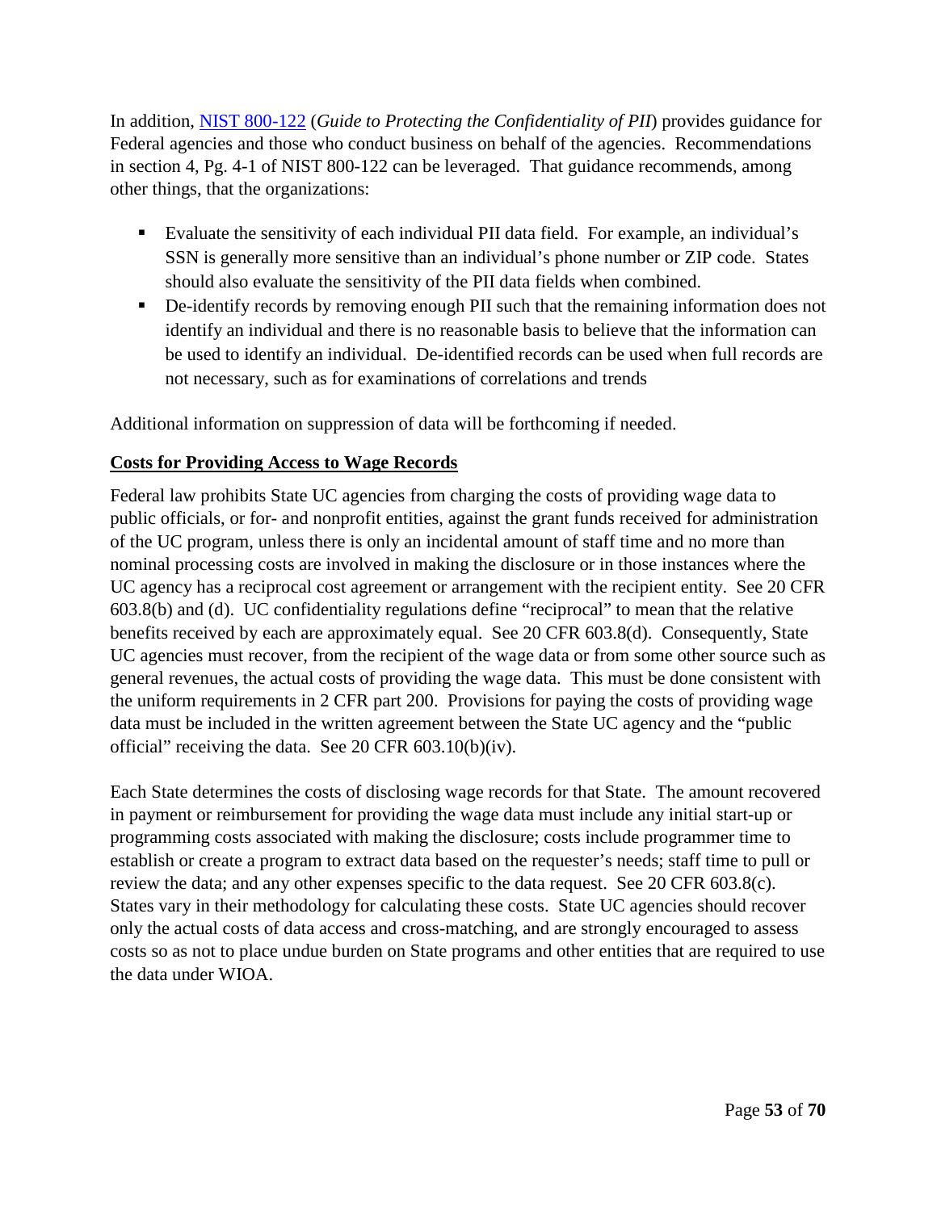In addition, [NIST 800-122](NIST 800-122) (*Guide to Protecting the Confidentiality of PII*) provides guidance for Federal agencies and those who conduct business on behalf of the agencies. Recommendations in section 4, Pg. 4-1 of NIST 800-122 can be leveraged. That guidance recommends, among other things, that the organizations:

- Evaluate the sensitivity of each individual PII data field. For example, an individual's SSN is generally more sensitive than an individual's phone number or ZIP code. States should also evaluate the sensitivity of the PII data fields when combined.
- De-identify records by removing enough PII such that the remaining information does not identify an individual and there is no reasonable basis to believe that the information can be used to identify an individual. De-identified records can be used when full records are not necessary, such as for examinations of correlations and trends

Additional information on suppression of data will be forthcoming if needed.

**Costs for Providing Access to Wage Records**

Federal law prohibits State UC agencies from charging the costs of providing wage data to public officials, or for- and nonprofit entities, against the grant funds received for administration of the UC program, unless there is only an incidental amount of staff time and no more than nominal processing costs are involved in making the disclosure or in those instances where the UC agency has a reciprocal cost agreement or arrangement with the recipient entity. See 20 CFR 603.8(b) and (d). UC confidentiality regulations define "reciprocal" to mean that the relative benefits received by each are approximately equal. See 20 CFR 603.8(d). Consequently, State UC agencies must recover, from the recipient of the wage data or from some other source such as general revenues, the actual costs of providing the wage data. This must be done consistent with the uniform requirements in 2 CFR part 200. Provisions for paying the costs of providing wage data must be included in the written agreement between the State UC agency and the "public official" receiving the data. See 20 CFR 603.10(b)(iv).

Each State determines the costs of disclosing wage records for that State. The amount recovered in payment or reimbursement for providing the wage data must include any initial start-up or programming costs associated with making the disclosure; costs include programmer time to establish or create a program to extract data based on the requester's needs; staff time to pull or review the data; and any other expenses specific to the data request. See 20 CFR 603.8(c). States vary in their methodology for calculating these costs. State UC agencies should recover only the actual costs of data access and cross-matching, and are strongly encouraged to assess costs so as not to place undue burden on State programs and other entities that are required to use the data under WIOA.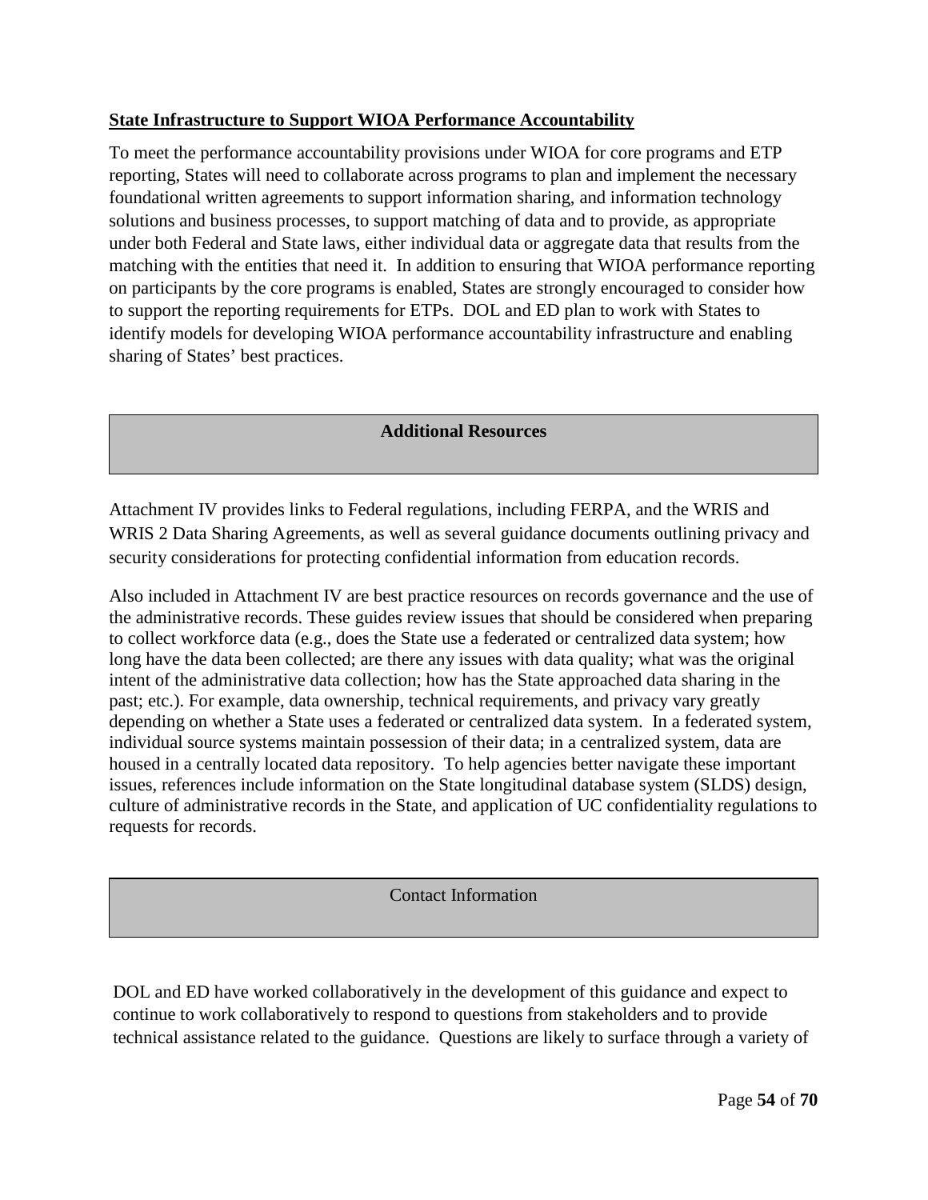**State Infrastructure to Support WIOA Performance Accountability**

To meet the performance accountability provisions under WIOA for core programs and ETP reporting, States will need to collaborate across programs to plan and implement the necessary foundational written agreements to support information sharing, and information technology solutions and business processes, to support matching of data and to provide, as appropriate under both Federal and State laws, either individual data or aggregate data that results from the matching with the entities that need it. In addition to ensuring that WIOA performance reporting on participants by the core programs is enabled, States are strongly encouraged to consider how to support the reporting requirements for ETPs. DOL and ED plan to work with States to identify models for developing WIOA performance accountability infrastructure and enabling sharing of States' best practices.

## Additional Resources

Attachment IV provides links to Federal regulations, including FERPA, and the WRIS and WRIS 2 Data Sharing Agreements, as well as several guidance documents outlining privacy and security considerations for protecting confidential information from education records.

Also included in Attachment IV are best practice resources on records governance and the use of the administrative records. These guides review issues that should be considered when preparing to collect workforce data (e.g., does the State use a federated or centralized data system; how long have the data been collected; are there any issues with data quality; what was the original intent of the administrative data collection; how has the State approached data sharing in the past; etc.). For example, data ownership, technical requirements, and privacy vary greatly depending on whether a State uses a federated or centralized data system. In a federated system, individual source systems maintain possession of their data; in a centralized system, data are housed in a centrally located data repository. To help agencies better navigate these important issues, references include information on the State longitudinal database system (SLDS) design, culture of administrative records in the State, and application of UC confidentiality regulations to requests for records.

## Contact Information

DOL and ED have worked collaboratively in the development of this guidance and expect to continue to work collaboratively to respond to questions from stakeholders and to provide technical assistance related to the guidance. Questions are likely to surface through a variety of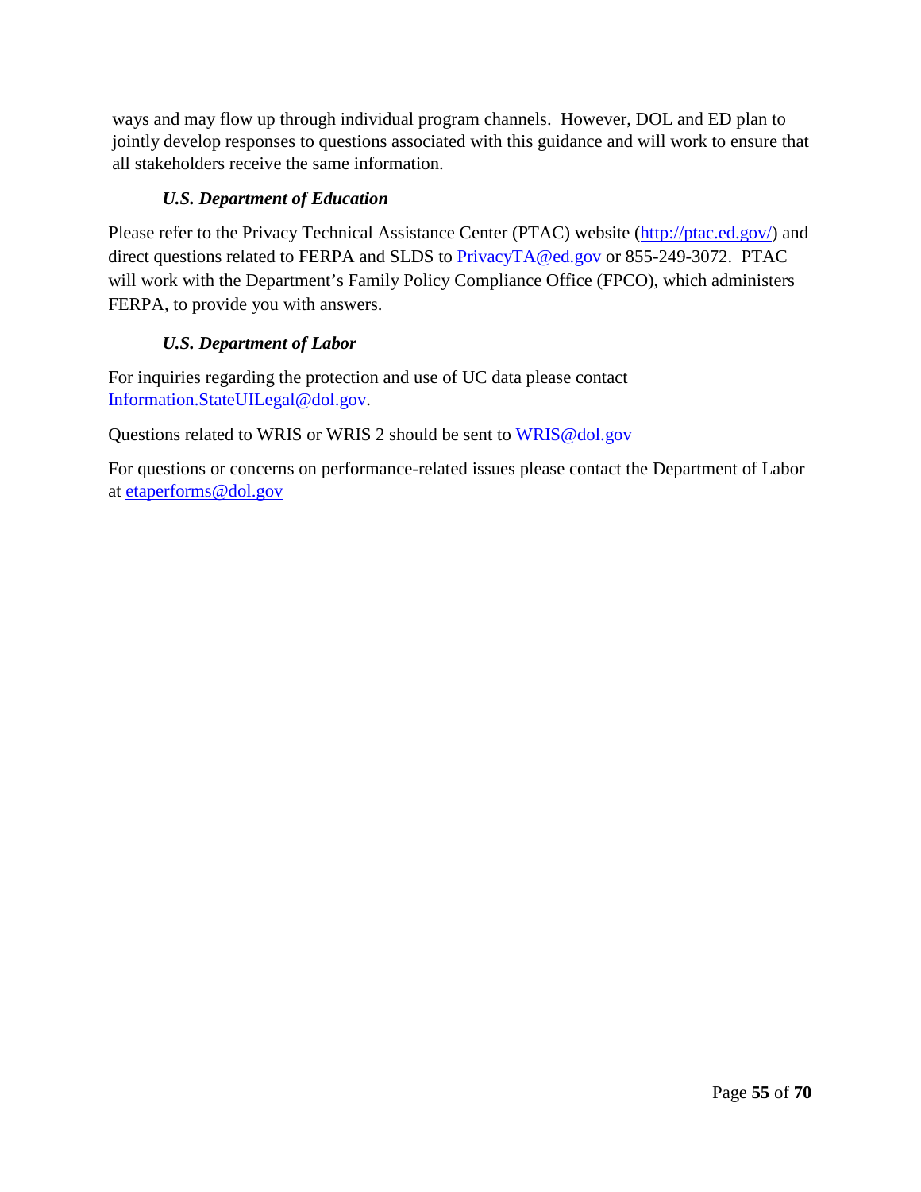ways and may flow up through individual program channels. However, DOL and ED plan to jointly develop responses to questions associated with this guidance and will work to ensure that all stakeholders receive the same information.

#### *U.S. Department of Education*

Please refer to the Privacy Technical Assistance Center (PTAC) website (http://ptac.ed.gov/) and direct questions related to FERPA and SLDS to PrivacyTA@ed.gov or 855-249-3072. PTAC will work with the Department's Family Policy Compliance Office (FPCO), which administers FERPA, to provide you with answers.

#### *U.S. Department of Labor*

For inquiries regarding the protection and use of UC data please contact Information.StateUILegal@dol.gov.

Questions related to WRIS or WRIS 2 should be sent to WRIS@dol.gov

For questions or concerns on performance-related issues please contact the Department of Labor at etaperforms@dol.gov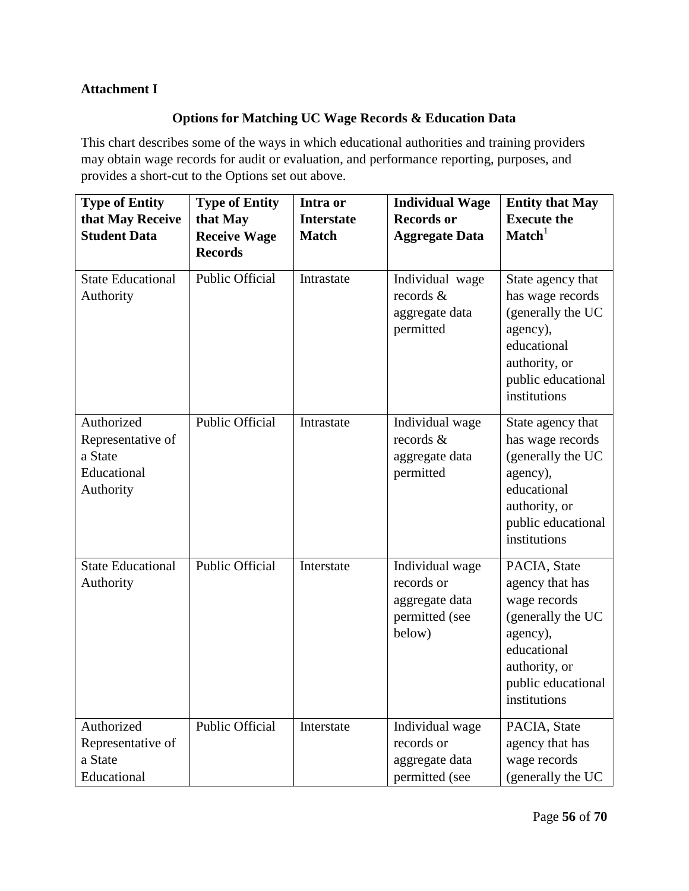**Attachment I**

## Options for Matching UC Wage Records & Education Data

This chart describes some of the ways in which educational authorities and training providers may obtain wage records for audit or evaluation, and performance reporting, purposes, and provides a short-cut to the Options set out above.

| Type of Entity that May Receive Student Data | Type of Entity that May Receive Wage Records | Intra or Interstate Match | Individual Wage Records or Aggregate Data | Entity that May Execute the Match[1] |
|---|---|---|---|---|
| State Educational Authority | Public Official | Intrastate | Individual wage records & aggregate data permitted | State agency that has wage records (generally the UC agency), educational authority, or public educational institutions |
| Authorized Representative of a State Educational Authority | Public Official | Intrastate | Individual wage records & aggregate data permitted | State agency that has wage records (generally the UC agency), educational authority, or public educational institutions |
| State Educational Authority | Public Official | Interstate | Individual wage records or aggregate data permitted (see below) | PACIA, State agency that has wage records (generally the UC agency), educational authority, or public educational institutions |
| Authorized Representative of a State Educational | Public Official | Interstate | Individual wage records or aggregate data permitted (see | PACIA, State agency that has wage records (generally the UC |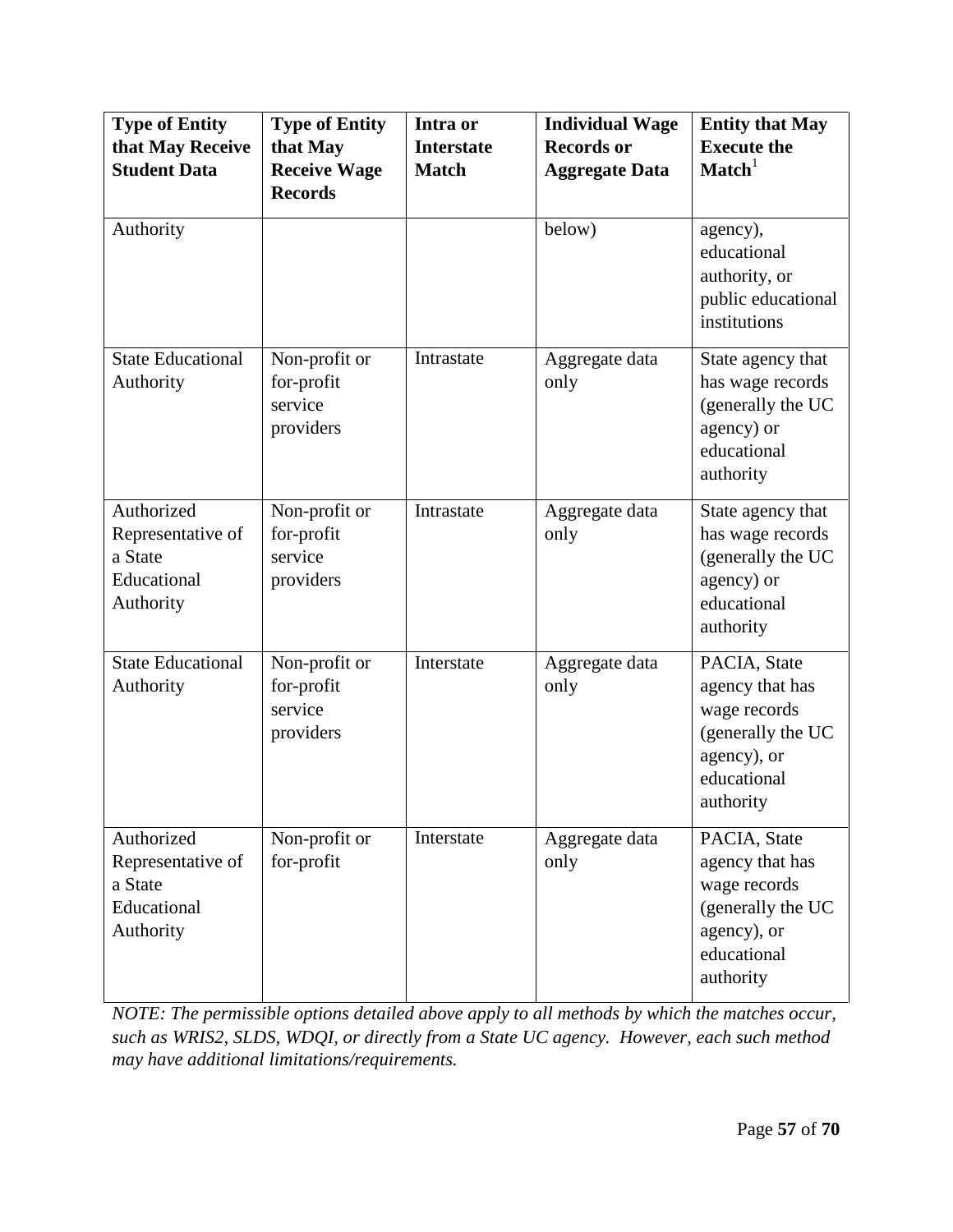| Type of Entity that May Receive Student Data | Type of Entity that May Receive Wage Records | Intra or Interstate Match | Individual Wage Records or Aggregate Data | Entity that May Execute the Match[1] |
|---|---|---|---|---|
| Authority | | | below) | agency), educational authority, or public educational institutions |
| State Educational Authority | Non-profit or for-profit service providers | Intrastate | Aggregate data only | State agency that has wage records (generally the UC agency) or educational authority |
| Authorized Representative of a State Educational Authority | Non-profit or for-profit service providers | Intrastate | Aggregate data only | State agency that has wage records (generally the UC agency) or educational authority |
| State Educational Authority | Non-profit or for-profit service providers | Interstate | Aggregate data only | PACIA, State agency that has wage records (generally the UC agency), or educational authority |
| Authorized Representative of a State Educational Authority | Non-profit or for-profit | Interstate | Aggregate data only | PACIA, State agency that has wage records (generally the UC agency), or educational authority |

*NOTE: The permissible options detailed above apply to all methods by which the matches occur, such as WRIS2, SLDS, WDQI, or directly from a State UC agency. However, each such method may have additional limitations/requirements.*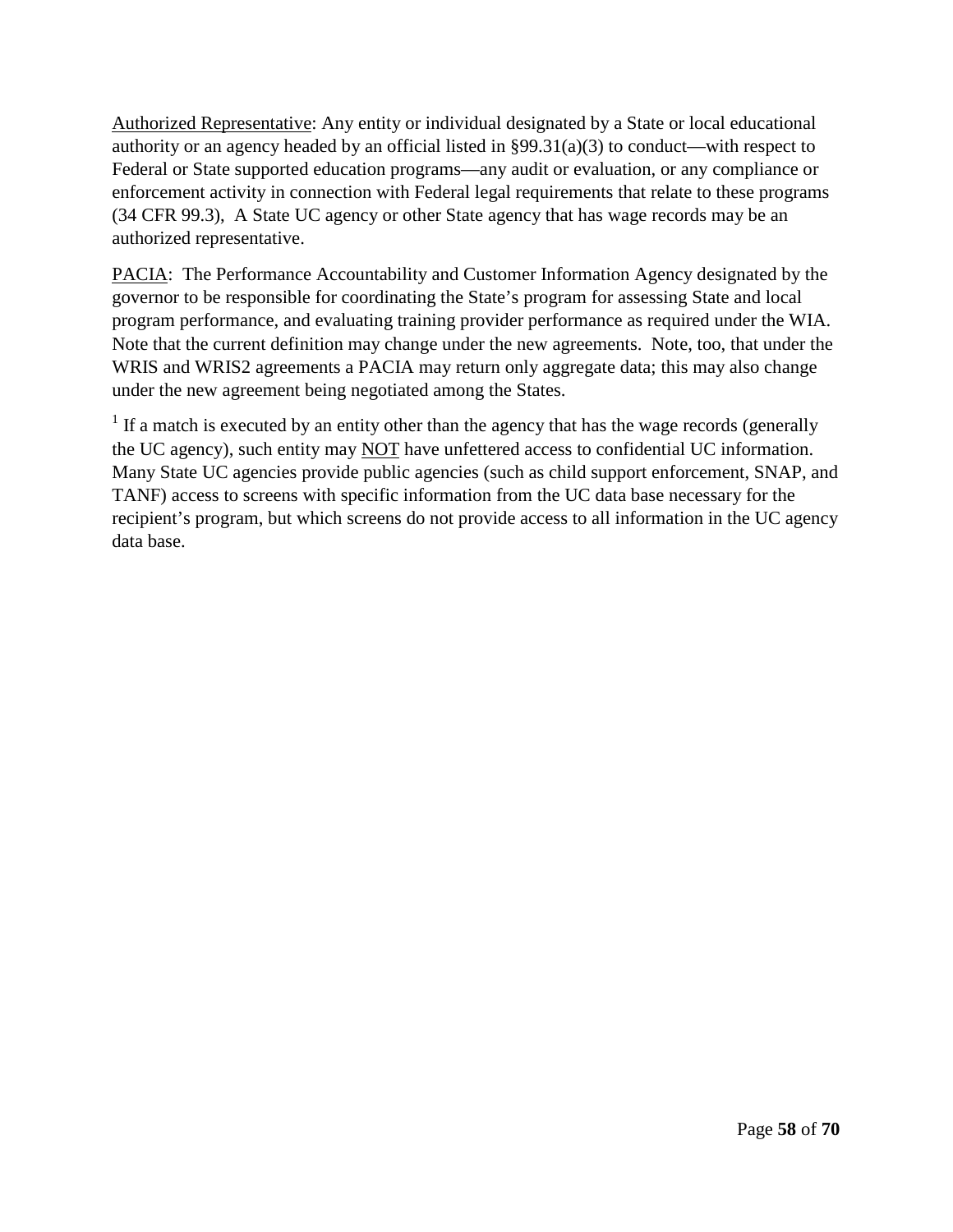<u>Authorized Representative</u>: Any entity or individual designated by a State or local educational authority or an agency headed by an official listed in §99.31(a)(3) to conduct—with respect to Federal or State supported education programs—any audit or evaluation, or any compliance or enforcement activity in connection with Federal legal requirements that relate to these programs (34 CFR 99.3), A State UC agency or other State agency that has wage records may be an authorized representative.

<u>PACIA</u>: The Performance Accountability and Customer Information Agency designated by the governor to be responsible for coordinating the State's program for assessing State and local program performance, and evaluating training provider performance as required under the WIA. Note that the current definition may change under the new agreements. Note, too, that under the WRIS and WRIS2 agreements a PACIA may return only aggregate data; this may also change under the new agreement being negotiated among the States.

[1] If a match is executed by an entity other than the agency that has the wage records (generally the UC agency), such entity may <u>NOT</u> have unfettered access to confidential UC information. Many State UC agencies provide public agencies (such as child support enforcement, SNAP, and TANF) access to screens with specific information from the UC data base necessary for the recipient's program, but which screens do not provide access to all information in the UC agency data base.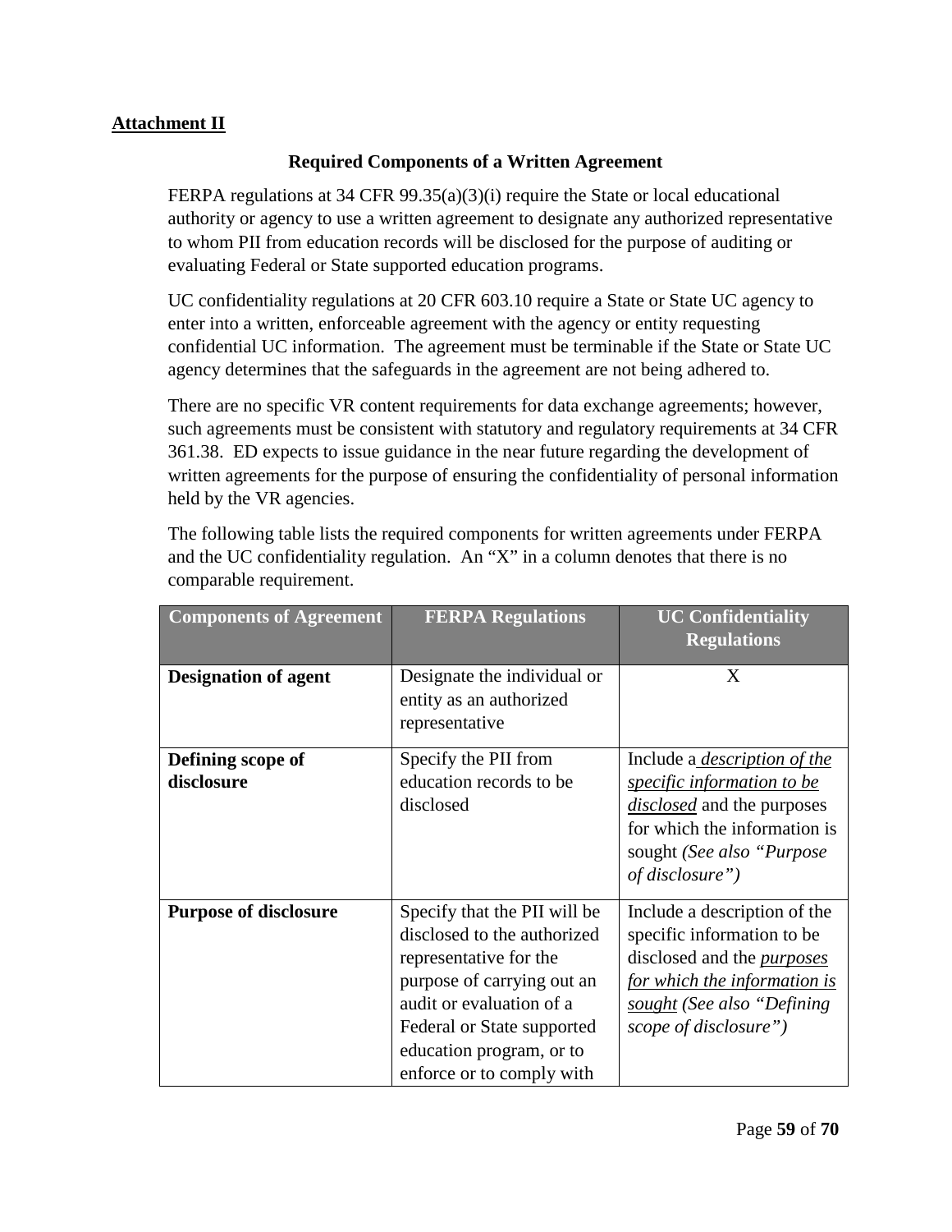**<u>Attachment II</u>**

### Required Components of a Written Agreement

FERPA regulations at 34 CFR 99.35(a)(3)(i) require the State or local educational authority or agency to use a written agreement to designate any authorized representative to whom PII from education records will be disclosed for the purpose of auditing or evaluating Federal or State supported education programs.

UC confidentiality regulations at 20 CFR 603.10 require a State or State UC agency to enter into a written, enforceable agreement with the agency or entity requesting confidential UC information. The agreement must be terminable if the State or State UC agency determines that the safeguards in the agreement are not being adhered to.

There are no specific VR content requirements for data exchange agreements; however, such agreements must be consistent with statutory and regulatory requirements at 34 CFR 361.38. ED expects to issue guidance in the near future regarding the development of written agreements for the purpose of ensuring the confidentiality of personal information held by the VR agencies.

The following table lists the required components for written agreements under FERPA and the UC confidentiality regulation. An "X" in a column denotes that there is no comparable requirement.

| Components of Agreement | FERPA Regulations | UC Confidentiality Regulations |
| --- | --- | --- |
| **Designation of agent** | Designate the individual or entity as an authorized representative | X |
| **Defining scope of disclosure** | Specify the PII from education records to be disclosed | Include a <u>*description of the specific information to be disclosed*</u> and the purposes for which the information is sought *(See also "Purpose of disclosure")* |
| **Purpose of disclosure** | Specify that the PII will be disclosed to the authorized representative for the purpose of carrying out an audit or evaluation of a Federal or State supported education program, or to enforce or to comply with | Include a description of the specific information to be disclosed and the <u>*purposes for which the information is sought*</u> *(See also "Defining scope of disclosure")* |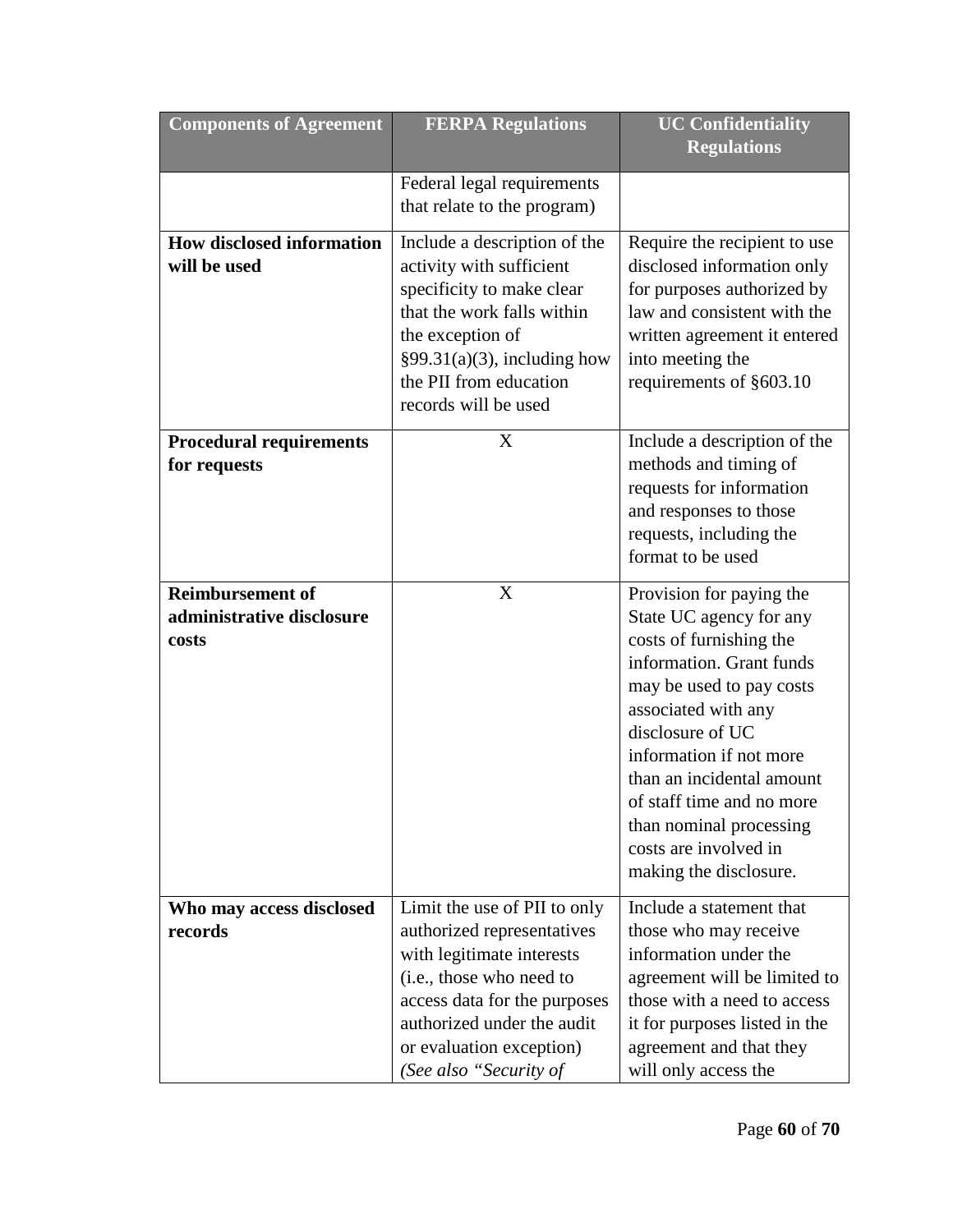| Components of Agreement | FERPA Regulations | UC Confidentiality Regulations |
|---|---|---|
| | Federal legal requirements that relate to the program) | |
| **How disclosed information will be used** | Include a description of the activity with sufficient specificity to make clear that the work falls within the exception of §99.31(a)(3), including how the PII from education records will be used | Require the recipient to use disclosed information only for purposes authorized by law and consistent with the written agreement it entered into meeting the requirements of §603.10 |
| **Procedural requirements for requests** | X | Include a description of the methods and timing of requests for information and responses to those requests, including the format to be used |
| **Reimbursement of administrative disclosure costs** | X | Provision for paying the State UC agency for any costs of furnishing the information. Grant funds may be used to pay costs associated with any disclosure of UC information if not more than an incidental amount of staff time and no more than nominal processing costs are involved in making the disclosure. |
| **Who may access disclosed records** | Limit the use of PII to only authorized representatives with legitimate interests (i.e., those who need to access data for the purposes authorized under the audit or evaluation exception) *(See also "Security of* | Include a statement that those who may receive information under the agreement will be limited to those with a need to access it for purposes listed in the agreement and that they will only access the |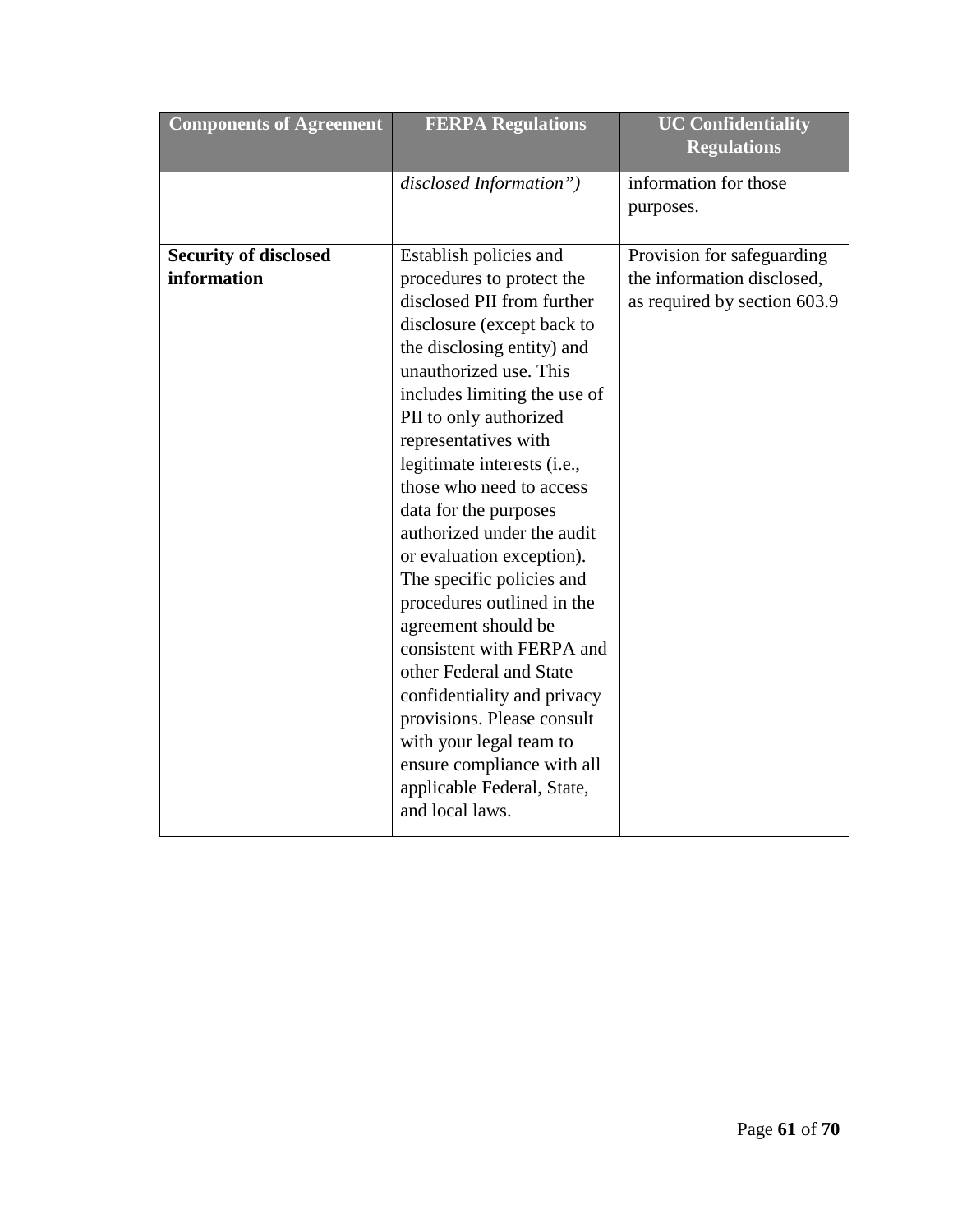| Components of Agreement | FERPA Regulations | UC Confidentiality Regulations |
| --- | --- | --- |
| | *disclosed Information")* | information for those purposes. |
| **Security of disclosed information** | Establish policies and procedures to protect the disclosed PII from further disclosure (except back to the disclosing entity) and unauthorized use. This includes limiting the use of PII to only authorized representatives with legitimate interests (i.e., those who need to access data for the purposes authorized under the audit or evaluation exception). The specific policies and procedures outlined in the agreement should be consistent with FERPA and other Federal and State confidentiality and privacy provisions. Please consult with your legal team to ensure compliance with all applicable Federal, State, and local laws. | Provision for safeguarding the information disclosed, as required by section 603.9 |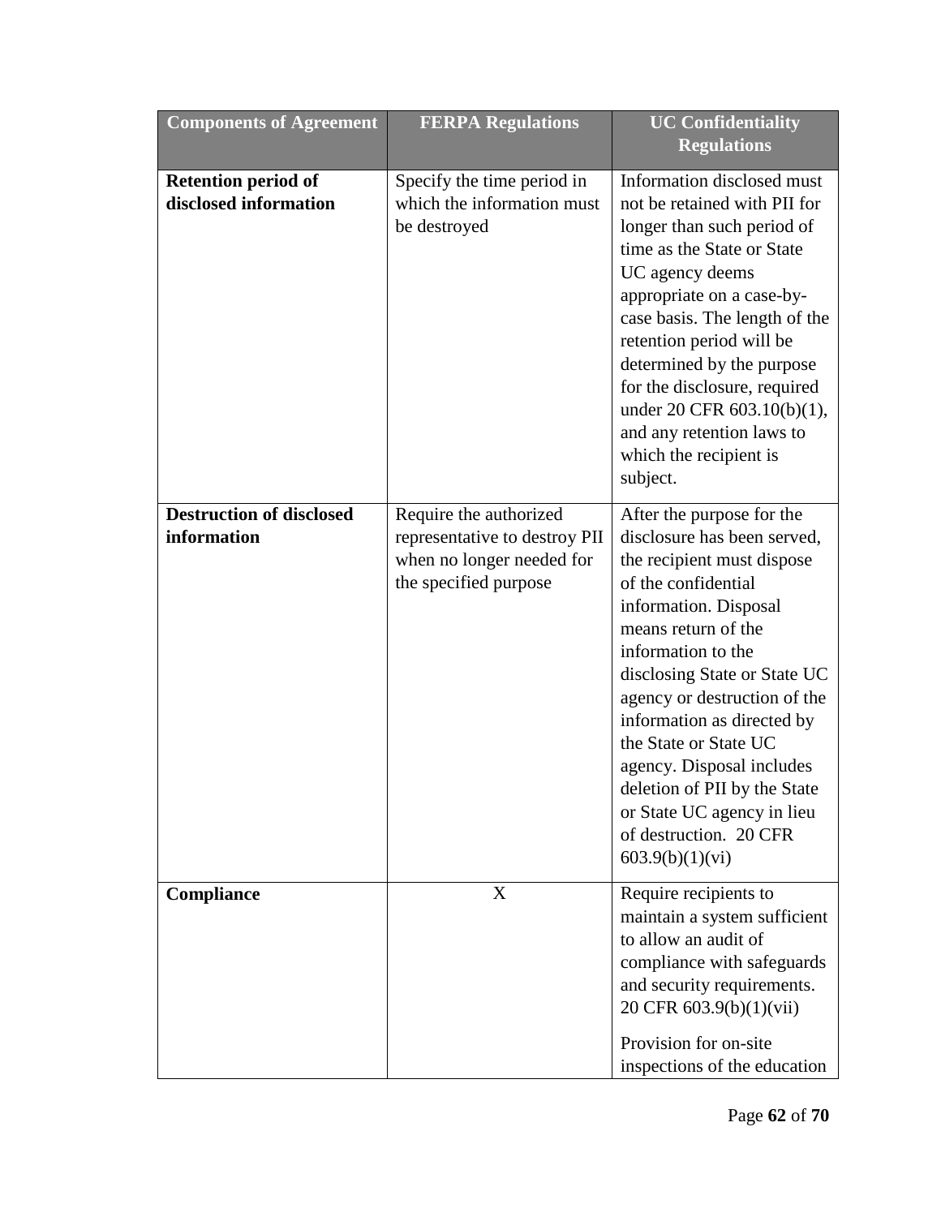| Components of Agreement | FERPA Regulations | UC Confidentiality Regulations |
|---|---|---|
| **Retention period of disclosed information** | Specify the time period in which the information must be destroyed | Information disclosed must not be retained with PII for longer than such period of time as the State or State UC agency deems appropriate on a case-by-case basis. The length of the retention period will be determined by the purpose for the disclosure, required under 20 CFR 603.10(b)(1), and any retention laws to which the recipient is subject. |
| **Destruction of disclosed information** | Require the authorized representative to destroy PII when no longer needed for the specified purpose | After the purpose for the disclosure has been served, the recipient must dispose of the confidential information. Disposal means return of the information to the disclosing State or State UC agency or destruction of the information as directed by the State or State UC agency. Disposal includes deletion of PII by the State or State UC agency in lieu of destruction. 20 CFR 603.9(b)(1)(vi) |
| **Compliance** | X | Require recipients to maintain a system sufficient to allow an audit of compliance with safeguards and security requirements. 20 CFR 603.9(b)(1)(vii)<br><br>Provision for on-site inspections of the education |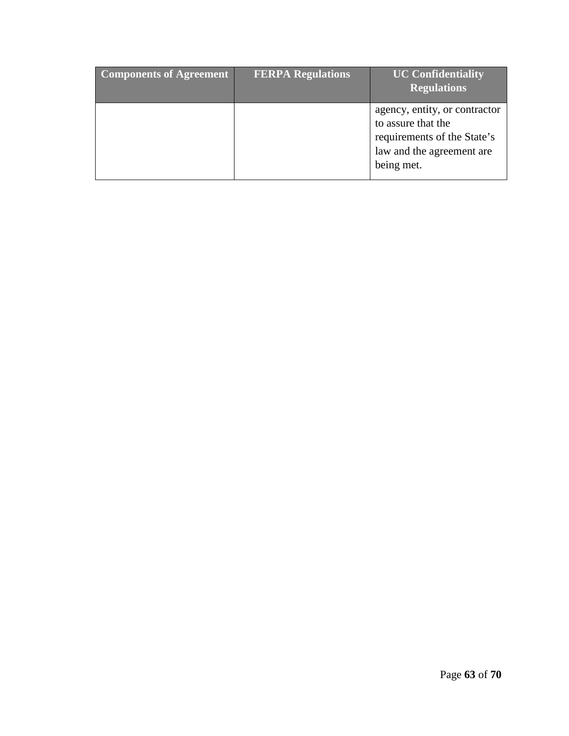| Components of Agreement | FERPA Regulations | UC Confidentiality Regulations |
| --- | --- | --- |
| | | agency, entity, or contractor to assure that the requirements of the State's law and the agreement are being met. |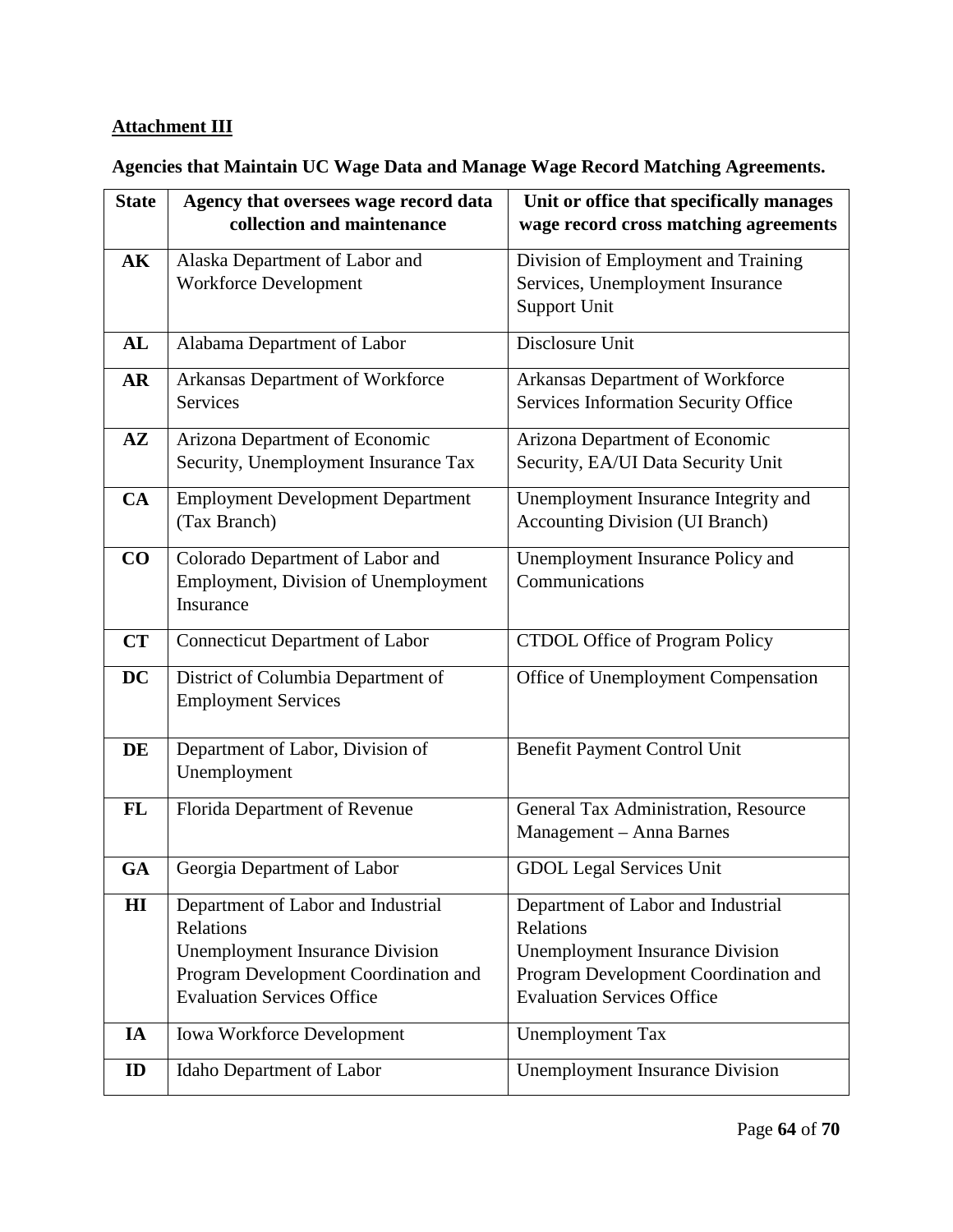**Attachment III**

**Agencies that Maintain UC Wage Data and Manage Wage Record Matching Agreements.**

| State | Agency that oversees wage record data collection and maintenance | Unit or office that specifically manages wage record cross matching agreements |
|---|---|---|
| **AK** | Alaska Department of Labor and Workforce Development | Division of Employment and Training Services, Unemployment Insurance Support Unit |
| **AL** | Alabama Department of Labor | Disclosure Unit |
| **AR** | Arkansas Department of Workforce Services | Arkansas Department of Workforce Services Information Security Office |
| **AZ** | Arizona Department of Economic Security, Unemployment Insurance Tax | Arizona Department of Economic Security, EA/UI Data Security Unit |
| **CA** | Employment Development Department (Tax Branch) | Unemployment Insurance Integrity and Accounting Division (UI Branch) |
| **CO** | Colorado Department of Labor and Employment, Division of Unemployment Insurance | Unemployment Insurance Policy and Communications |
| **CT** | Connecticut Department of Labor | CTDOL Office of Program Policy |
| **DC** | District of Columbia Department of Employment Services | Office of Unemployment Compensation |
| **DE** | Department of Labor, Division of Unemployment | Benefit Payment Control Unit |
| **FL** | Florida Department of Revenue | General Tax Administration, Resource Management – Anna Barnes |
| **GA** | Georgia Department of Labor | GDOL Legal Services Unit |
| **HI** | Department of Labor and Industrial Relations Unemployment Insurance Division Program Development Coordination and Evaluation Services Office | Department of Labor and Industrial Relations Unemployment Insurance Division Program Development Coordination and Evaluation Services Office |
| **IA** | Iowa Workforce Development | Unemployment Tax |
| **ID** | Idaho Department of Labor | Unemployment Insurance Division |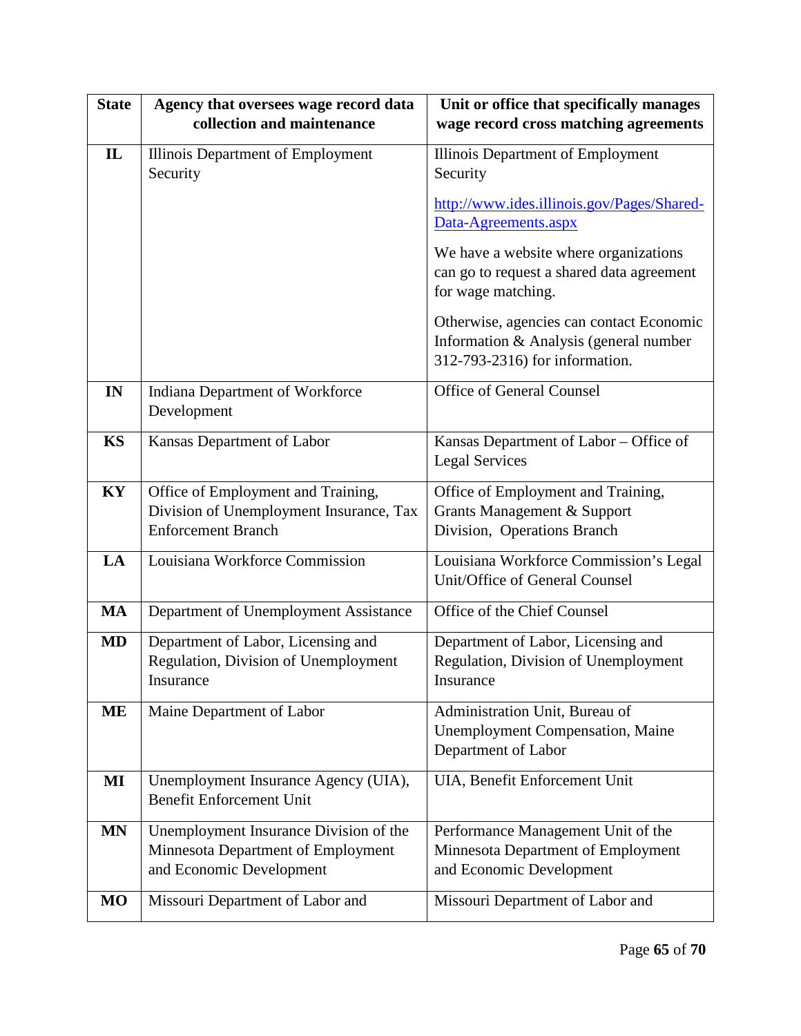| State | Agency that oversees wage record data collection and maintenance | Unit or office that specifically manages wage record cross matching agreements |
|---|---|---|
| **IL** | Illinois Department of Employment Security | Illinois Department of Employment Security<br><br>http://www.ides.illinois.gov/Pages/Shared-Data-Agreements.aspx<br><br>We have a website where organizations can go to request a shared data agreement for wage matching.<br><br>Otherwise, agencies can contact Economic Information & Analysis (general number 312-793-2316) for information. |
| **IN** | Indiana Department of Workforce Development | Office of General Counsel |
| **KS** | Kansas Department of Labor | Kansas Department of Labor – Office of Legal Services |
| **KY** | Office of Employment and Training, Division of Unemployment Insurance, Tax Enforcement Branch | Office of Employment and Training, Grants Management & Support Division, Operations Branch |
| **LA** | Louisiana Workforce Commission | Louisiana Workforce Commission's Legal Unit/Office of General Counsel |
| **MA** | Department of Unemployment Assistance | Office of the Chief Counsel |
| **MD** | Department of Labor, Licensing and Regulation, Division of Unemployment Insurance | Department of Labor, Licensing and Regulation, Division of Unemployment Insurance |
| **ME** | Maine Department of Labor | Administration Unit, Bureau of Unemployment Compensation, Maine Department of Labor |
| **MI** | Unemployment Insurance Agency (UIA), Benefit Enforcement Unit | UIA, Benefit Enforcement Unit |
| **MN** | Unemployment Insurance Division of the Minnesota Department of Employment and Economic Development | Performance Management Unit of the Minnesota Department of Employment and Economic Development |
| **MO** | Missouri Department of Labor and | Missouri Department of Labor and |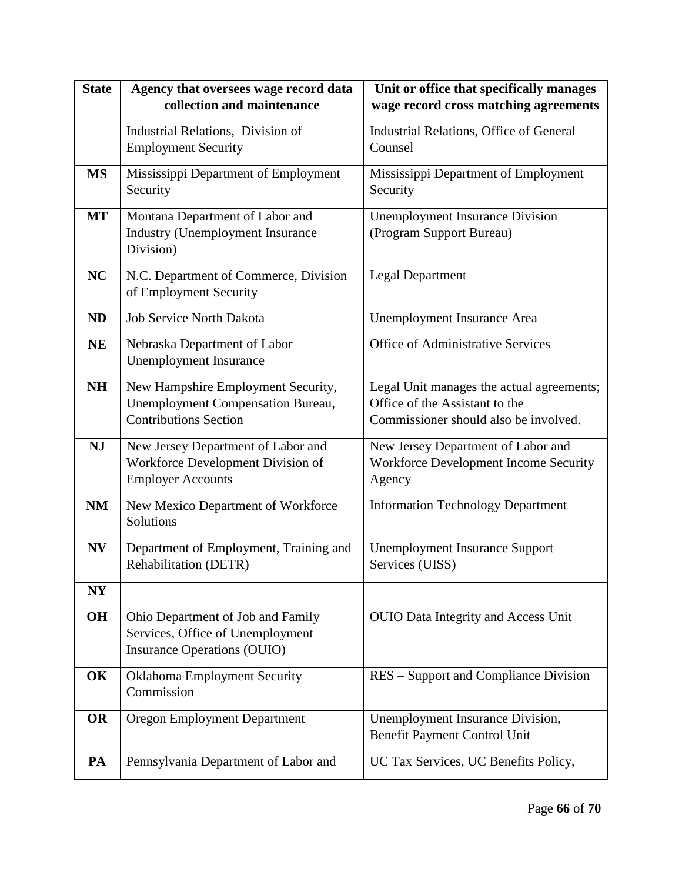| State | Agency that oversees wage record data collection and maintenance | Unit or office that specifically manages wage record cross matching agreements |
|---|---|---|
| | Industrial Relations, Division of Employment Security | Industrial Relations, Office of General Counsel |
| **MS** | Mississippi Department of Employment Security | Mississippi Department of Employment Security |
| **MT** | Montana Department of Labor and Industry (Unemployment Insurance Division) | Unemployment Insurance Division (Program Support Bureau) |
| **NC** | N.C. Department of Commerce, Division of Employment Security | Legal Department |
| **ND** | Job Service North Dakota | Unemployment Insurance Area |
| **NE** | Nebraska Department of Labor Unemployment Insurance | Office of Administrative Services |
| **NH** | New Hampshire Employment Security, Unemployment Compensation Bureau, Contributions Section | Legal Unit manages the actual agreements; Office of the Assistant to the Commissioner should also be involved. |
| **NJ** | New Jersey Department of Labor and Workforce Development Division of Employer Accounts | New Jersey Department of Labor and Workforce Development Income Security Agency |
| **NM** | New Mexico Department of Workforce Solutions | Information Technology Department |
| **NV** | Department of Employment, Training and Rehabilitation (DETR) | Unemployment Insurance Support Services (UISS) |
| **NY** | | |
| **OH** | Ohio Department of Job and Family Services, Office of Unemployment Insurance Operations (OUIO) | OUIO Data Integrity and Access Unit |
| **OK** | Oklahoma Employment Security Commission | RES – Support and Compliance Division |
| **OR** | Oregon Employment Department | Unemployment Insurance Division, Benefit Payment Control Unit |
| **PA** | Pennsylvania Department of Labor and | UC Tax Services, UC Benefits Policy, |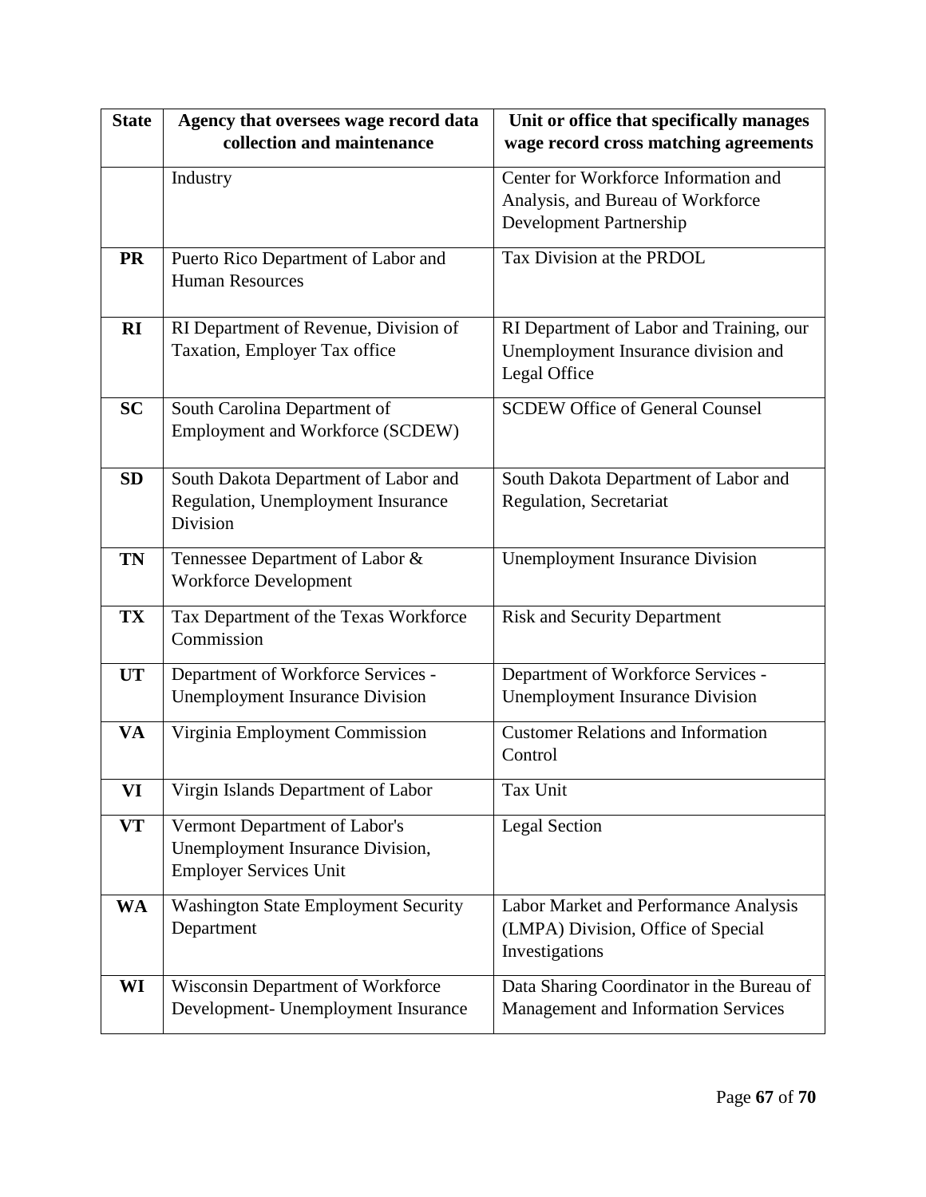| State | Agency that oversees wage record data collection and maintenance | Unit or office that specifically manages wage record cross matching agreements |
|---|---|---|
| | Industry | Center for Workforce Information and Analysis, and Bureau of Workforce Development Partnership |
| **PR** | Puerto Rico Department of Labor and Human Resources | Tax Division at the PRDOL |
| **RI** | RI Department of Revenue, Division of Taxation, Employer Tax office | RI Department of Labor and Training, our Unemployment Insurance division and Legal Office |
| **SC** | South Carolina Department of Employment and Workforce (SCDEW) | SCDEW Office of General Counsel |
| **SD** | South Dakota Department of Labor and Regulation, Unemployment Insurance Division | South Dakota Department of Labor and Regulation, Secretariat |
| **TN** | Tennessee Department of Labor & Workforce Development | Unemployment Insurance Division |
| **TX** | Tax Department of the Texas Workforce Commission | Risk and Security Department |
| **UT** | Department of Workforce Services - Unemployment Insurance Division | Department of Workforce Services - Unemployment Insurance Division |
| **VA** | Virginia Employment Commission | Customer Relations and Information Control |
| **VI** | Virgin Islands Department of Labor | Tax Unit |
| **VT** | Vermont Department of Labor's Unemployment Insurance Division, Employer Services Unit | Legal Section |
| **WA** | Washington State Employment Security Department | Labor Market and Performance Analysis (LMPA) Division, Office of Special Investigations |
| **WI** | Wisconsin Department of Workforce Development- Unemployment Insurance | Data Sharing Coordinator in the Bureau of Management and Information Services |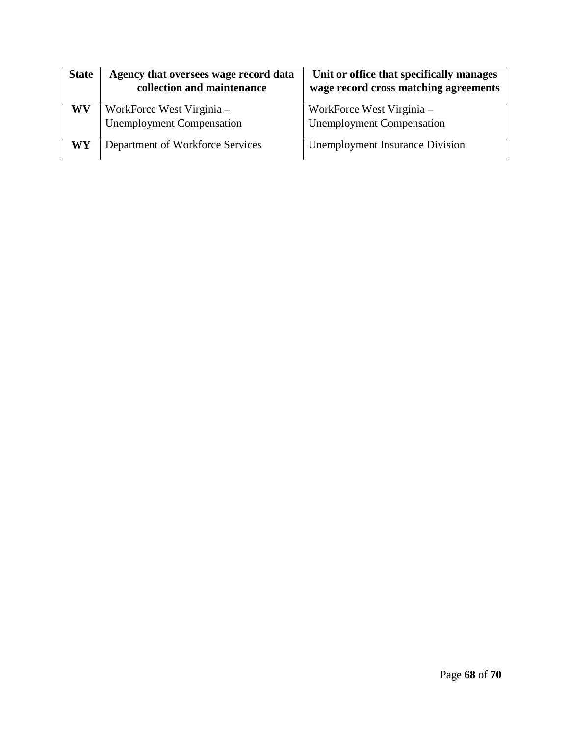| State | Agency that oversees wage record data collection and maintenance | Unit or office that specifically manages wage record cross matching agreements |
|---|---|---|
| **WV** | WorkForce West Virginia – Unemployment Compensation | WorkForce West Virginia – Unemployment Compensation |
| **WY** | Department of Workforce Services | Unemployment Insurance Division |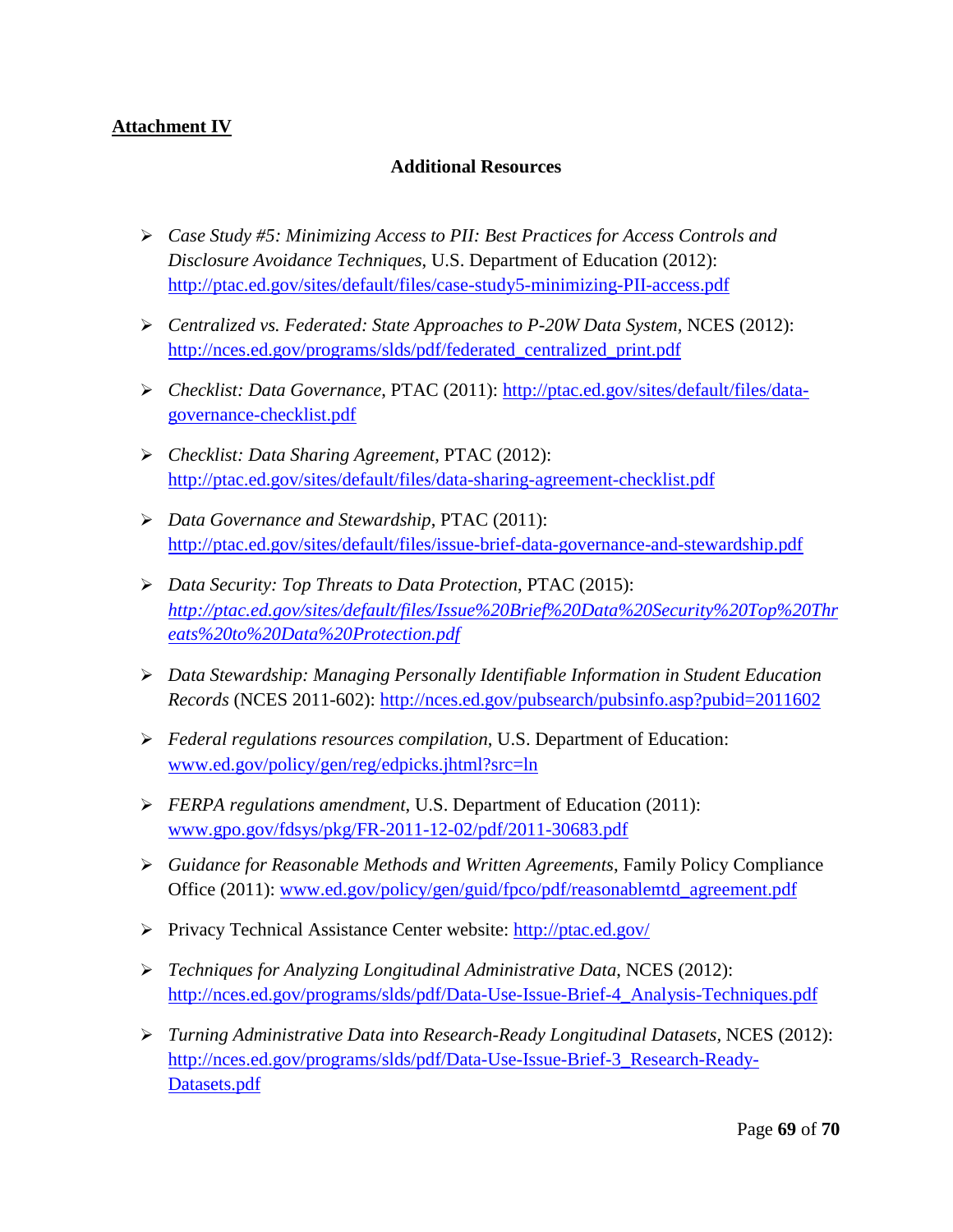**Attachment IV**

## Additional Resources

- *Case Study #5: Minimizing Access to PII: Best Practices for Access Controls and Disclosure Avoidance Techniques*, U.S. Department of Education (2012): http://ptac.ed.gov/sites/default/files/case-study5-minimizing-PII-access.pdf

- *Centralized vs. Federated: State Approaches to P-20W Data System*, NCES (2012): http://nces.ed.gov/programs/slds/pdf/federated_centralized_print.pdf

- *Checklist: Data Governance*, PTAC (2011): http://ptac.ed.gov/sites/default/files/data-governance-checklist.pdf

- *Checklist: Data Sharing Agreement*, PTAC (2012): http://ptac.ed.gov/sites/default/files/data-sharing-agreement-checklist.pdf

- *Data Governance and Stewardship*, PTAC (2011): http://ptac.ed.gov/sites/default/files/issue-brief-data-governance-and-stewardship.pdf

- *Data Security: Top Threats to Data Protection*, PTAC (2015): *http://ptac.ed.gov/sites/default/files/Issue%20Brief%20Data%20Security%20Top%20Threats%20to%20Data%20Protection.pdf*

- *Data Stewardship: Managing Personally Identifiable Information in Student Education Records* (NCES 2011-602): http://nces.ed.gov/pubsearch/pubsinfo.asp?pubid=2011602

- *Federal regulations resources compilation*, U.S. Department of Education: www.ed.gov/policy/gen/reg/edpicks.jhtml?src=ln

- *FERPA regulations amendment*, U.S. Department of Education (2011): www.gpo.gov/fdsys/pkg/FR-2011-12-02/pdf/2011-30683.pdf

- *Guidance for Reasonable Methods and Written Agreements*, Family Policy Compliance Office (2011): www.ed.gov/policy/gen/guid/fpco/pdf/reasonablemtd_agreement.pdf

- Privacy Technical Assistance Center website: http://ptac.ed.gov/

- *Techniques for Analyzing Longitudinal Administrative Data*, NCES (2012): http://nces.ed.gov/programs/slds/pdf/Data-Use-Issue-Brief-4_Analysis-Techniques.pdf

- *Turning Administrative Data into Research-Ready Longitudinal Datasets*, NCES (2012): http://nces.ed.gov/programs/slds/pdf/Data-Use-Issue-Brief-3_Research-Ready-Datasets.pdf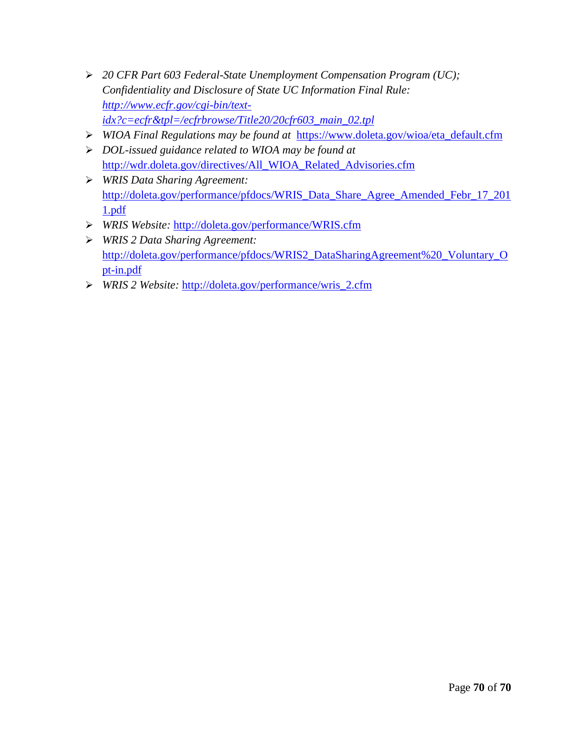- *20 CFR Part 603 Federal-State Unemployment Compensation Program (UC); Confidentiality and Disclosure of State UC Information Final Rule:* *http://www.ecfr.gov/cgi-bin/text-idx?c=ecfr&tpl=/ecfrbrowse/Title20/20cfr603_main_02.tpl*
- *WIOA Final Regulations may be found at* https://www.doleta.gov/wioa/eta_default.cfm
- *DOL-issued guidance related to WIOA may be found at* http://wdr.doleta.gov/directives/All_WIOA_Related_Advisories.cfm
- *WRIS Data Sharing Agreement:* http://doleta.gov/performance/pfdocs/WRIS_Data_Share_Agree_Amended_Febr_17_2011.pdf
- *WRIS Website:* http://doleta.gov/performance/WRIS.cfm
- *WRIS 2 Data Sharing Agreement:* http://doleta.gov/performance/pfdocs/WRIS2_DataSharingAgreement%20_Voluntary_Opt-in.pdf
- *WRIS 2 Website:* http://doleta.gov/performance/wris_2.cfm